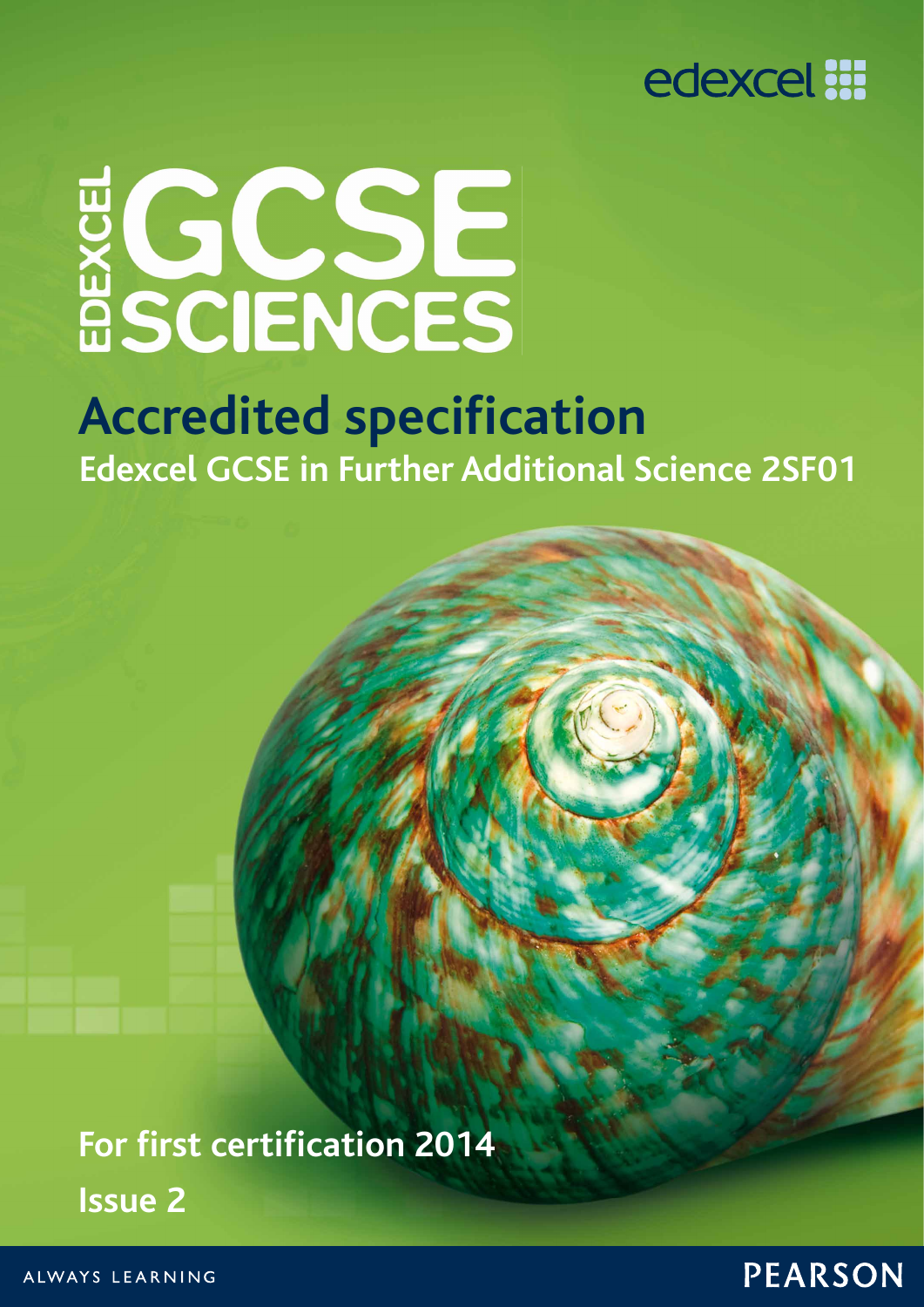edexcel

# EDEXCEL GCSE SCIENCES

## Accredited specification

### Edexcel GCSE in Further Additional Science 2SF01

**For first certification 2014**

**Issue 2**

ALWAYS LEARNING

PEARSON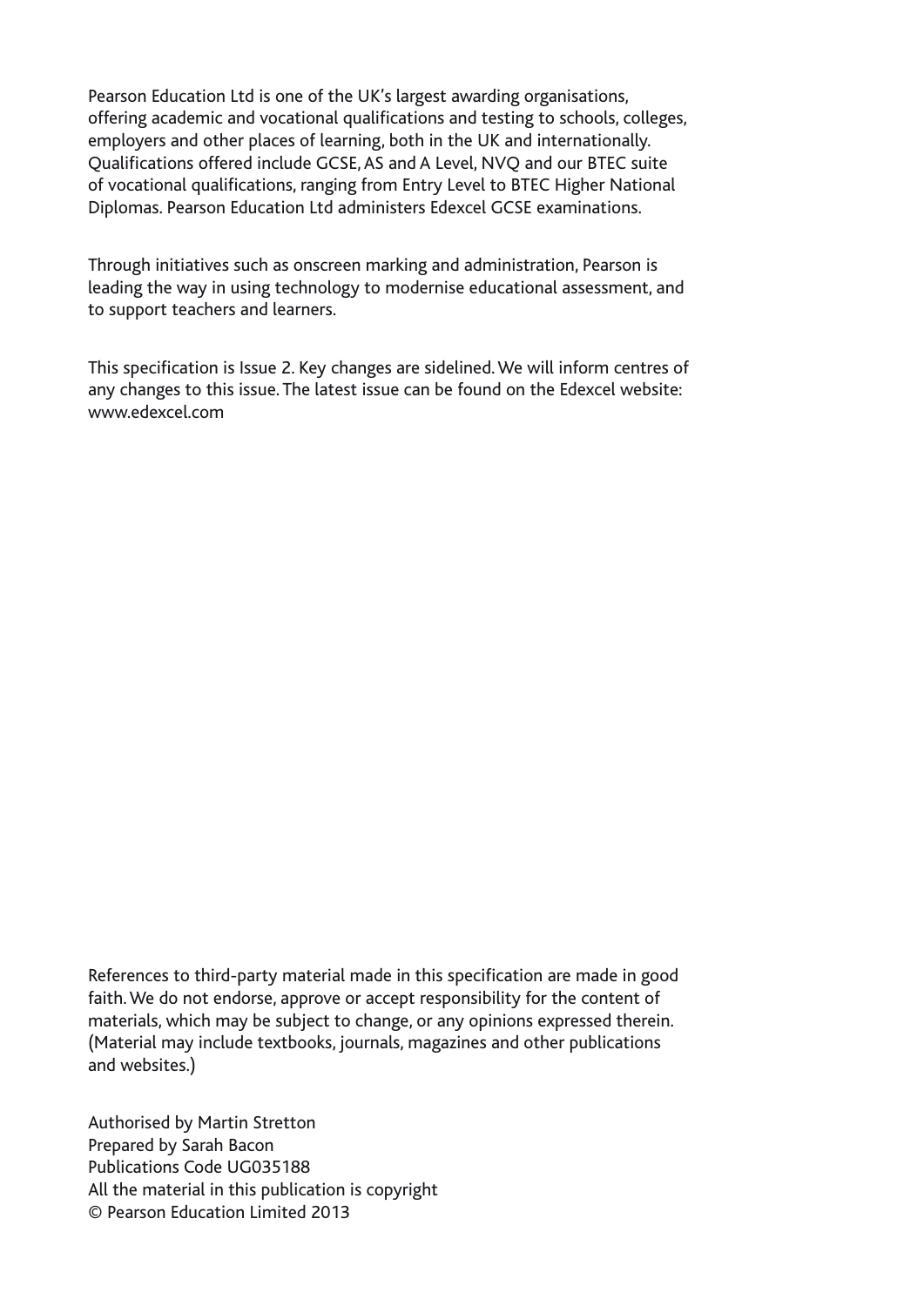Pearson Education Ltd is one of the UK's largest awarding organisations, offering academic and vocational qualifications and testing to schools, colleges, employers and other places of learning, both in the UK and internationally. Qualifications offered include GCSE, AS and A Level, NVQ and our BTEC suite of vocational qualifications, ranging from Entry Level to BTEC Higher National Diplomas. Pearson Education Ltd administers Edexcel GCSE examinations.

Through initiatives such as onscreen marking and administration, Pearson is leading the way in using technology to modernise educational assessment, and to support teachers and learners.

This specification is Issue 2. Key changes are sidelined. We will inform centres of any changes to this issue. The latest issue can be found on the Edexcel website: www.edexcel.com

References to third-party material made in this specification are made in good faith. We do not endorse, approve or accept responsibility for the content of materials, which may be subject to change, or any opinions expressed therein. (Material may include textbooks, journals, magazines and other publications and websites.)

Authorised by Martin Stretton
Prepared by Sarah Bacon
Publications Code UG035188
All the material in this publication is copyright
© Pearson Education Limited 2013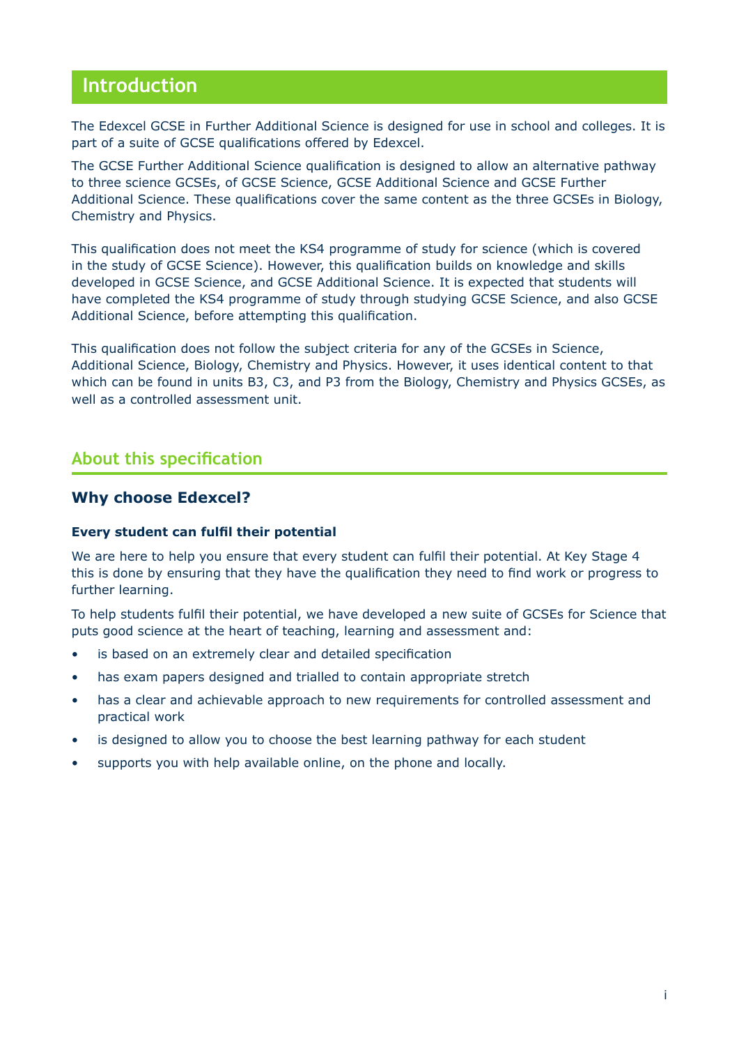# Introduction

The Edexcel GCSE in Further Additional Science is designed for use in school and colleges. It is part of a suite of GCSE qualifications offered by Edexcel.

The GCSE Further Additional Science qualification is designed to allow an alternative pathway to three science GCSEs, of GCSE Science, GCSE Additional Science and GCSE Further Additional Science. These qualifications cover the same content as the three GCSEs in Biology, Chemistry and Physics.

This qualification does not meet the KS4 programme of study for science (which is covered in the study of GCSE Science). However, this qualification builds on knowledge and skills developed in GCSE Science, and GCSE Additional Science. It is expected that students will have completed the KS4 programme of study through studying GCSE Science, and also GCSE Additional Science, before attempting this qualification.

This qualification does not follow the subject criteria for any of the GCSEs in Science, Additional Science, Biology, Chemistry and Physics. However, it uses identical content to that which can be found in units B3, C3, and P3 from the Biology, Chemistry and Physics GCSEs, as well as a controlled assessment unit.

## About this specification

### Why choose Edexcel?

**Every student can fulfil their potential**

We are here to help you ensure that every student can fulfil their potential. At Key Stage 4 this is done by ensuring that they have the qualification they need to find work or progress to further learning.

To help students fulfil their potential, we have developed a new suite of GCSEs for Science that puts good science at the heart of teaching, learning and assessment and:

- is based on an extremely clear and detailed specification
- has exam papers designed and trialled to contain appropriate stretch
- has a clear and achievable approach to new requirements for controlled assessment and practical work
- is designed to allow you to choose the best learning pathway for each student
- supports you with help available online, on the phone and locally.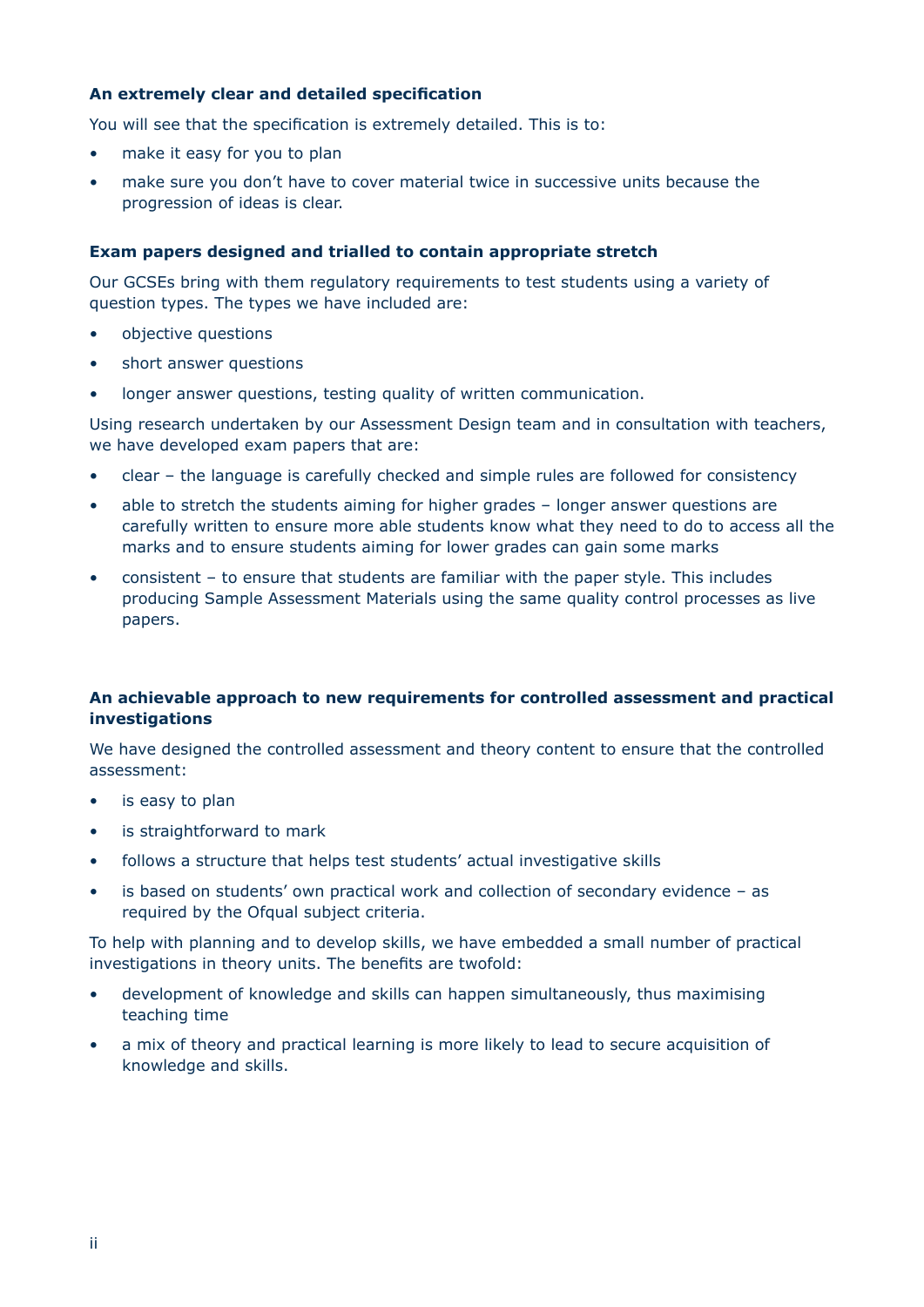### An extremely clear and detailed specification

You will see that the specification is extremely detailed. This is to:

- make it easy for you to plan
- make sure you don't have to cover material twice in successive units because the progression of ideas is clear.

### Exam papers designed and trialled to contain appropriate stretch

Our GCSEs bring with them regulatory requirements to test students using a variety of question types. The types we have included are:

- objective questions
- short answer questions
- longer answer questions, testing quality of written communication.

Using research undertaken by our Assessment Design team and in consultation with teachers, we have developed exam papers that are:

- clear – the language is carefully checked and simple rules are followed for consistency
- able to stretch the students aiming for higher grades – longer answer questions are carefully written to ensure more able students know what they need to do to access all the marks and to ensure students aiming for lower grades can gain some marks
- consistent – to ensure that students are familiar with the paper style. This includes producing Sample Assessment Materials using the same quality control processes as live papers.

### An achievable approach to new requirements for controlled assessment and practical investigations

We have designed the controlled assessment and theory content to ensure that the controlled assessment:

- is easy to plan
- is straightforward to mark
- follows a structure that helps test students' actual investigative skills
- is based on students' own practical work and collection of secondary evidence – as required by the Ofqual subject criteria.

To help with planning and to develop skills, we have embedded a small number of practical investigations in theory units. The benefits are twofold:

- development of knowledge and skills can happen simultaneously, thus maximising teaching time
- a mix of theory and practical learning is more likely to lead to secure acquisition of knowledge and skills.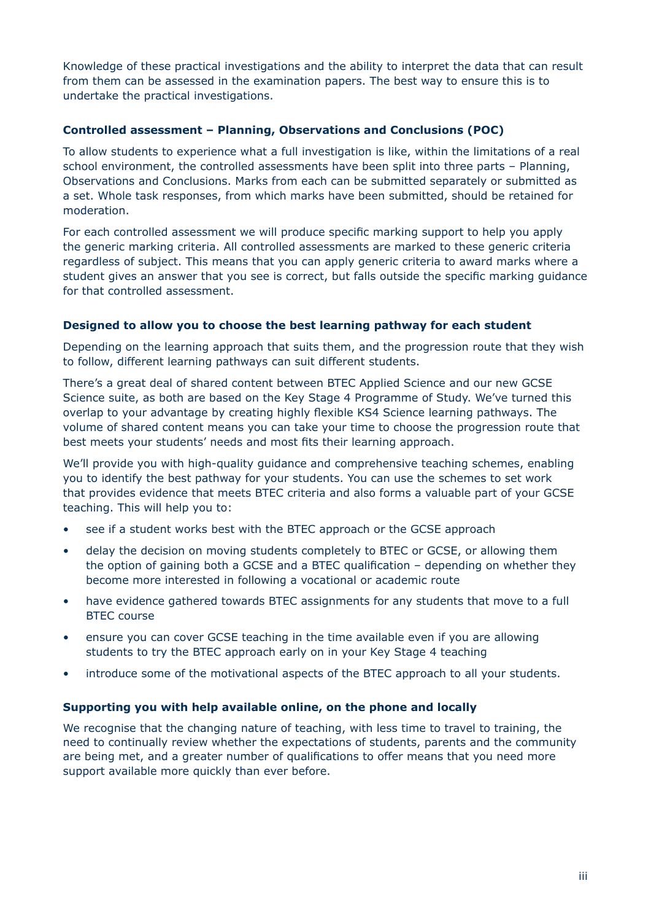Knowledge of these practical investigations and the ability to interpret the data that can result from them can be assessed in the examination papers. The best way to ensure this is to undertake the practical investigations.

**Controlled assessment – Planning, Observations and Conclusions (POC)**

To allow students to experience what a full investigation is like, within the limitations of a real school environment, the controlled assessments have been split into three parts – Planning, Observations and Conclusions. Marks from each can be submitted separately or submitted as a set. Whole task responses, from which marks have been submitted, should be retained for moderation.

For each controlled assessment we will produce specific marking support to help you apply the generic marking criteria. All controlled assessments are marked to these generic criteria regardless of subject. This means that you can apply generic criteria to award marks where a student gives an answer that you see is correct, but falls outside the specific marking guidance for that controlled assessment.

**Designed to allow you to choose the best learning pathway for each student**

Depending on the learning approach that suits them, and the progression route that they wish to follow, different learning pathways can suit different students.

There's a great deal of shared content between BTEC Applied Science and our new GCSE Science suite, as both are based on the Key Stage 4 Programme of Study. We've turned this overlap to your advantage by creating highly flexible KS4 Science learning pathways. The volume of shared content means you can take your time to choose the progression route that best meets your students' needs and most fits their learning approach.

We'll provide you with high-quality guidance and comprehensive teaching schemes, enabling you to identify the best pathway for your students. You can use the schemes to set work that provides evidence that meets BTEC criteria and also forms a valuable part of your GCSE teaching. This will help you to:

- see if a student works best with the BTEC approach or the GCSE approach
- delay the decision on moving students completely to BTEC or GCSE, or allowing them the option of gaining both a GCSE and a BTEC qualification – depending on whether they become more interested in following a vocational or academic route
- have evidence gathered towards BTEC assignments for any students that move to a full BTEC course
- ensure you can cover GCSE teaching in the time available even if you are allowing students to try the BTEC approach early on in your Key Stage 4 teaching
- introduce some of the motivational aspects of the BTEC approach to all your students.

**Supporting you with help available online, on the phone and locally**

We recognise that the changing nature of teaching, with less time to travel to training, the need to continually review whether the expectations of students, parents and the community are being met, and a greater number of qualifications to offer means that you need more support available more quickly than ever before.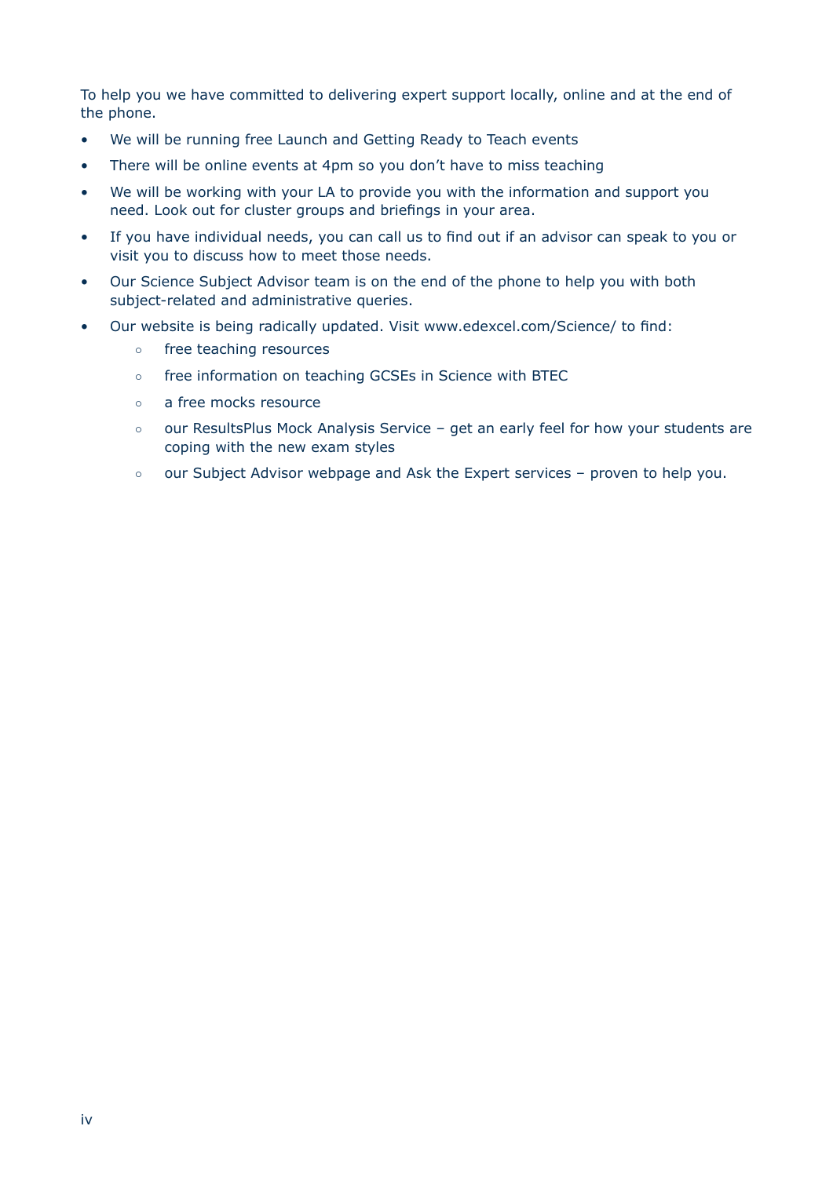To help you we have committed to delivering expert support locally, online and at the end of the phone.

- We will be running free Launch and Getting Ready to Teach events
- There will be online events at 4pm so you don't have to miss teaching
- We will be working with your LA to provide you with the information and support you need. Look out for cluster groups and briefings in your area.
- If you have individual needs, you can call us to find out if an advisor can speak to you or visit you to discuss how to meet those needs.
- Our Science Subject Advisor team is on the end of the phone to help you with both subject-related and administrative queries.
- Our website is being radically updated. Visit www.edexcel.com/Science/ to find:
  - free teaching resources
  - free information on teaching GCSEs in Science with BTEC
  - a free mocks resource
  - our ResultsPlus Mock Analysis Service – get an early feel for how your students are coping with the new exam styles
  - our Subject Advisor webpage and Ask the Expert services – proven to help you.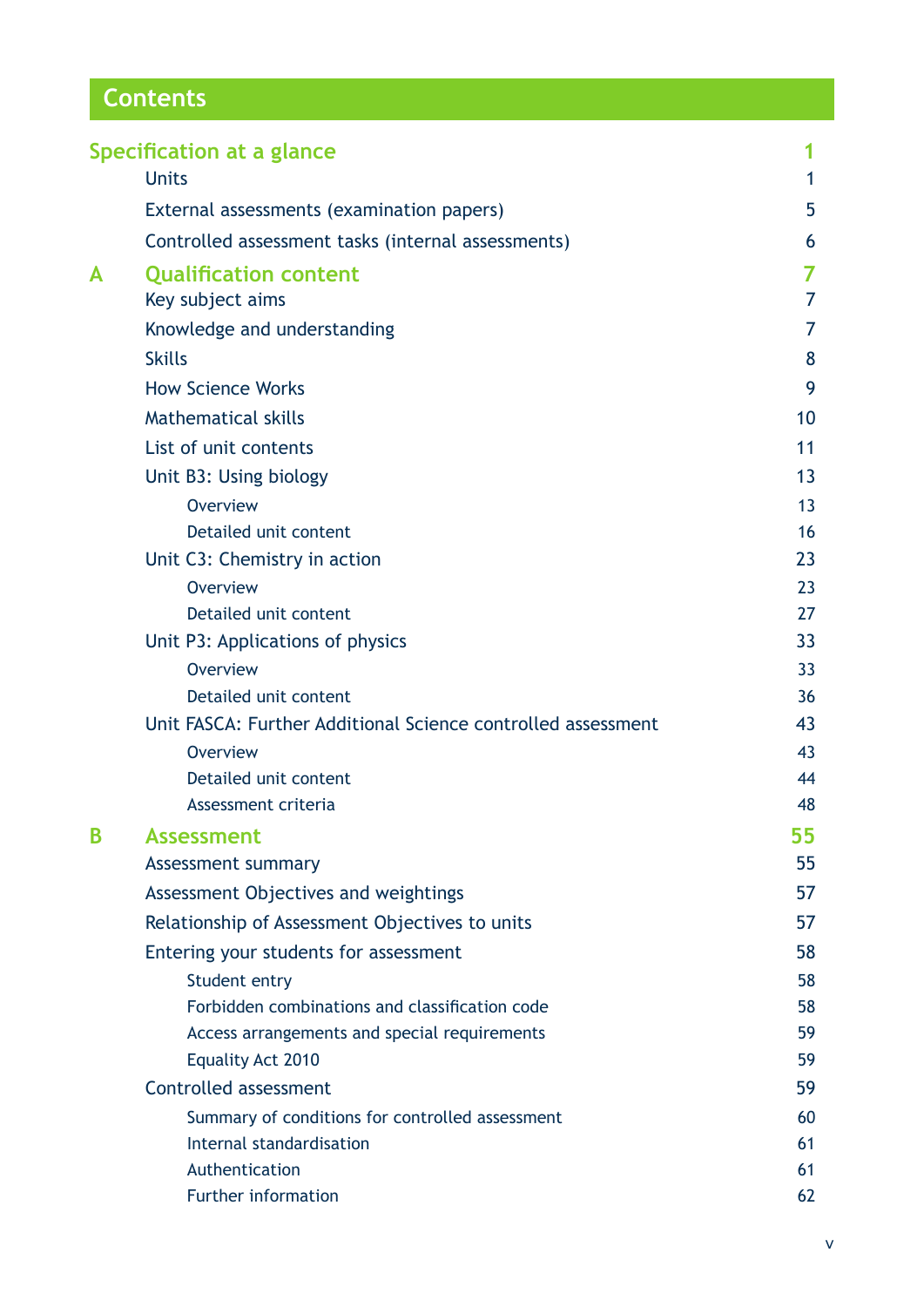# Contents

| | | |
|---|---|---|
| **Specification at a glance** | | **1** |
| | Units | 1 |
| | External assessments (examination papers) | 5 |
| | Controlled assessment tasks (internal assessments) | 6 |
| **A** | **Qualification content** | **7** |
| | Key subject aims | 7 |
| | Knowledge and understanding | 7 |
| | Skills | 8 |
| | How Science Works | 9 |
| | Mathematical skills | 10 |
| | List of unit contents | 11 |
| | Unit B3: Using biology | 13 |
| | Overview | 13 |
| | Detailed unit content | 16 |
| | Unit C3: Chemistry in action | 23 |
| | Overview | 23 |
| | Detailed unit content | 27 |
| | Unit P3: Applications of physics | 33 |
| | Overview | 33 |
| | Detailed unit content | 36 |
| | Unit FASCA: Further Additional Science controlled assessment | 43 |
| | Overview | 43 |
| | Detailed unit content | 44 |
| | Assessment criteria | 48 |
| **B** | **Assessment** | **55** |
| | Assessment summary | 55 |
| | Assessment Objectives and weightings | 57 |
| | Relationship of Assessment Objectives to units | 57 |
| | Entering your students for assessment | 58 |
| | Student entry | 58 |
| | Forbidden combinations and classification code | 58 |
| | Access arrangements and special requirements | 59 |
| | Equality Act 2010 | 59 |
| | Controlled assessment | 59 |
| | Summary of conditions for controlled assessment | 60 |
| | Internal standardisation | 61 |
| | Authentication | 61 |
| | Further information | 62 |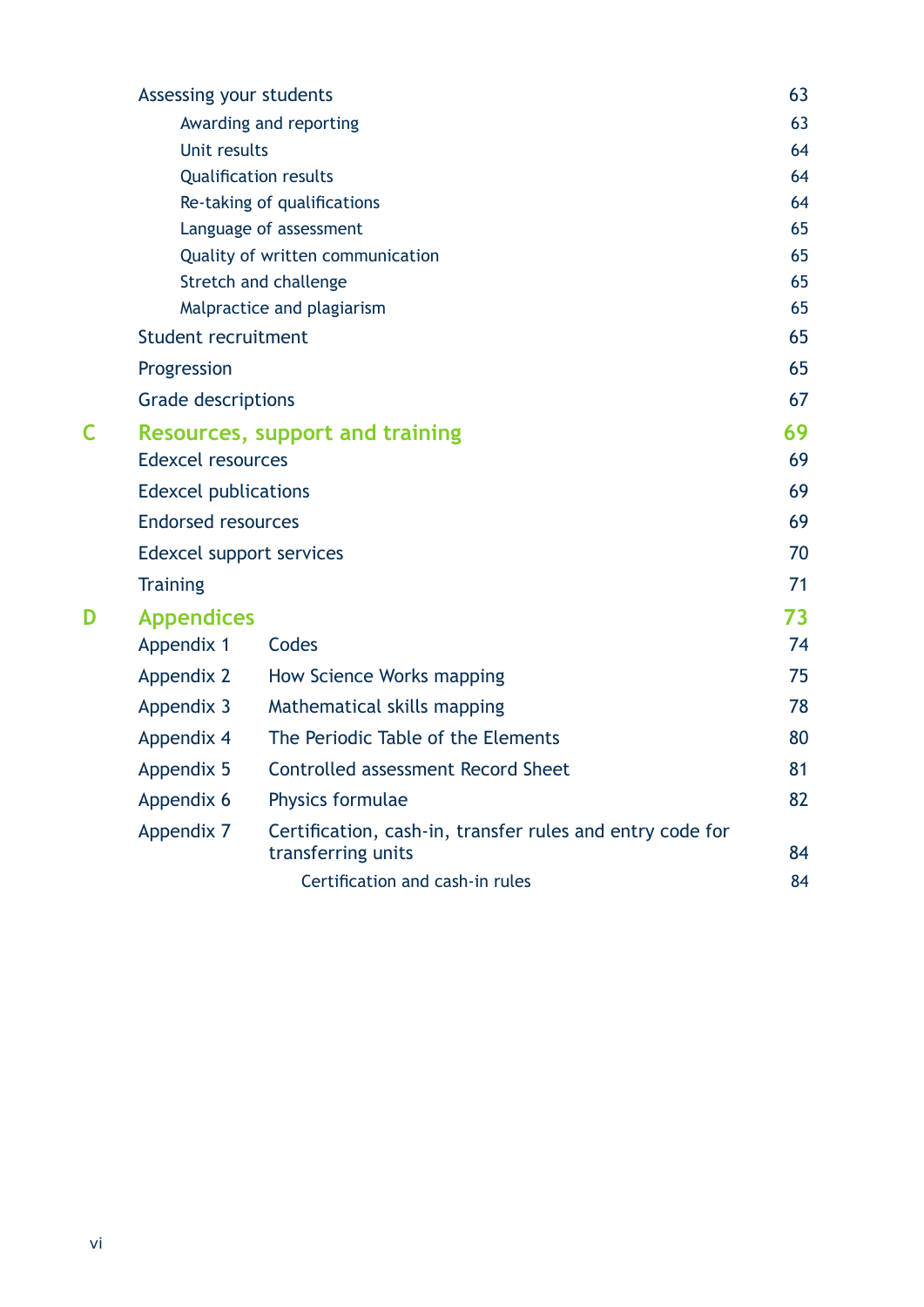Assessing your students 63

- Awarding and reporting 63
- Unit results 64
- Qualification results 64
- Re-taking of qualifications 64
- Language of assessment 65
- Quality of written communication 65
- Stretch and challenge 65
- Malpractice and plagiarism 65

Student recruitment 65

Progression 65

Grade descriptions 67

**C Resources, support and training 69**

Edexcel resources 69

Edexcel publications 69

Endorsed resources 69

Edexcel support services 70

Training 71

**D Appendices 73**

| | | |
|---|---|---|
| Appendix 1 | Codes | 74 |
| Appendix 2 | How Science Works mapping | 75 |
| Appendix 3 | Mathematical skills mapping | 78 |
| Appendix 4 | The Periodic Table of the Elements | 80 |
| Appendix 5 | Controlled assessment Record Sheet | 81 |
| Appendix 6 | Physics formulae | 82 |
| Appendix 7 | Certification, cash-in, transfer rules and entry code for transferring units | 84 |
| | Certification and cash-in rules | 84 |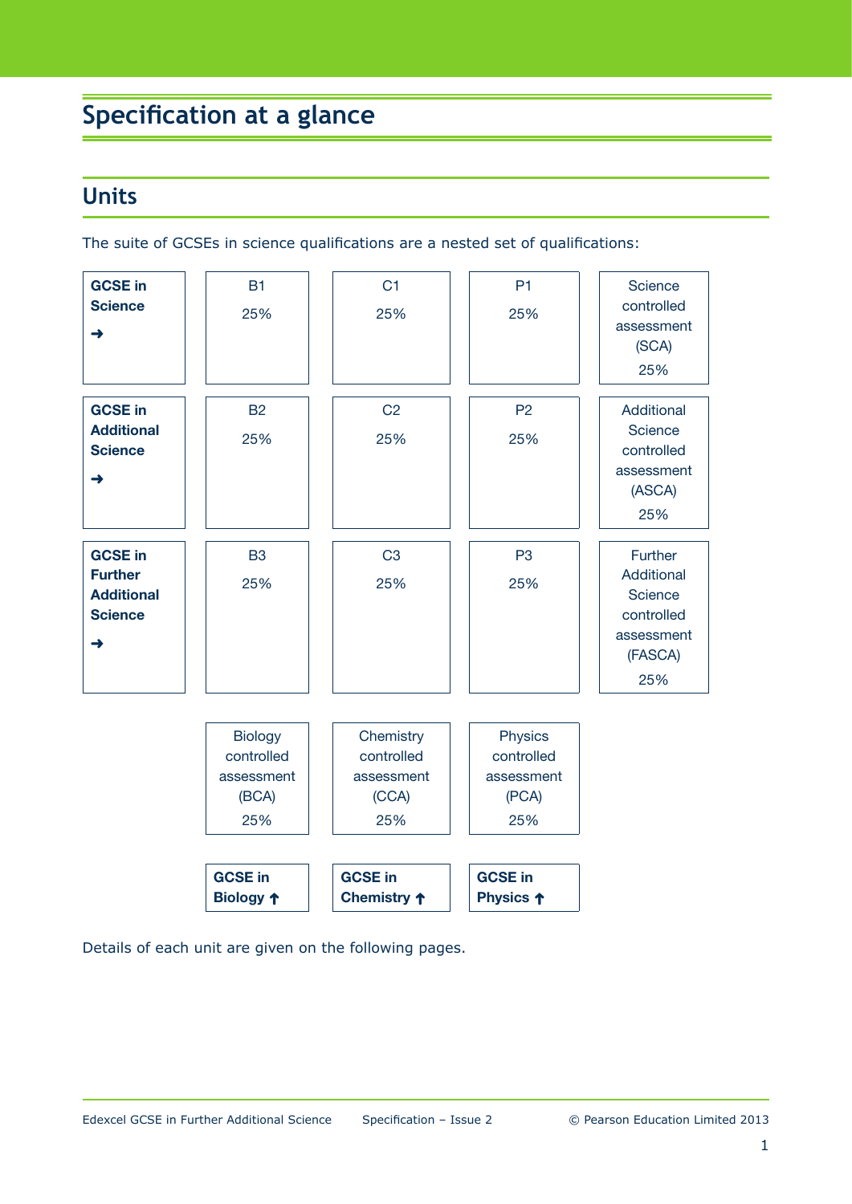# Specification at a glance

## Units

The suite of GCSEs in science qualifications are a nested set of qualifications:

| | | | | |
|---|---|---|---|---|
| **GCSE in Science** ➜ | B1 25% | C1 25% | P1 25% | Science controlled assessment (SCA) 25% |
| **GCSE in Additional Science** ➜ | B2 25% | C2 25% | P2 25% | Additional Science controlled assessment (ASCA) 25% |
| **GCSE in Further Additional Science** ➜ | B3 25% | C3 25% | P3 25% | Further Additional Science controlled assessment (FASCA) 25% |
| | Biology controlled assessment (BCA) 25% | Chemistry controlled assessment (CCA) 25% | Physics controlled assessment (PCA) 25% | |
| | **GCSE in Biology** ↑ | **GCSE in Chemistry** ↑ | **GCSE in Physics** ↑ | |

Details of each unit are given on the following pages.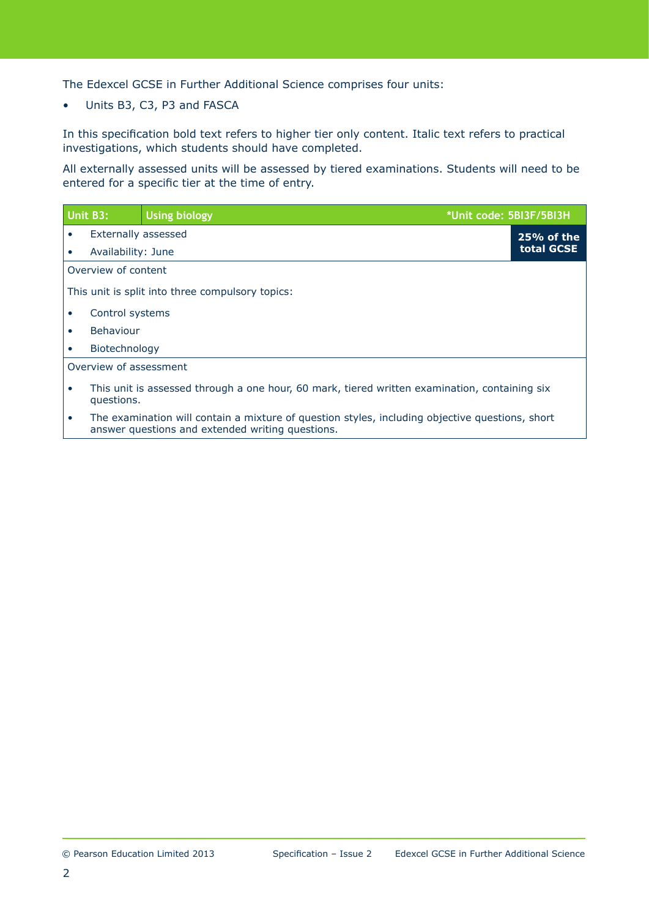The Edexcel GCSE in Further Additional Science comprises four units:

- Units B3, C3, P3 and FASCA

In this specification bold text refers to higher tier only content. Italic text refers to practical investigations, which students should have completed.

All externally assessed units will be assessed by tiered examinations. Students will need to be entered for a specific tier at the time of entry.

| Unit B3: | Using biology | *Unit code: 5BI3F/5BI3H |
|---|---|---|
| • Externally assessed<br>• Availability: June | | **25% of the total GCSE** |
| Overview of content<br><br>This unit is split into three compulsory topics:<br><br>• Control systems<br>• Behaviour<br>• Biotechnology | | |
| Overview of assessment<br><br>• This unit is assessed through a one hour, 60 mark, tiered written examination, containing six questions.<br>• The examination will contain a mixture of question styles, including objective questions, short answer questions and extended writing questions. | | |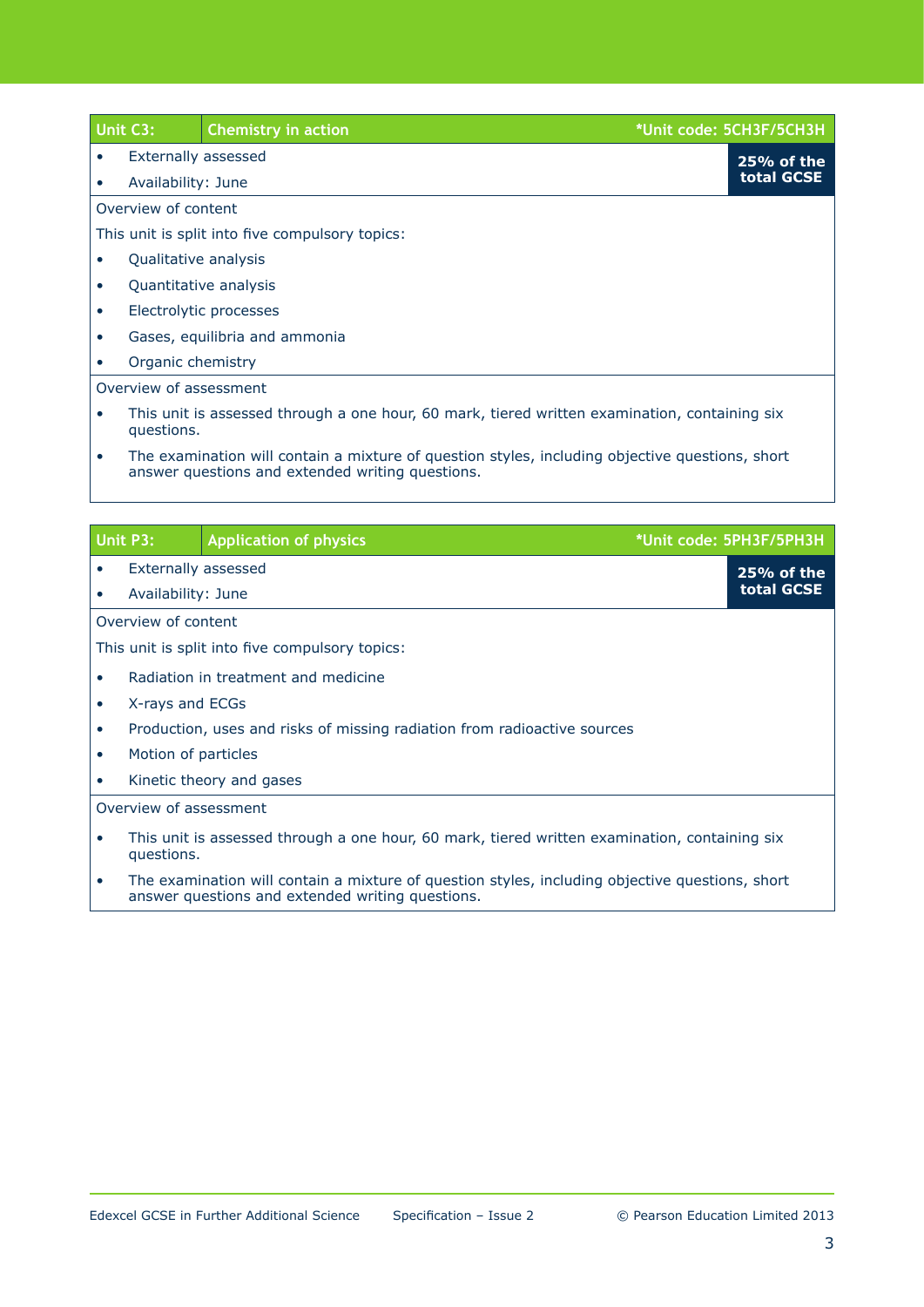| Unit C3: | Chemistry in action | *Unit code: 5CH3F/5CH3H |
|---|---|---|
| • Externally assessed<br>• Availability: June | | **25% of the total GCSE** |

Overview of content

This unit is split into five compulsory topics:

- Qualitative analysis
- Quantitative analysis
- Electrolytic processes
- Gases, equilibria and ammonia
- Organic chemistry

Overview of assessment

- This unit is assessed through a one hour, 60 mark, tiered written examination, containing six questions.
- The examination will contain a mixture of question styles, including objective questions, short answer questions and extended writing questions.

| Unit P3: | Application of physics | *Unit code: 5PH3F/5PH3H |
|---|---|---|
| • Externally assessed<br>• Availability: June | | **25% of the total GCSE** |

Overview of content

This unit is split into five compulsory topics:

- Radiation in treatment and medicine
- X-rays and ECGs
- Production, uses and risks of missing radiation from radioactive sources
- Motion of particles
- Kinetic theory and gases

Overview of assessment

- This unit is assessed through a one hour, 60 mark, tiered written examination, containing six questions.
- The examination will contain a mixture of question styles, including objective questions, short answer questions and extended writing questions.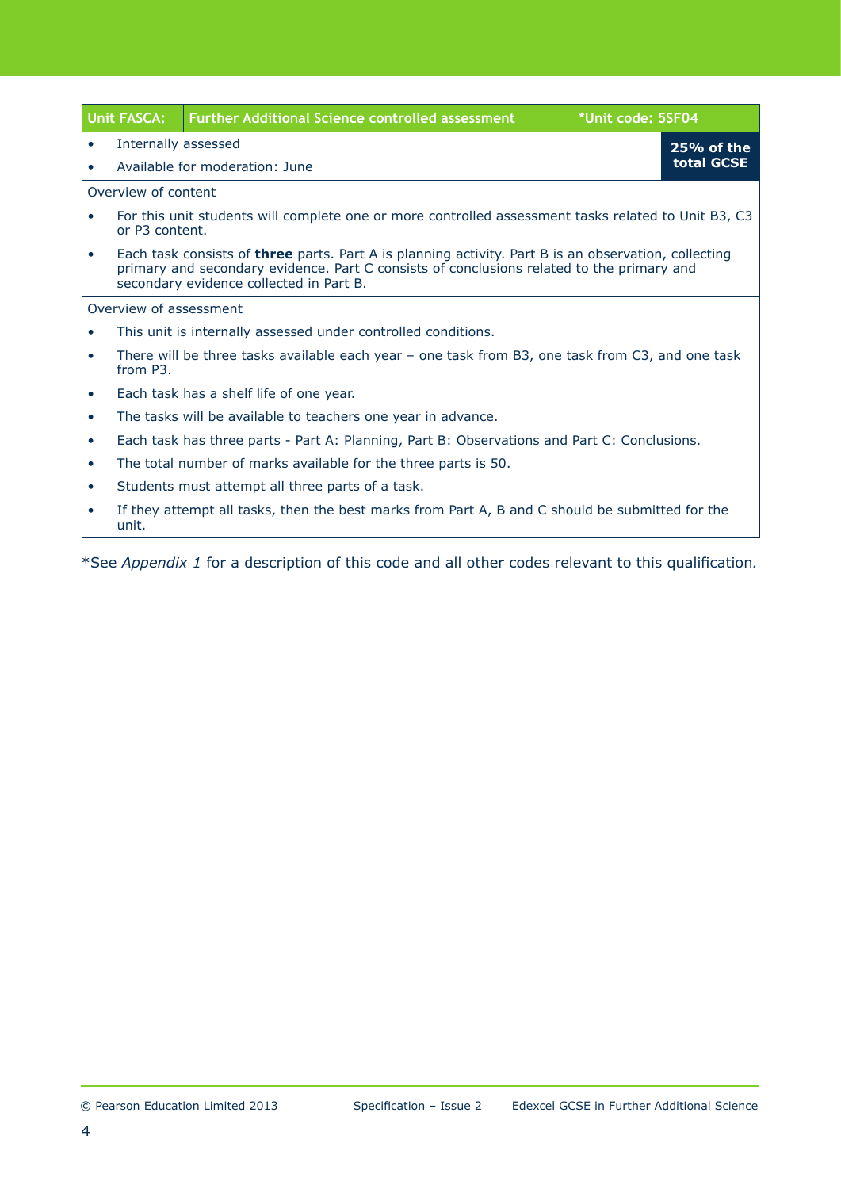| Unit FASCA: | Further Additional Science controlled assessment | *Unit code: 5SF04 |
|---|---|---|

- Internally assessed
- Available for moderation: June

**25% of the total GCSE**

Overview of content

- For this unit students will complete one or more controlled assessment tasks related to Unit B3, C3 or P3 content.
- Each task consists of **three** parts. Part A is planning activity. Part B is an observation, collecting primary and secondary evidence. Part C consists of conclusions related to the primary and secondary evidence collected in Part B.

Overview of assessment

- This unit is internally assessed under controlled conditions.
- There will be three tasks available each year – one task from B3, one task from C3, and one task from P3.
- Each task has a shelf life of one year.
- The tasks will be available to teachers one year in advance.
- Each task has three parts - Part A: Planning, Part B: Observations and Part C: Conclusions.
- The total number of marks available for the three parts is 50.
- Students must attempt all three parts of a task.
- If they attempt all tasks, then the best marks from Part A, B and C should be submitted for the unit.

*See *Appendix 1* for a description of this code and all other codes relevant to this qualification.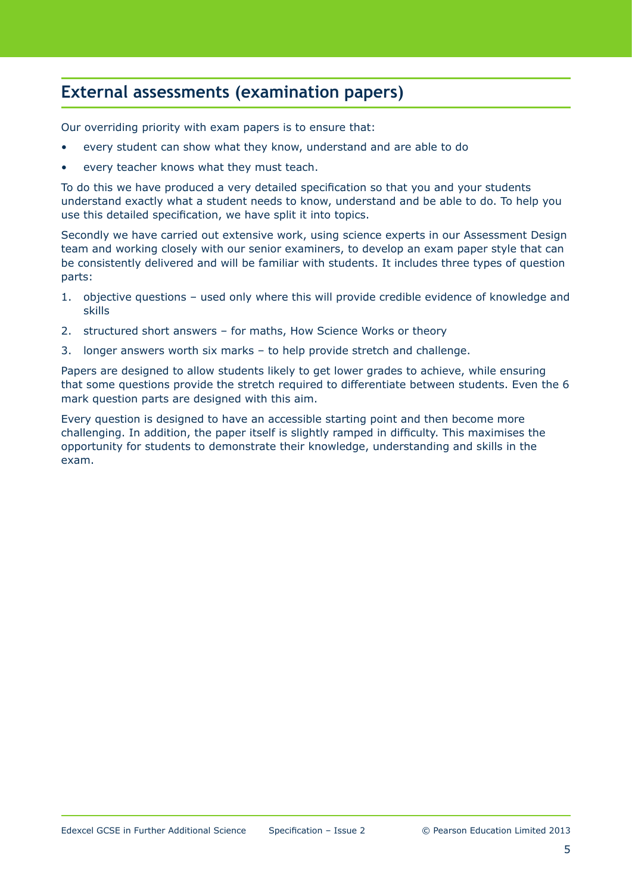## External assessments (examination papers)

Our overriding priority with exam papers is to ensure that:

- every student can show what they know, understand and are able to do
- every teacher knows what they must teach.

To do this we have produced a very detailed specification so that you and your students understand exactly what a student needs to know, understand and be able to do. To help you use this detailed specification, we have split it into topics.

Secondly we have carried out extensive work, using science experts in our Assessment Design team and working closely with our senior examiners, to develop an exam paper style that can be consistently delivered and will be familiar with students. It includes three types of question parts:

1. objective questions – used only where this will provide credible evidence of knowledge and skills
2. structured short answers – for maths, How Science Works or theory
3. longer answers worth six marks – to help provide stretch and challenge.

Papers are designed to allow students likely to get lower grades to achieve, while ensuring that some questions provide the stretch required to differentiate between students. Even the 6 mark question parts are designed with this aim.

Every question is designed to have an accessible starting point and then become more challenging. In addition, the paper itself is slightly ramped in difficulty. This maximises the opportunity for students to demonstrate their knowledge, understanding and skills in the exam.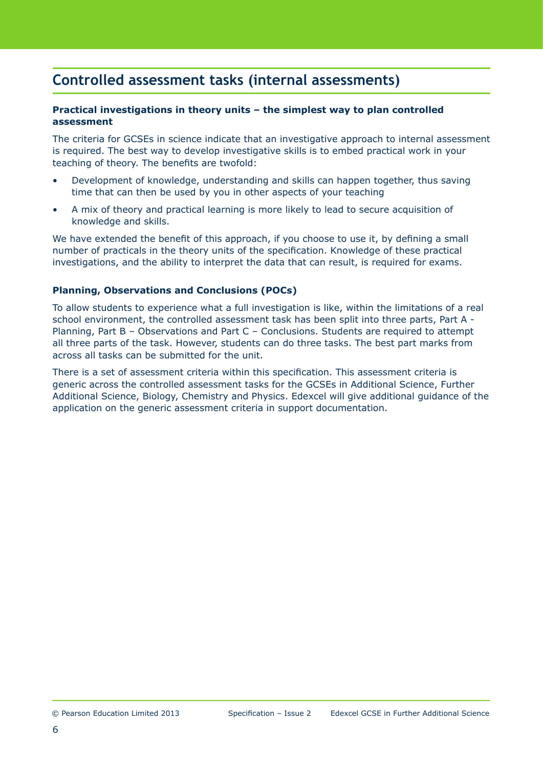## Controlled assessment tasks (internal assessments)

**Practical investigations in theory units – the simplest way to plan controlled assessment**

The criteria for GCSEs in science indicate that an investigative approach to internal assessment is required. The best way to develop investigative skills is to embed practical work in your teaching of theory. The benefits are twofold:

- Development of knowledge, understanding and skills can happen together, thus saving time that can then be used by you in other aspects of your teaching
- A mix of theory and practical learning is more likely to lead to secure acquisition of knowledge and skills.

We have extended the benefit of this approach, if you choose to use it, by defining a small number of practicals in the theory units of the specification. Knowledge of these practical investigations, and the ability to interpret the data that can result, is required for exams.

**Planning, Observations and Conclusions (POCs)**

To allow students to experience what a full investigation is like, within the limitations of a real school environment, the controlled assessment task has been split into three parts, Part A - Planning, Part B – Observations and Part C – Conclusions. Students are required to attempt all three parts of the task. However, students can do three tasks. The best part marks from across all tasks can be submitted for the unit.

There is a set of assessment criteria within this specification. This assessment criteria is generic across the controlled assessment tasks for the GCSEs in Additional Science, Further Additional Science, Biology, Chemistry and Physics. Edexcel will give additional guidance of the application on the generic assessment criteria in support documentation.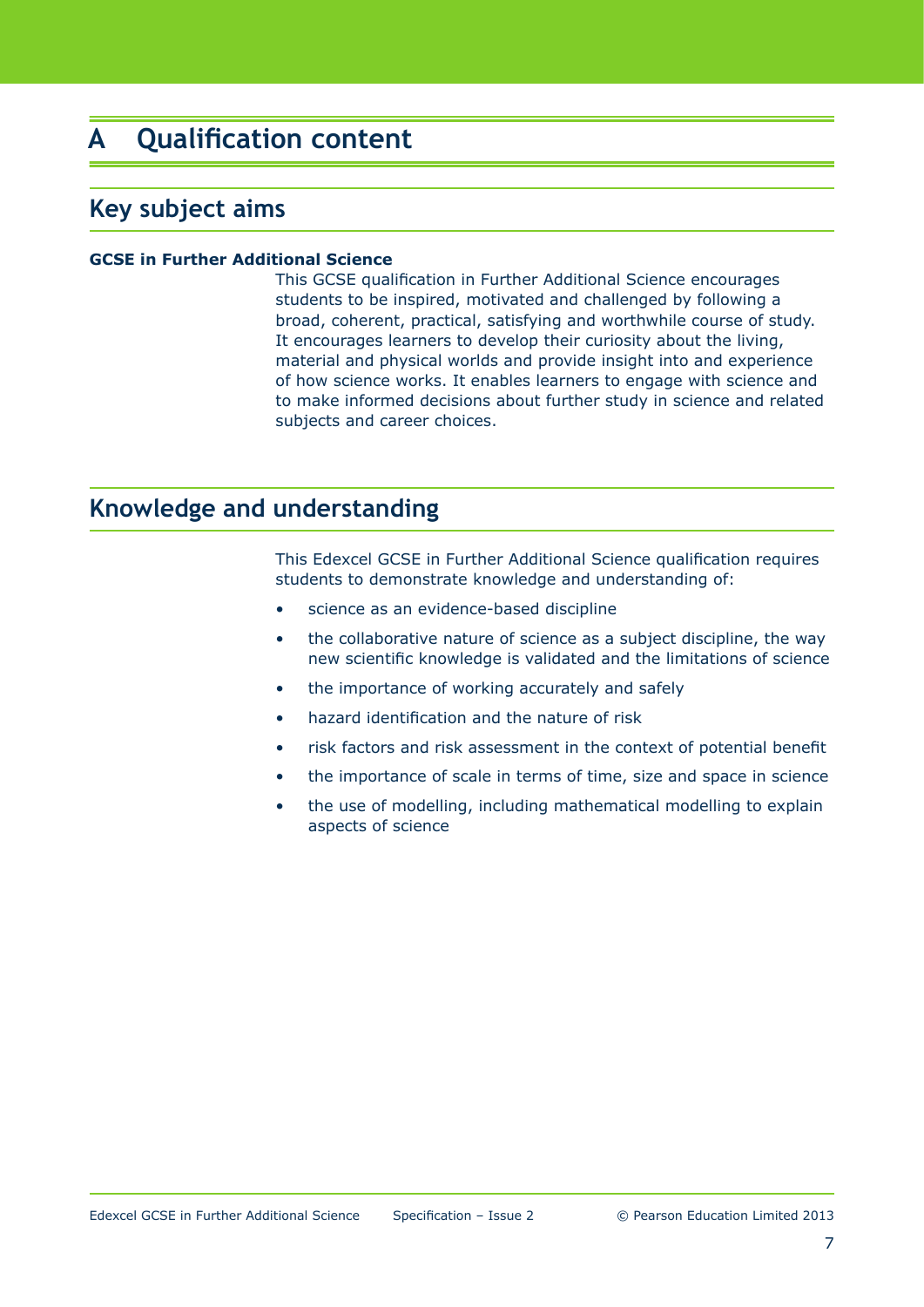# A Qualification content

## Key subject aims

**GCSE in Further Additional Science**

This GCSE qualification in Further Additional Science encourages students to be inspired, motivated and challenged by following a broad, coherent, practical, satisfying and worthwhile course of study. It encourages learners to develop their curiosity about the living, material and physical worlds and provide insight into and experience of how science works. It enables learners to engage with science and to make informed decisions about further study in science and related subjects and career choices.

## Knowledge and understanding

This Edexcel GCSE in Further Additional Science qualification requires students to demonstrate knowledge and understanding of:

- science as an evidence-based discipline
- the collaborative nature of science as a subject discipline, the way new scientific knowledge is validated and the limitations of science
- the importance of working accurately and safely
- hazard identification and the nature of risk
- risk factors and risk assessment in the context of potential benefit
- the importance of scale in terms of time, size and space in science
- the use of modelling, including mathematical modelling to explain aspects of science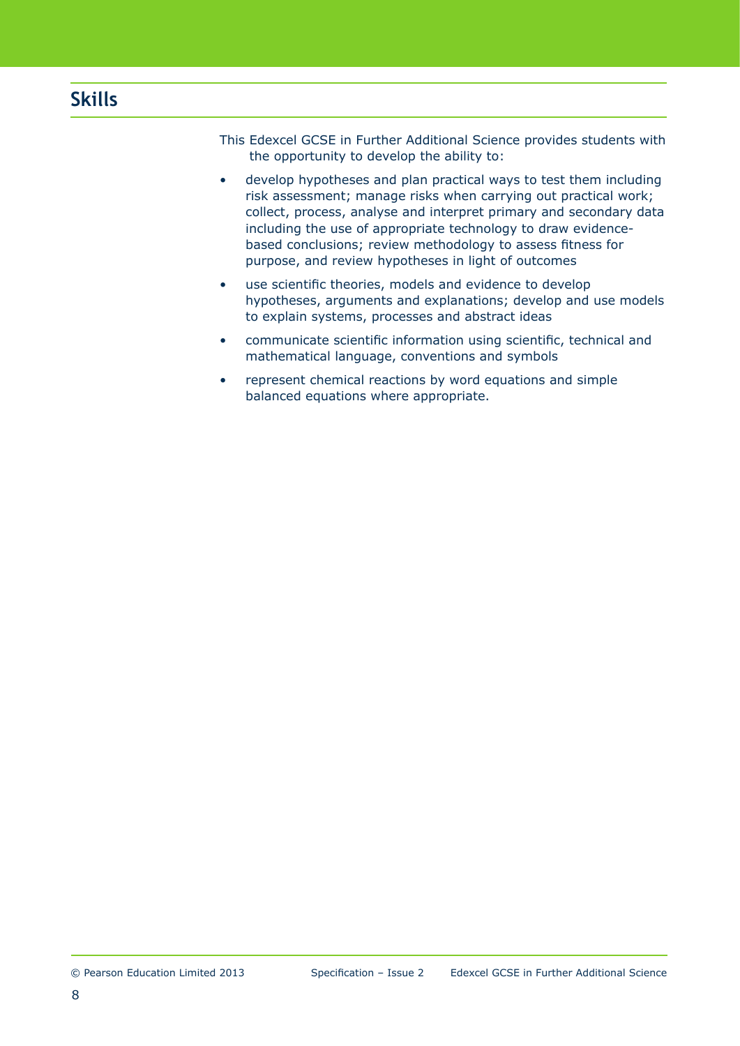## Skills

This Edexcel GCSE in Further Additional Science provides students with the opportunity to develop the ability to:

- develop hypotheses and plan practical ways to test them including risk assessment; manage risks when carrying out practical work; collect, process, analyse and interpret primary and secondary data including the use of appropriate technology to draw evidence-based conclusions; review methodology to assess fitness for purpose, and review hypotheses in light of outcomes
- use scientific theories, models and evidence to develop hypotheses, arguments and explanations; develop and use models to explain systems, processes and abstract ideas
- communicate scientific information using scientific, technical and mathematical language, conventions and symbols
- represent chemical reactions by word equations and simple balanced equations where appropriate.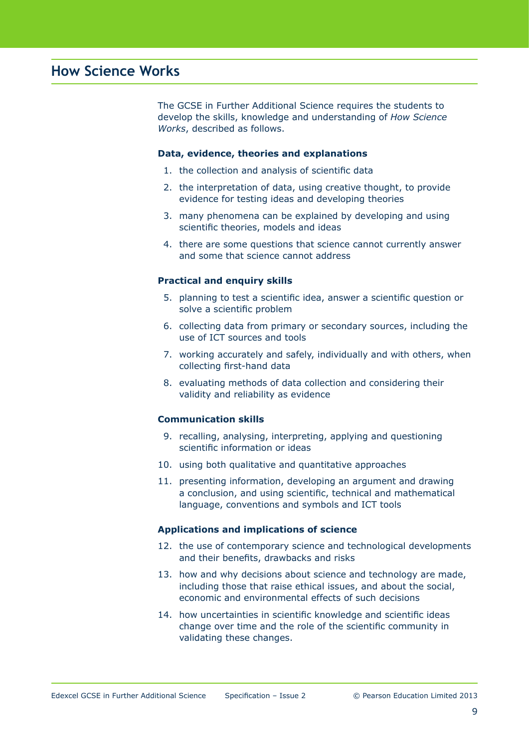## How Science Works

The GCSE in Further Additional Science requires the students to develop the skills, knowledge and understanding of *How Science Works*, described as follows.

**Data, evidence, theories and explanations**

1. the collection and analysis of scientific data
2. the interpretation of data, using creative thought, to provide evidence for testing ideas and developing theories
3. many phenomena can be explained by developing and using scientific theories, models and ideas
4. there are some questions that science cannot currently answer and some that science cannot address

**Practical and enquiry skills**

5. planning to test a scientific idea, answer a scientific question or solve a scientific problem
6. collecting data from primary or secondary sources, including the use of ICT sources and tools
7. working accurately and safely, individually and with others, when collecting first-hand data
8. evaluating methods of data collection and considering their validity and reliability as evidence

**Communication skills**

9. recalling, analysing, interpreting, applying and questioning scientific information or ideas
10. using both qualitative and quantitative approaches
11. presenting information, developing an argument and drawing a conclusion, and using scientific, technical and mathematical language, conventions and symbols and ICT tools

**Applications and implications of science**

12. the use of contemporary science and technological developments and their benefits, drawbacks and risks
13. how and why decisions about science and technology are made, including those that raise ethical issues, and about the social, economic and environmental effects of such decisions
14. how uncertainties in scientific knowledge and scientific ideas change over time and the role of the scientific community in validating these changes.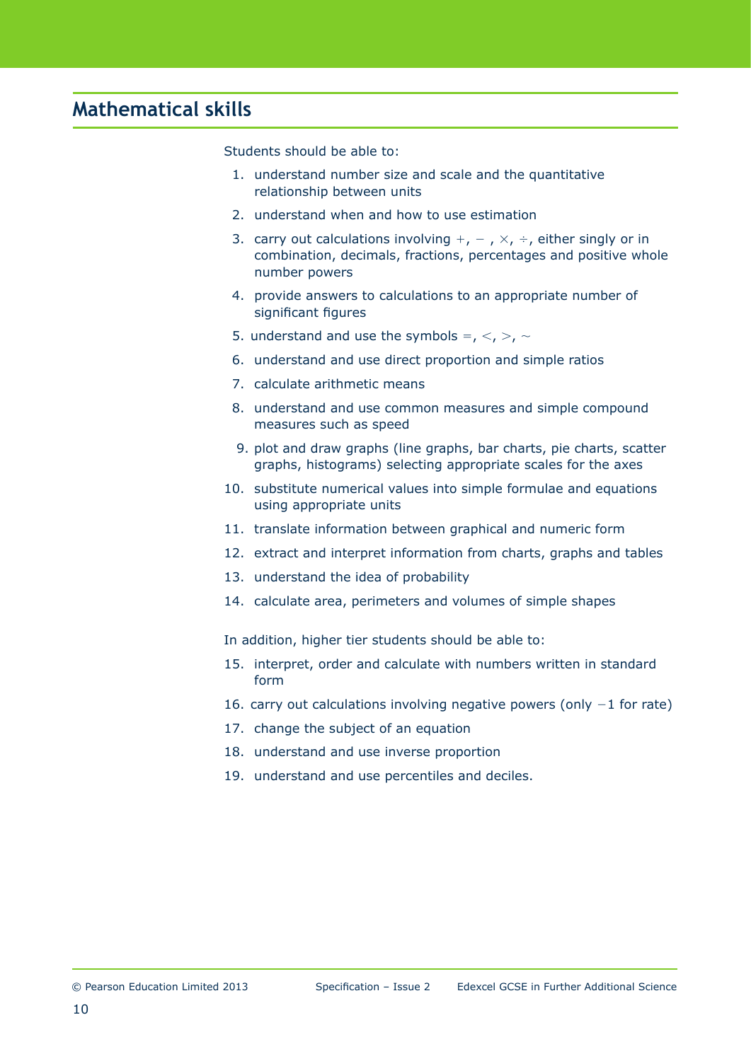## Mathematical skills

Students should be able to:

1. understand number size and scale and the quantitative relationship between units
2. understand when and how to use estimation
3. carry out calculations involving $+$, $-$, $\times$, $\div$, either singly or in combination, decimals, fractions, percentages and positive whole number powers
4. provide answers to calculations to an appropriate number of significant figures
5. understand and use the symbols $=$, $<$, $>$, $\sim$
6. understand and use direct proportion and simple ratios
7. calculate arithmetic means
8. understand and use common measures and simple compound measures such as speed
9. plot and draw graphs (line graphs, bar charts, pie charts, scatter graphs, histograms) selecting appropriate scales for the axes
10. substitute numerical values into simple formulae and equations using appropriate units
11. translate information between graphical and numeric form
12. extract and interpret information from charts, graphs and tables
13. understand the idea of probability
14. calculate area, perimeters and volumes of simple shapes

In addition, higher tier students should be able to:

15. interpret, order and calculate with numbers written in standard form
16. carry out calculations involving negative powers (only $-1$ for rate)
17. change the subject of an equation
18. understand and use inverse proportion
19. understand and use percentiles and deciles.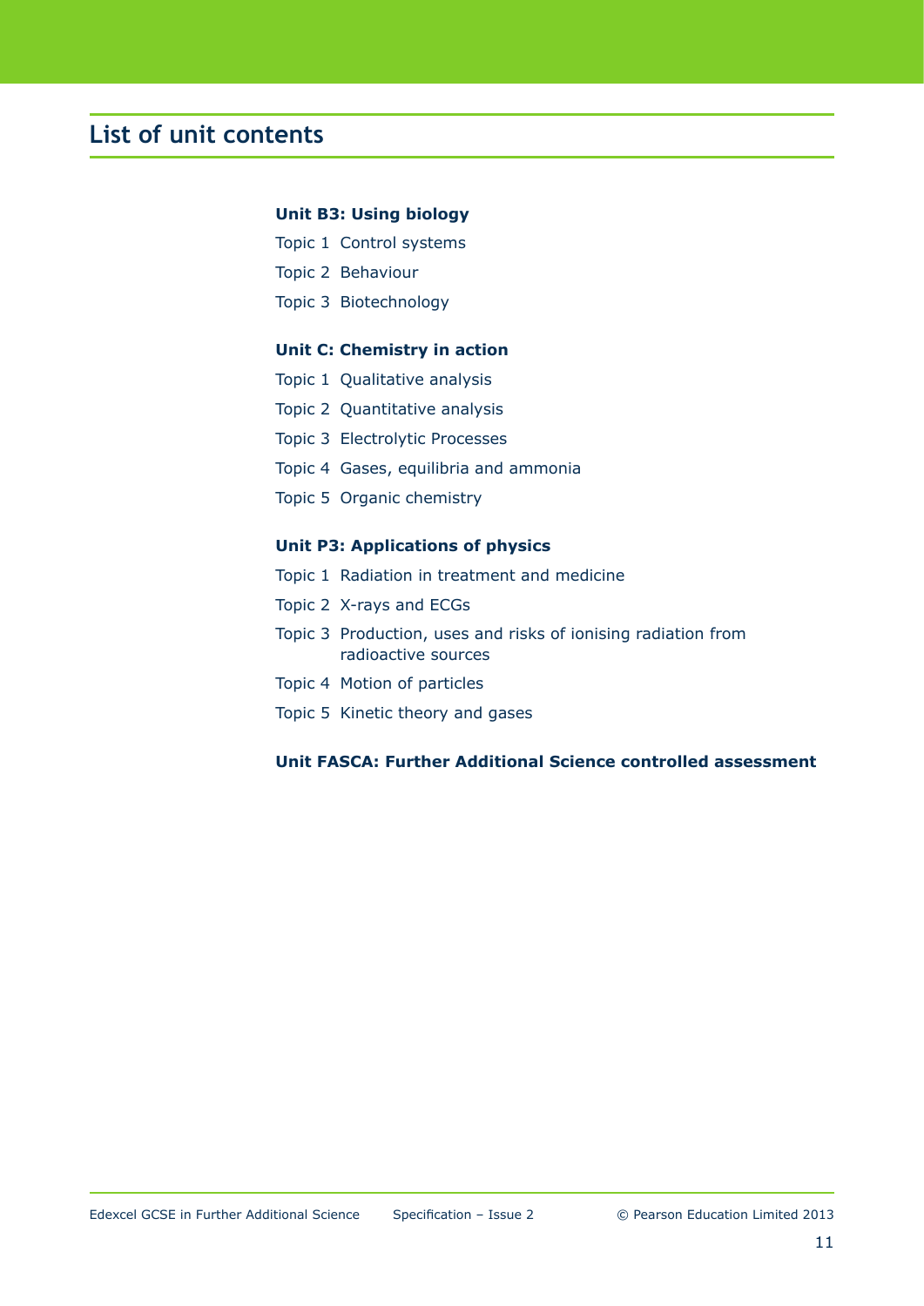## List of unit contents

**Unit B3: Using biology**

Topic 1 Control systems

Topic 2 Behaviour

Topic 3 Biotechnology

**Unit C: Chemistry in action**

Topic 1 Qualitative analysis

Topic 2 Quantitative analysis

Topic 3 Electrolytic Processes

Topic 4 Gases, equilibria and ammonia

Topic 5 Organic chemistry

**Unit P3: Applications of physics**

Topic 1 Radiation in treatment and medicine

Topic 2 X-rays and ECGs

Topic 3 Production, uses and risks of ionising radiation from radioactive sources

Topic 4 Motion of particles

Topic 5 Kinetic theory and gases

**Unit FASCA: Further Additional Science controlled assessment**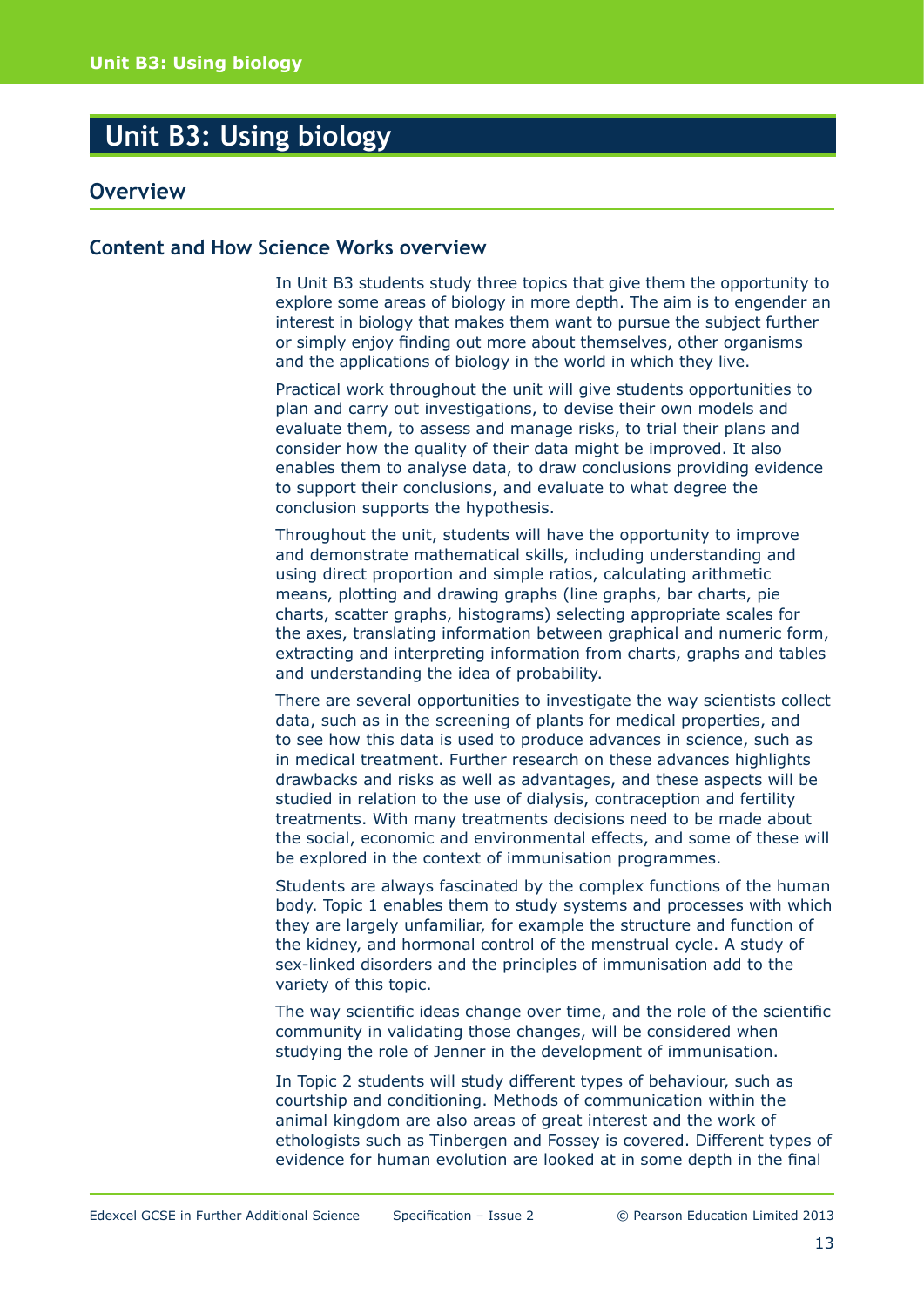# Unit B3: Using biology

## Overview

### Content and How Science Works overview

In Unit B3 students study three topics that give them the opportunity to explore some areas of biology in more depth. The aim is to engender an interest in biology that makes them want to pursue the subject further or simply enjoy finding out more about themselves, other organisms and the applications of biology in the world in which they live.

Practical work throughout the unit will give students opportunities to plan and carry out investigations, to devise their own models and evaluate them, to assess and manage risks, to trial their plans and consider how the quality of their data might be improved. It also enables them to analyse data, to draw conclusions providing evidence to support their conclusions, and evaluate to what degree the conclusion supports the hypothesis.

Throughout the unit, students will have the opportunity to improve and demonstrate mathematical skills, including understanding and using direct proportion and simple ratios, calculating arithmetic means, plotting and drawing graphs (line graphs, bar charts, pie charts, scatter graphs, histograms) selecting appropriate scales for the axes, translating information between graphical and numeric form, extracting and interpreting information from charts, graphs and tables and understanding the idea of probability.

There are several opportunities to investigate the way scientists collect data, such as in the screening of plants for medical properties, and to see how this data is used to produce advances in science, such as in medical treatment. Further research on these advances highlights drawbacks and risks as well as advantages, and these aspects will be studied in relation to the use of dialysis, contraception and fertility treatments. With many treatments decisions need to be made about the social, economic and environmental effects, and some of these will be explored in the context of immunisation programmes.

Students are always fascinated by the complex functions of the human body. Topic 1 enables them to study systems and processes with which they are largely unfamiliar, for example the structure and function of the kidney, and hormonal control of the menstrual cycle. A study of sex-linked disorders and the principles of immunisation add to the variety of this topic.

The way scientific ideas change over time, and the role of the scientific community in validating those changes, will be considered when studying the role of Jenner in the development of immunisation.

In Topic 2 students will study different types of behaviour, such as courtship and conditioning. Methods of communication within the animal kingdom are also areas of great interest and the work of ethologists such as Tinbergen and Fossey is covered. Different types of evidence for human evolution are looked at in some depth in the final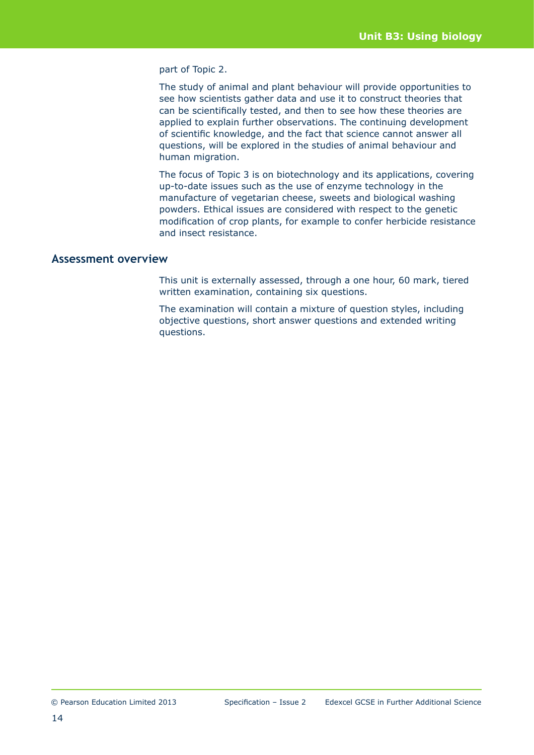part of Topic 2.

The study of animal and plant behaviour will provide opportunities to see how scientists gather data and use it to construct theories that can be scientifically tested, and then to see how these theories are applied to explain further observations. The continuing development of scientific knowledge, and the fact that science cannot answer all questions, will be explored in the studies of animal behaviour and human migration.

The focus of Topic 3 is on biotechnology and its applications, covering up-to-date issues such as the use of enzyme technology in the manufacture of vegetarian cheese, sweets and biological washing powders. Ethical issues are considered with respect to the genetic modification of crop plants, for example to confer herbicide resistance and insect resistance.

## Assessment overview

This unit is externally assessed, through a one hour, 60 mark, tiered written examination, containing six questions.

The examination will contain a mixture of question styles, including objective questions, short answer questions and extended writing questions.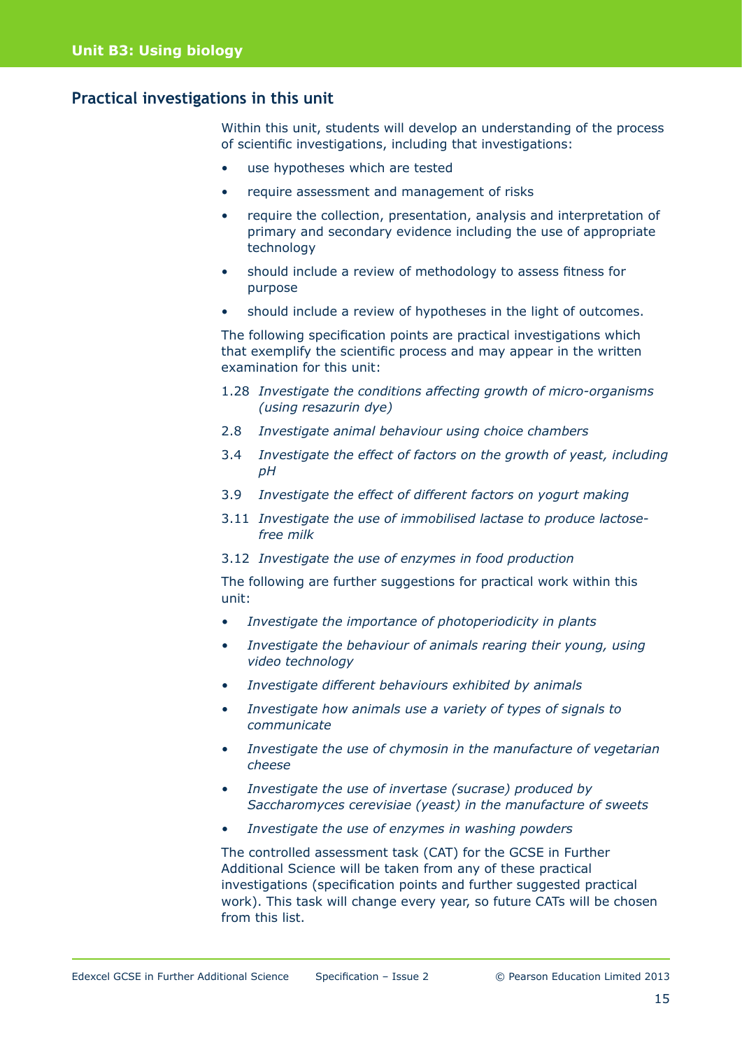## Practical investigations in this unit

Within this unit, students will develop an understanding of the process of scientific investigations, including that investigations:

- use hypotheses which are tested
- require assessment and management of risks
- require the collection, presentation, analysis and interpretation of primary and secondary evidence including the use of appropriate technology
- should include a review of methodology to assess fitness for purpose
- should include a review of hypotheses in the light of outcomes.

The following specification points are practical investigations which that exemplify the scientific process and may appear in the written examination for this unit:

1.28 *Investigate the conditions affecting growth of micro-organisms (using resazurin dye)*

2.8 *Investigate animal behaviour using choice chambers*

3.4 *Investigate the effect of factors on the growth of yeast, including pH*

3.9 *Investigate the effect of different factors on yogurt making*

3.11 *Investigate the use of immobilised lactase to produce lactose-free milk*

3.12 *Investigate the use of enzymes in food production*

The following are further suggestions for practical work within this unit:

- *Investigate the importance of photoperiodicity in plants*
- *Investigate the behaviour of animals rearing their young, using video technology*
- *Investigate different behaviours exhibited by animals*
- *Investigate how animals use a variety of types of signals to communicate*
- *Investigate the use of chymosin in the manufacture of vegetarian cheese*
- *Investigate the use of invertase (sucrase) produced by Saccharomyces cerevisiae (yeast) in the manufacture of sweets*
- *Investigate the use of enzymes in washing powders*

The controlled assessment task (CAT) for the GCSE in Further Additional Science will be taken from any of these practical investigations (specification points and further suggested practical work). This task will change every year, so future CATs will be chosen from this list.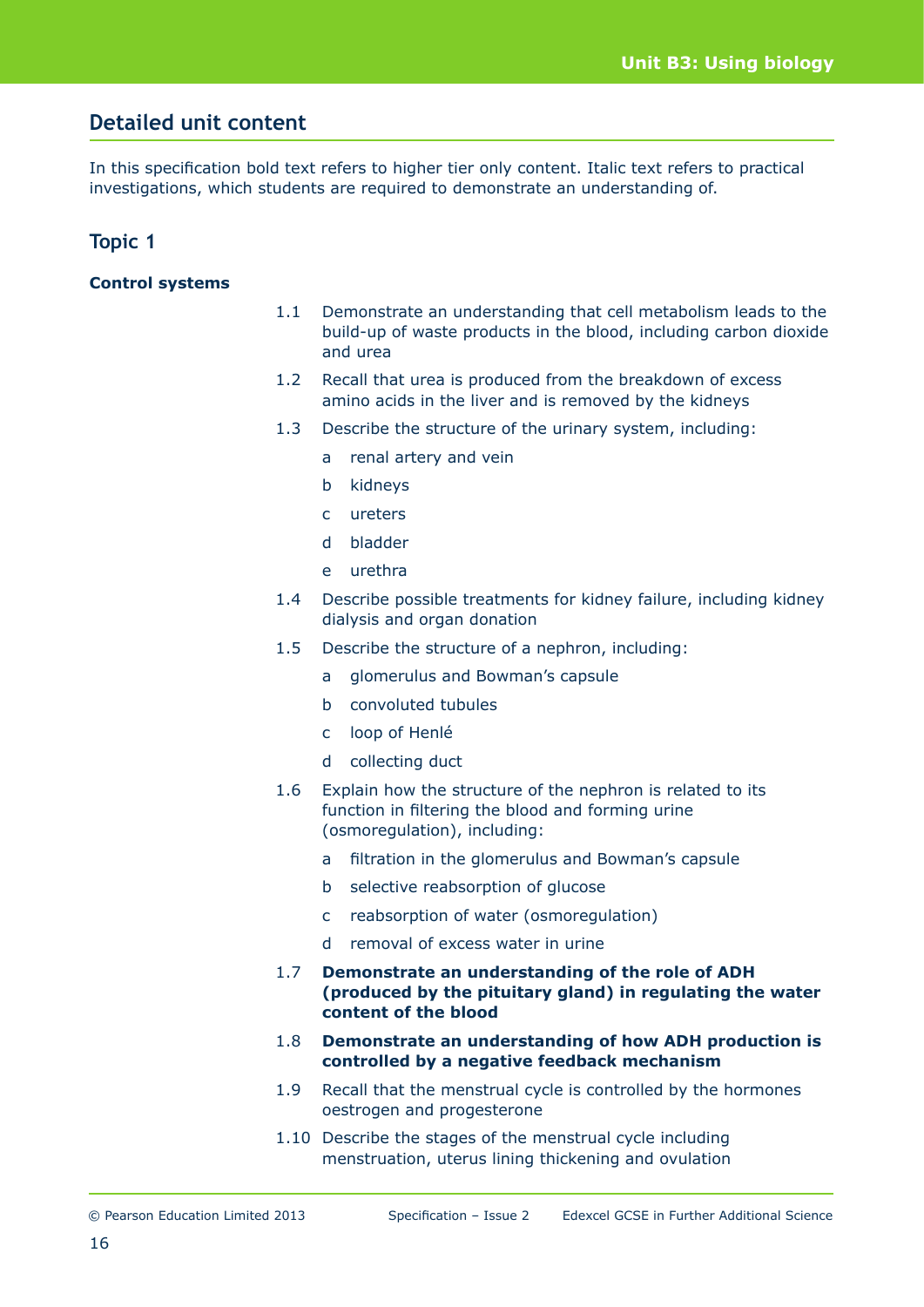## Detailed unit content

In this specification bold text refers to higher tier only content. Italic text refers to practical investigations, which students are required to demonstrate an understanding of.

### Topic 1

**Control systems**

1.1 Demonstrate an understanding that cell metabolism leads to the build-up of waste products in the blood, including carbon dioxide and urea

1.2 Recall that urea is produced from the breakdown of excess amino acids in the liver and is removed by the kidneys

1.3 Describe the structure of the urinary system, including:

- a renal artery and vein
- b kidneys
- c ureters
- d bladder
- e urethra

1.4 Describe possible treatments for kidney failure, including kidney dialysis and organ donation

1.5 Describe the structure of a nephron, including:

- a glomerulus and Bowman's capsule
- b convoluted tubules
- c loop of Henlé
- d collecting duct

1.6 Explain how the structure of the nephron is related to its function in filtering the blood and forming urine (osmoregulation), including:

- a filtration in the glomerulus and Bowman's capsule
- b selective reabsorption of glucose
- c reabsorption of water (osmoregulation)
- d removal of excess water in urine

1.7 **Demonstrate an understanding of the role of ADH (produced by the pituitary gland) in regulating the water content of the blood**

1.8 **Demonstrate an understanding of how ADH production is controlled by a negative feedback mechanism**

1.9 Recall that the menstrual cycle is controlled by the hormones oestrogen and progesterone

1.10 Describe the stages of the menstrual cycle including menstruation, uterus lining thickening and ovulation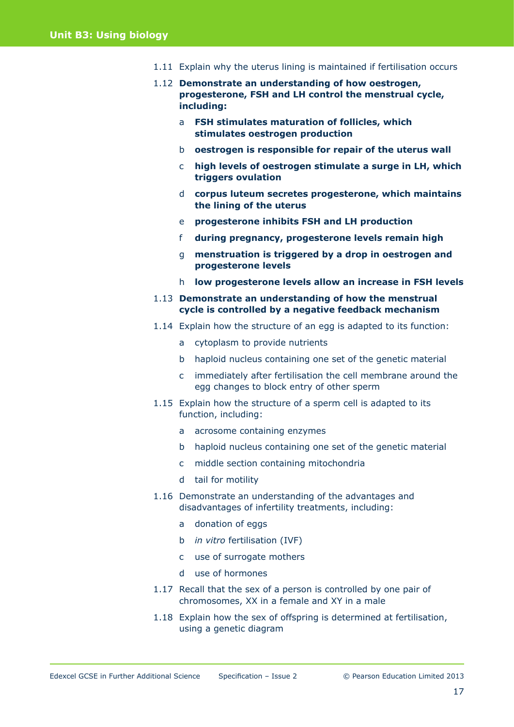1.11 Explain why the uterus lining is maintained if fertilisation occurs

1.12 **Demonstrate an understanding of how oestrogen, progesterone, FSH and LH control the menstrual cycle, including:**

- a **FSH stimulates maturation of follicles, which stimulates oestrogen production**
- b **oestrogen is responsible for repair of the uterus wall**
- c **high levels of oestrogen stimulate a surge in LH, which triggers ovulation**
- d **corpus luteum secretes progesterone, which maintains the lining of the uterus**
- e **progesterone inhibits FSH and LH production**
- f **during pregnancy, progesterone levels remain high**
- g **menstruation is triggered by a drop in oestrogen and progesterone levels**
- h **low progesterone levels allow an increase in FSH levels**

1.13 **Demonstrate an understanding of how the menstrual cycle is controlled by a negative feedback mechanism**

1.14 Explain how the structure of an egg is adapted to its function:

- a cytoplasm to provide nutrients
- b haploid nucleus containing one set of the genetic material
- c immediately after fertilisation the cell membrane around the egg changes to block entry of other sperm

1.15 Explain how the structure of a sperm cell is adapted to its function, including:

- a acrosome containing enzymes
- b haploid nucleus containing one set of the genetic material
- c middle section containing mitochondria
- d tail for motility

1.16 Demonstrate an understanding of the advantages and disadvantages of infertility treatments, including:

- a donation of eggs
- b *in vitro* fertilisation (IVF)
- c use of surrogate mothers
- d use of hormones

1.17 Recall that the sex of a person is controlled by one pair of chromosomes, XX in a female and XY in a male

1.18 Explain how the sex of offspring is determined at fertilisation, using a genetic diagram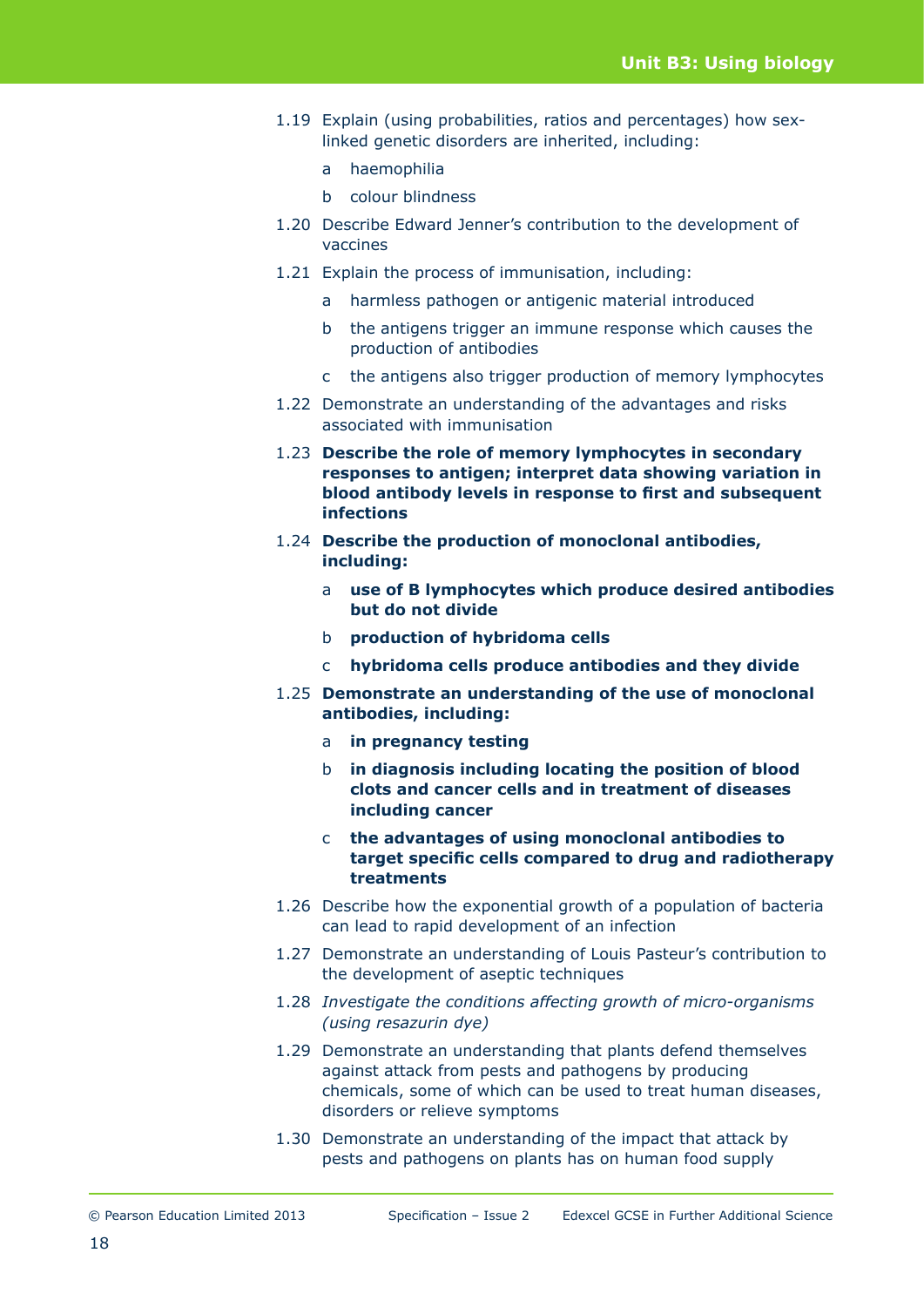1.19 Explain (using probabilities, ratios and percentages) how sex-linked genetic disorders are inherited, including:

  a haemophilia

  b colour blindness

1.20 Describe Edward Jenner's contribution to the development of vaccines

1.21 Explain the process of immunisation, including:

  a harmless pathogen or antigenic material introduced

  b the antigens trigger an immune response which causes the production of antibodies

  c the antigens also trigger production of memory lymphocytes

1.22 Demonstrate an understanding of the advantages and risks associated with immunisation

1.23 **Describe the role of memory lymphocytes in secondary responses to antigen; interpret data showing variation in blood antibody levels in response to first and subsequent infections**

1.24 **Describe the production of monoclonal antibodies, including:**

  a **use of B lymphocytes which produce desired antibodies but do not divide**

  b **production of hybridoma cells**

  c **hybridoma cells produce antibodies and they divide**

1.25 **Demonstrate an understanding of the use of monoclonal antibodies, including:**

  a **in pregnancy testing**

  b **in diagnosis including locating the position of blood clots and cancer cells and in treatment of diseases including cancer**

  c **the advantages of using monoclonal antibodies to target specific cells compared to drug and radiotherapy treatments**

1.26 Describe how the exponential growth of a population of bacteria can lead to rapid development of an infection

1.27 Demonstrate an understanding of Louis Pasteur's contribution to the development of aseptic techniques

1.28 *Investigate the conditions affecting growth of micro-organisms (using resazurin dye)*

1.29 Demonstrate an understanding that plants defend themselves against attack from pests and pathogens by producing chemicals, some of which can be used to treat human diseases, disorders or relieve symptoms

1.30 Demonstrate an understanding of the impact that attack by pests and pathogens on plants has on human food supply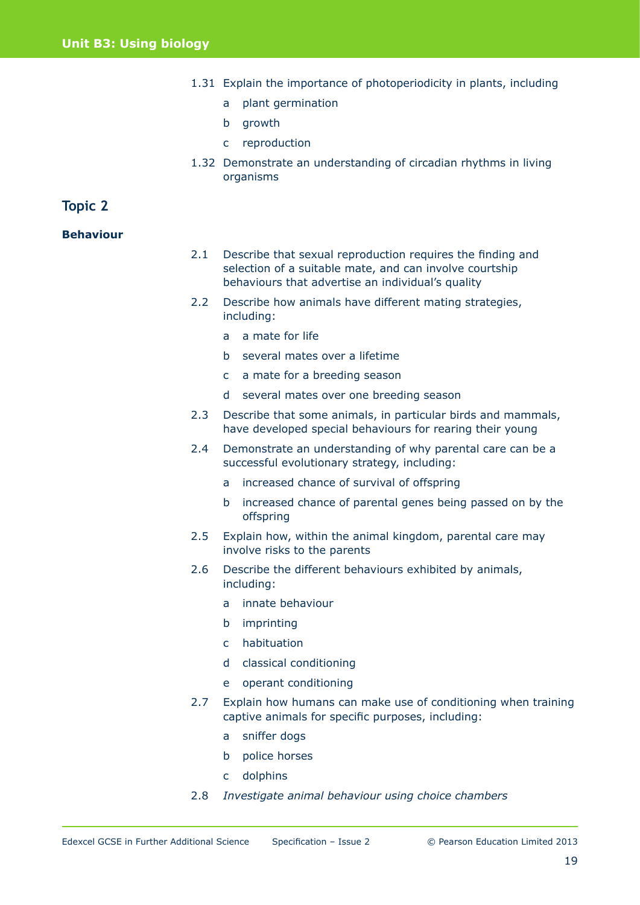1.31 Explain the importance of photoperiodicity in plants, including

a plant germination

b growth

c reproduction

1.32 Demonstrate an understanding of circadian rhythms in living organisms

## Topic 2

### Behaviour

2.1 Describe that sexual reproduction requires the finding and selection of a suitable mate, and can involve courtship behaviours that advertise an individual's quality

2.2 Describe how animals have different mating strategies, including:

a a mate for life

b several mates over a lifetime

c a mate for a breeding season

d several mates over one breeding season

2.3 Describe that some animals, in particular birds and mammals, have developed special behaviours for rearing their young

2.4 Demonstrate an understanding of why parental care can be a successful evolutionary strategy, including:

a increased chance of survival of offspring

b increased chance of parental genes being passed on by the offspring

2.5 Explain how, within the animal kingdom, parental care may involve risks to the parents

2.6 Describe the different behaviours exhibited by animals, including:

a innate behaviour

b imprinting

c habituation

d classical conditioning

e operant conditioning

2.7 Explain how humans can make use of conditioning when training captive animals for specific purposes, including:

a sniffer dogs

b police horses

c dolphins

2.8 *Investigate animal behaviour using choice chambers*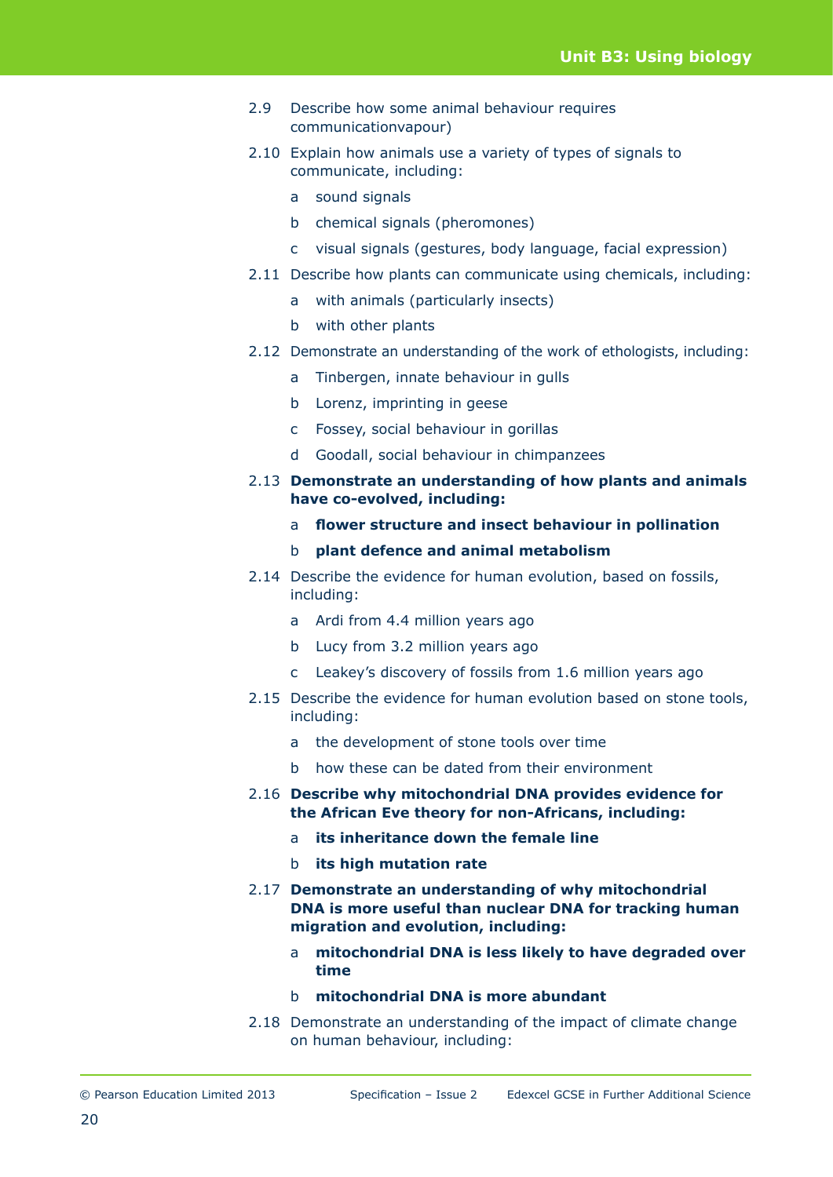2.9 Describe how some animal behaviour requires communicationvapour)

2.10 Explain how animals use a variety of types of signals to communicate, including:

- a sound signals
- b chemical signals (pheromones)
- c visual signals (gestures, body language, facial expression)

2.11 Describe how plants can communicate using chemicals, including:

- a with animals (particularly insects)
- b with other plants

2.12 Demonstrate an understanding of the work of ethologists, including:

- a Tinbergen, innate behaviour in gulls
- b Lorenz, imprinting in geese
- c Fossey, social behaviour in gorillas
- d Goodall, social behaviour in chimpanzees

2.13 **Demonstrate an understanding of how plants and animals have co-evolved, including:**

- a **flower structure and insect behaviour in pollination**
- b **plant defence and animal metabolism**

2.14 Describe the evidence for human evolution, based on fossils, including:

- a Ardi from 4.4 million years ago
- b Lucy from 3.2 million years ago
- c Leakey's discovery of fossils from 1.6 million years ago

2.15 Describe the evidence for human evolution based on stone tools, including:

- a the development of stone tools over time
- b how these can be dated from their environment

2.16 **Describe why mitochondrial DNA provides evidence for the African Eve theory for non-Africans, including:**

- a **its inheritance down the female line**
- b **its high mutation rate**

2.17 **Demonstrate an understanding of why mitochondrial DNA is more useful than nuclear DNA for tracking human migration and evolution, including:**

- a **mitochondrial DNA is less likely to have degraded over time**
- b **mitochondrial DNA is more abundant**

2.18 Demonstrate an understanding of the impact of climate change on human behaviour, including: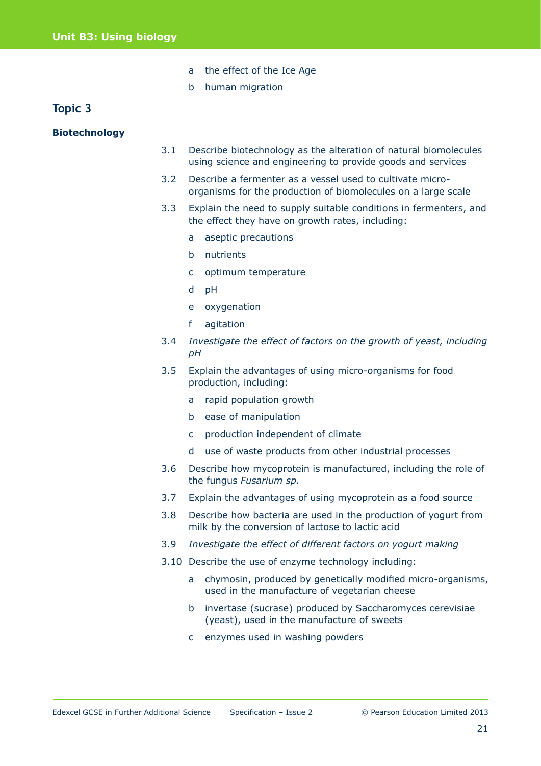a the effect of the Ice Age

b human migration

## Topic 3

**Biotechnology**

3.1 Describe biotechnology as the alteration of natural biomolecules using science and engineering to provide goods and services

3.2 Describe a fermenter as a vessel used to cultivate micro-organisms for the production of biomolecules on a large scale

3.3 Explain the need to supply suitable conditions in fermenters, and the effect they have on growth rates, including:

a aseptic precautions

b nutrients

c optimum temperature

d pH

e oxygenation

f agitation

3.4 *Investigate the effect of factors on the growth of yeast, including pH*

3.5 Explain the advantages of using micro-organisms for food production, including:

a rapid population growth

b ease of manipulation

c production independent of climate

d use of waste products from other industrial processes

3.6 Describe how mycoprotein is manufactured, including the role of the fungus *Fusarium sp.*

3.7 Explain the advantages of using mycoprotein as a food source

3.8 Describe how bacteria are used in the production of yogurt from milk by the conversion of lactose to lactic acid

3.9 *Investigate the effect of different factors on yogurt making*

3.10 Describe the use of enzyme technology including:

a chymosin, produced by genetically modified micro-organisms, used in the manufacture of vegetarian cheese

b invertase (sucrase) produced by Saccharomyces cerevisiae (yeast), used in the manufacture of sweets

c enzymes used in washing powders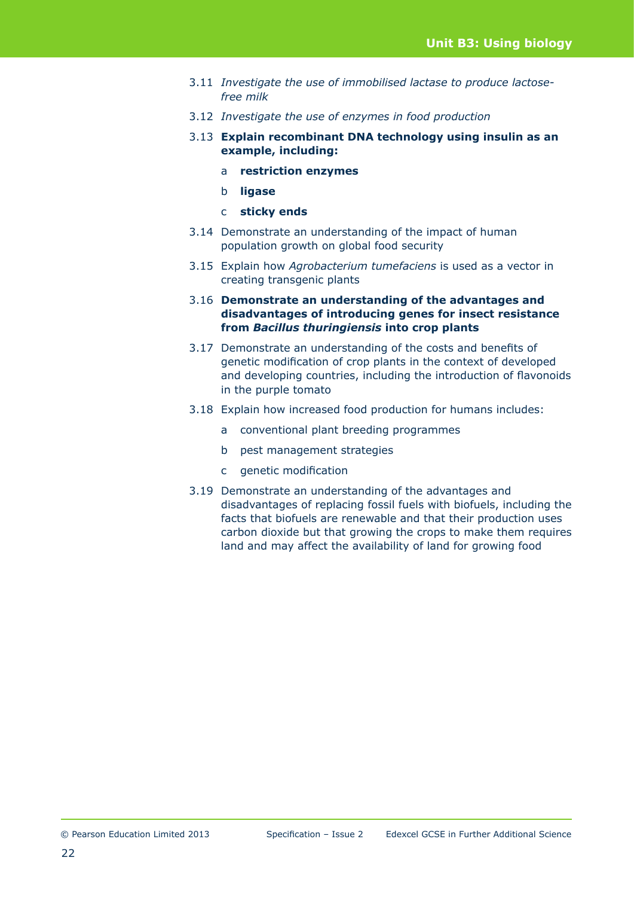3.11 *Investigate the use of immobilised lactase to produce lactose-free milk*

3.12 *Investigate the use of enzymes in food production*

3.13 **Explain recombinant DNA technology using insulin as an example, including:**

- a **restriction enzymes**
- b **ligase**
- c **sticky ends**

3.14 Demonstrate an understanding of the impact of human population growth on global food security

3.15 Explain how *Agrobacterium tumefaciens* is used as a vector in creating transgenic plants

3.16 **Demonstrate an understanding of the advantages and disadvantages of introducing genes for insect resistance from *Bacillus thuringiensis* into crop plants**

3.17 Demonstrate an understanding of the costs and benefits of genetic modification of crop plants in the context of developed and developing countries, including the introduction of flavonoids in the purple tomato

3.18 Explain how increased food production for humans includes:

- a conventional plant breeding programmes
- b pest management strategies
- c genetic modification

3.19 Demonstrate an understanding of the advantages and disadvantages of replacing fossil fuels with biofuels, including the facts that biofuels are renewable and that their production uses carbon dioxide but that growing the crops to make them requires land and may affect the availability of land for growing food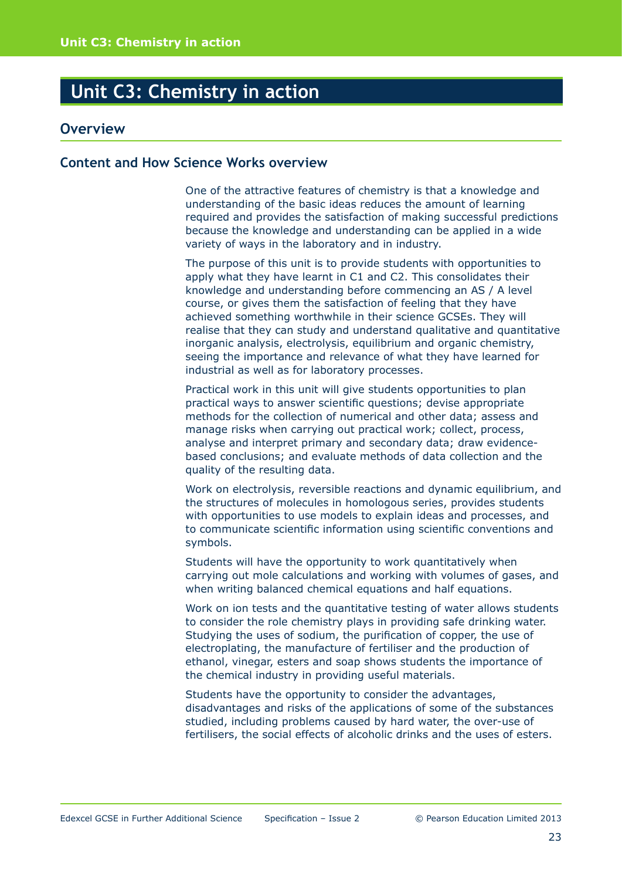# Unit C3: Chemistry in action

## Overview

### Content and How Science Works overview

One of the attractive features of chemistry is that a knowledge and understanding of the basic ideas reduces the amount of learning required and provides the satisfaction of making successful predictions because the knowledge and understanding can be applied in a wide variety of ways in the laboratory and in industry.

The purpose of this unit is to provide students with opportunities to apply what they have learnt in C1 and C2. This consolidates their knowledge and understanding before commencing an AS / A level course, or gives them the satisfaction of feeling that they have achieved something worthwhile in their science GCSEs. They will realise that they can study and understand qualitative and quantitative inorganic analysis, electrolysis, equilibrium and organic chemistry, seeing the importance and relevance of what they have learned for industrial as well as for laboratory processes.

Practical work in this unit will give students opportunities to plan practical ways to answer scientific questions; devise appropriate methods for the collection of numerical and other data; assess and manage risks when carrying out practical work; collect, process, analyse and interpret primary and secondary data; draw evidence-based conclusions; and evaluate methods of data collection and the quality of the resulting data.

Work on electrolysis, reversible reactions and dynamic equilibrium, and the structures of molecules in homologous series, provides students with opportunities to use models to explain ideas and processes, and to communicate scientific information using scientific conventions and symbols.

Students will have the opportunity to work quantitatively when carrying out mole calculations and working with volumes of gases, and when writing balanced chemical equations and half equations.

Work on ion tests and the quantitative testing of water allows students to consider the role chemistry plays in providing safe drinking water. Studying the uses of sodium, the purification of copper, the use of electroplating, the manufacture of fertiliser and the production of ethanol, vinegar, esters and soap shows students the importance of the chemical industry in providing useful materials.

Students have the opportunity to consider the advantages, disadvantages and risks of the applications of some of the substances studied, including problems caused by hard water, the over-use of fertilisers, the social effects of alcoholic drinks and the uses of esters.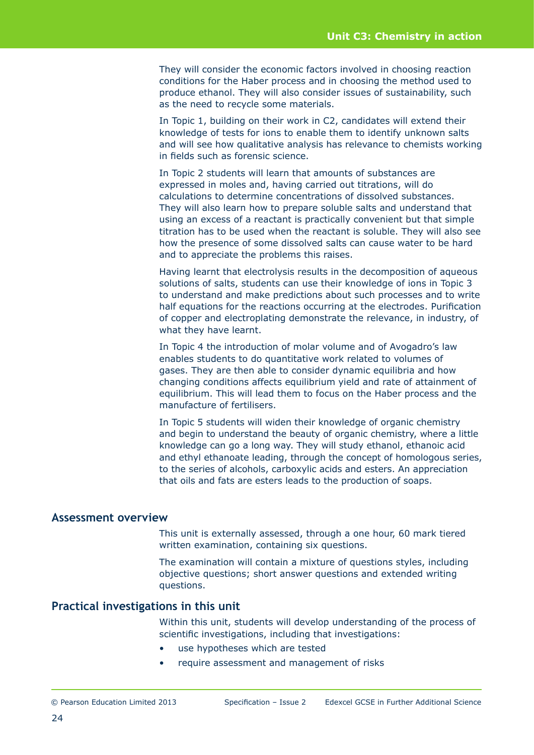They will consider the economic factors involved in choosing reaction conditions for the Haber process and in choosing the method used to produce ethanol. They will also consider issues of sustainability, such as the need to recycle some materials.

In Topic 1, building on their work in C2, candidates will extend their knowledge of tests for ions to enable them to identify unknown salts and will see how qualitative analysis has relevance to chemists working in fields such as forensic science.

In Topic 2 students will learn that amounts of substances are expressed in moles and, having carried out titrations, will do calculations to determine concentrations of dissolved substances. They will also learn how to prepare soluble salts and understand that using an excess of a reactant is practically convenient but that simple titration has to be used when the reactant is soluble. They will also see how the presence of some dissolved salts can cause water to be hard and to appreciate the problems this raises.

Having learnt that electrolysis results in the decomposition of aqueous solutions of salts, students can use their knowledge of ions in Topic 3 to understand and make predictions about such processes and to write half equations for the reactions occurring at the electrodes. Purification of copper and electroplating demonstrate the relevance, in industry, of what they have learnt.

In Topic 4 the introduction of molar volume and of Avogadro's law enables students to do quantitative work related to volumes of gases. They are then able to consider dynamic equilibria and how changing conditions affects equilibrium yield and rate of attainment of equilibrium. This will lead them to focus on the Haber process and the manufacture of fertilisers.

In Topic 5 students will widen their knowledge of organic chemistry and begin to understand the beauty of organic chemistry, where a little knowledge can go a long way. They will study ethanol, ethanoic acid and ethyl ethanoate leading, through the concept of homologous series, to the series of alcohols, carboxylic acids and esters. An appreciation that oils and fats are esters leads to the production of soaps.

## Assessment overview

This unit is externally assessed, through a one hour, 60 mark tiered written examination, containing six questions.

The examination will contain a mixture of questions styles, including objective questions; short answer questions and extended writing questions.

## Practical investigations in this unit

Within this unit, students will develop understanding of the process of scientific investigations, including that investigations:

- use hypotheses which are tested
- require assessment and management of risks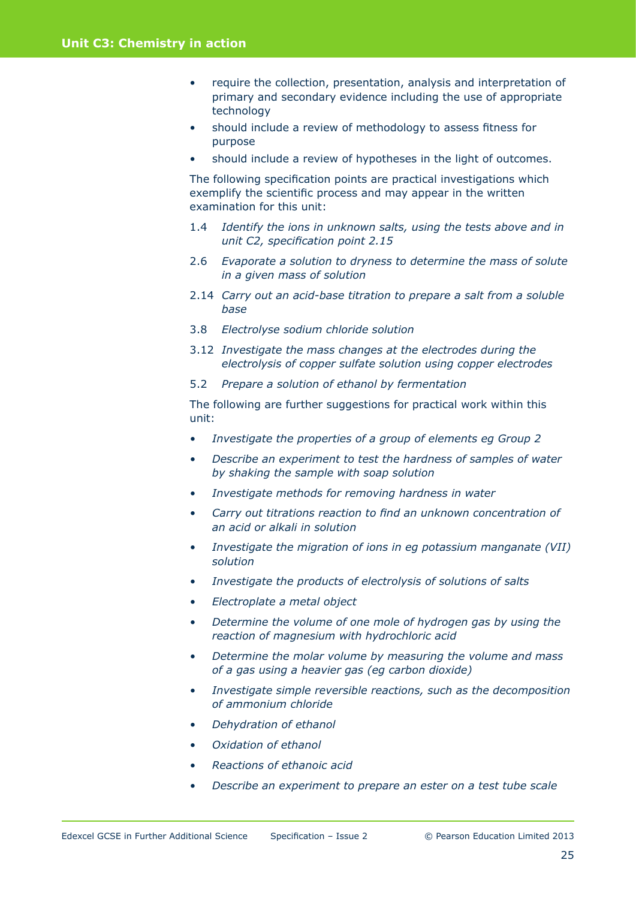- require the collection, presentation, analysis and interpretation of primary and secondary evidence including the use of appropriate technology
- should include a review of methodology to assess fitness for purpose
- should include a review of hypotheses in the light of outcomes.

The following specification points are practical investigations which exemplify the scientific process and may appear in the written examination for this unit:

1.4 *Identify the ions in unknown salts, using the tests above and in unit C2, specification point 2.15*

2.6 *Evaporate a solution to dryness to determine the mass of solute in a given mass of solution*

2.14 *Carry out an acid-base titration to prepare a salt from a soluble base*

3.8 *Electrolyse sodium chloride solution*

3.12 *Investigate the mass changes at the electrodes during the electrolysis of copper sulfate solution using copper electrodes*

5.2 *Prepare a solution of ethanol by fermentation*

The following are further suggestions for practical work within this unit:

- *Investigate the properties of a group of elements eg Group 2*
- *Describe an experiment to test the hardness of samples of water by shaking the sample with soap solution*
- *Investigate methods for removing hardness in water*
- *Carry out titrations reaction to find an unknown concentration of an acid or alkali in solution*
- *Investigate the migration of ions in eg potassium manganate (VII) solution*
- *Investigate the products of electrolysis of solutions of salts*
- *Electroplate a metal object*
- *Determine the volume of one mole of hydrogen gas by using the reaction of magnesium with hydrochloric acid*
- *Determine the molar volume by measuring the volume and mass of a gas using a heavier gas (eg carbon dioxide)*
- *Investigate simple reversible reactions, such as the decomposition of ammonium chloride*
- *Dehydration of ethanol*
- *Oxidation of ethanol*
- *Reactions of ethanoic acid*
- *Describe an experiment to prepare an ester on a test tube scale*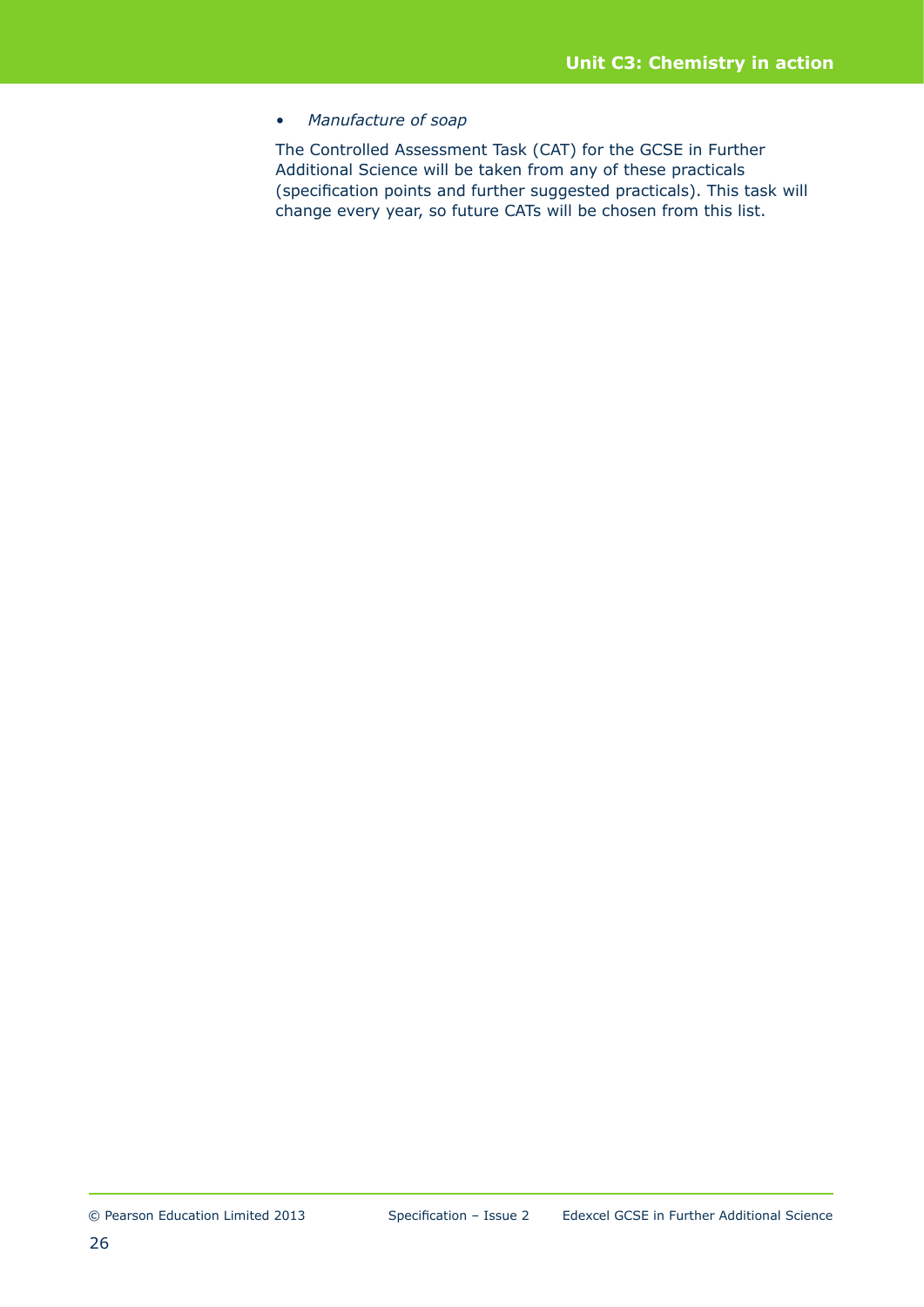- *Manufacture of soap*

The Controlled Assessment Task (CAT) for the GCSE in Further Additional Science will be taken from any of these practicals (specification points and further suggested practicals). This task will change every year, so future CATs will be chosen from this list.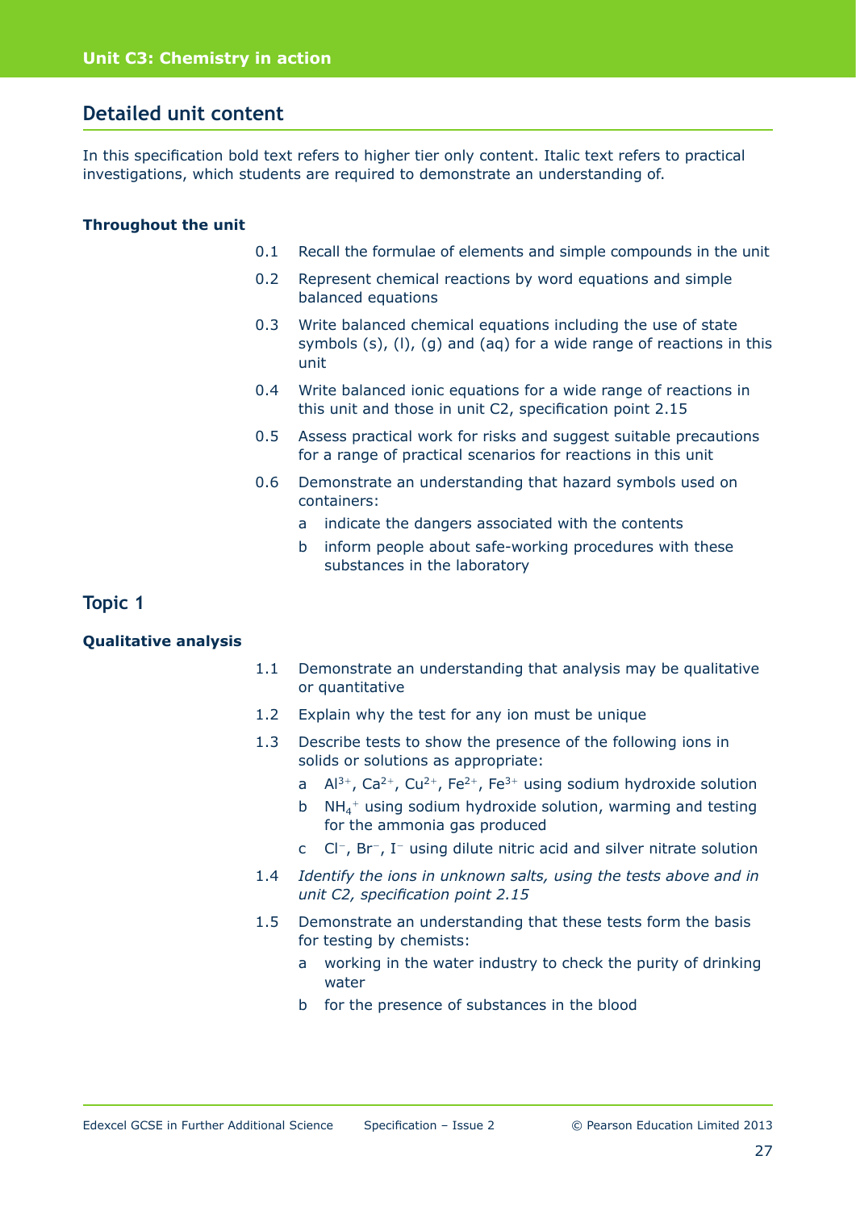## Detailed unit content

In this specification bold text refers to higher tier only content. Italic text refers to practical investigations, which students are required to demonstrate an understanding of.

**Throughout the unit**

0.1 Recall the formulae of elements and simple compounds in the unit

0.2 Represent chemical reactions by word equations and simple balanced equations

0.3 Write balanced chemical equations including the use of state symbols (s), (l), (g) and (aq) for a wide range of reactions in this unit

0.4 Write balanced ionic equations for a wide range of reactions in this unit and those in unit C2, specification point 2.15

0.5 Assess practical work for risks and suggest suitable precautions for a range of practical scenarios for reactions in this unit

0.6 Demonstrate an understanding that hazard symbols used on containers:

- a indicate the dangers associated with the contents
- b inform people about safe-working procedures with these substances in the laboratory

## Topic 1

**Qualitative analysis**

1.1 Demonstrate an understanding that analysis may be qualitative or quantitative

1.2 Explain why the test for any ion must be unique

1.3 Describe tests to show the presence of the following ions in solids or solutions as appropriate:

- a $Al^{3+}$, $Ca^{2+}$, $Cu^{2+}$, $Fe^{2+}$, $Fe^{3+}$ using sodium hydroxide solution
- b $NH_4^+$ using sodium hydroxide solution, warming and testing for the ammonia gas produced
- c $Cl^-$, $Br^-$, $I^-$ using dilute nitric acid and silver nitrate solution

1.4 *Identify the ions in unknown salts, using the tests above and in unit C2, specification point 2.15*

1.5 Demonstrate an understanding that these tests form the basis for testing by chemists:

- a working in the water industry to check the purity of drinking water
- b for the presence of substances in the blood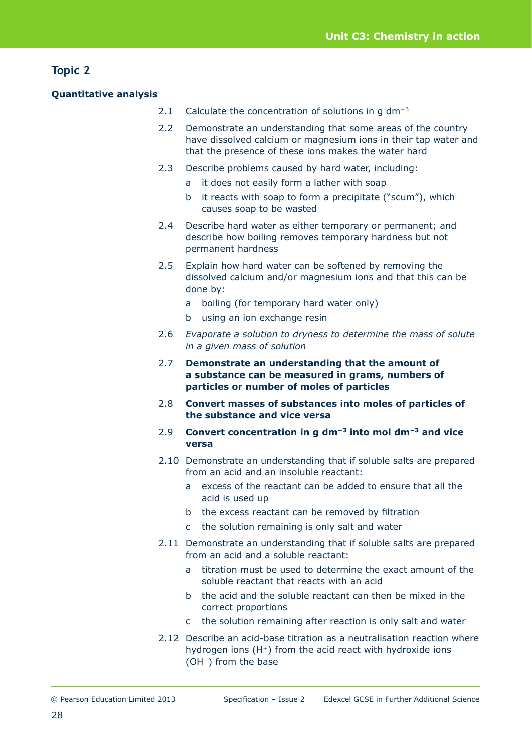## Topic 2

**Quantitative analysis**

2.1 Calculate the concentration of solutions in g $dm^{-3}$

2.2 Demonstrate an understanding that some areas of the country have dissolved calcium or magnesium ions in their tap water and that the presence of these ions makes the water hard

2.3 Describe problems caused by hard water, including:

   a it does not easily form a lather with soap

   b it reacts with soap to form a precipitate ("scum"), which causes soap to be wasted

2.4 Describe hard water as either temporary or permanent; and describe how boiling removes temporary hardness but not permanent hardness

2.5 Explain how hard water can be softened by removing the dissolved calcium and/or magnesium ions and that this can be done by:

   a boiling (for temporary hard water only)

   b using an ion exchange resin

2.6 *Evaporate a solution to dryness to determine the mass of solute in a given mass of solution*

2.7 **Demonstrate an understanding that the amount of a substance can be measured in grams, numbers of particles or number of moles of particles**

2.8 **Convert masses of substances into moles of particles of the substance and vice versa**

2.9 **Convert concentration in g $dm^{-3}$ into mol $dm^{-3}$ and vice versa**

2.10 Demonstrate an understanding that if soluble salts are prepared from an acid and an insoluble reactant:

   a excess of the reactant can be added to ensure that all the acid is used up

   b the excess reactant can be removed by filtration

   c the solution remaining is only salt and water

2.11 Demonstrate an understanding that if soluble salts are prepared from an acid and a soluble reactant:

   a titration must be used to determine the exact amount of the soluble reactant that reacts with an acid

   b the acid and the soluble reactant can then be mixed in the correct proportions

   c the solution remaining after reaction is only salt and water

2.12 Describe an acid-base titration as a neutralisation reaction where hydrogen ions ($H^+$) from the acid react with hydroxide ions ($OH^-$) from the base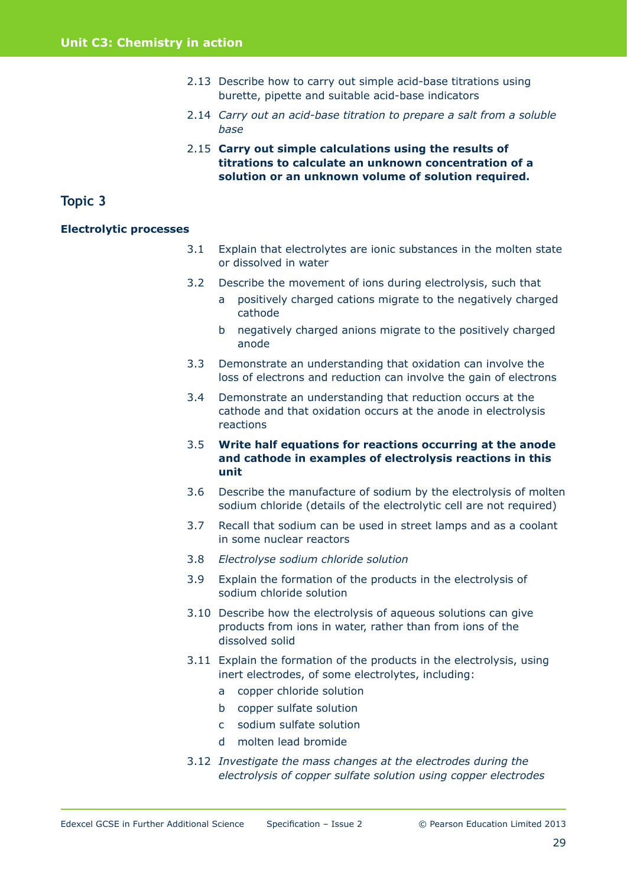2.13 Describe how to carry out simple acid-base titrations using burette, pipette and suitable acid-base indicators

2.14 *Carry out an acid-base titration to prepare a salt from a soluble base*

2.15 **Carry out simple calculations using the results of titrations to calculate an unknown concentration of a solution or an unknown volume of solution required.**

## Topic 3

### Electrolytic processes

3.1 Explain that electrolytes are ionic substances in the molten state or dissolved in water

3.2 Describe the movement of ions during electrolysis, such that

- a positively charged cations migrate to the negatively charged cathode
- b negatively charged anions migrate to the positively charged anode

3.3 Demonstrate an understanding that oxidation can involve the loss of electrons and reduction can involve the gain of electrons

3.4 Demonstrate an understanding that reduction occurs at the cathode and that oxidation occurs at the anode in electrolysis reactions

3.5 **Write half equations for reactions occurring at the anode and cathode in examples of electrolysis reactions in this unit**

3.6 Describe the manufacture of sodium by the electrolysis of molten sodium chloride (details of the electrolytic cell are not required)

3.7 Recall that sodium can be used in street lamps and as a coolant in some nuclear reactors

3.8 *Electrolyse sodium chloride solution*

3.9 Explain the formation of the products in the electrolysis of sodium chloride solution

3.10 Describe how the electrolysis of aqueous solutions can give products from ions in water, rather than from ions of the dissolved solid

3.11 Explain the formation of the products in the electrolysis, using inert electrodes, of some electrolytes, including:

- a copper chloride solution
- b copper sulfate solution
- c sodium sulfate solution
- d molten lead bromide

3.12 *Investigate the mass changes at the electrodes during the electrolysis of copper sulfate solution using copper electrodes*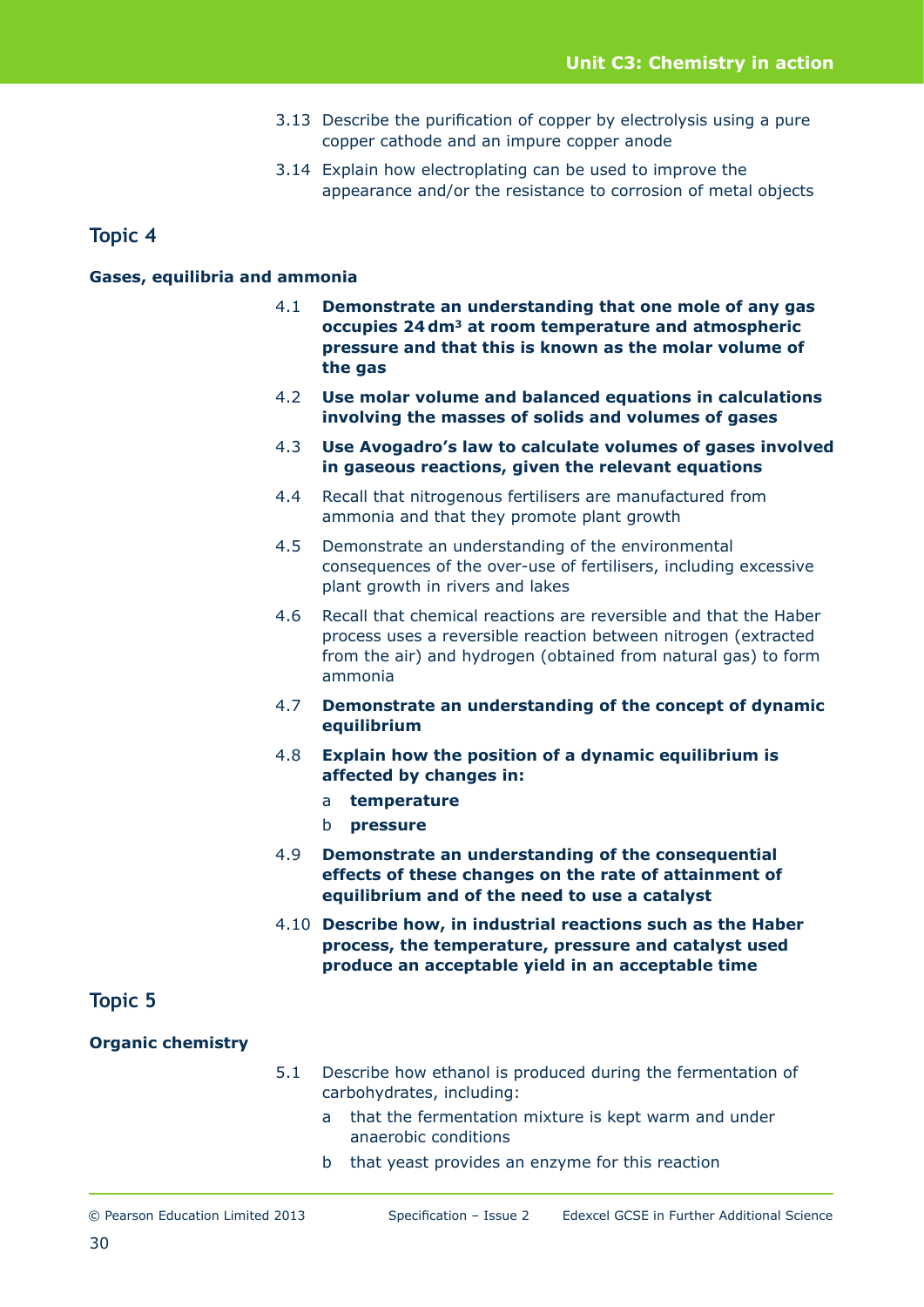3.13 Describe the purification of copper by electrolysis using a pure copper cathode and an impure copper anode

3.14 Explain how electroplating can be used to improve the appearance and/or the resistance to corrosion of metal objects

## Topic 4

### Gases, equilibria and ammonia

4.1 **Demonstrate an understanding that one mole of any gas occupies 24 $dm^3$ at room temperature and atmospheric pressure and that this is known as the molar volume of the gas**

4.2 **Use molar volume and balanced equations in calculations involving the masses of solids and volumes of gases**

4.3 **Use Avogadro's law to calculate volumes of gases involved in gaseous reactions, given the relevant equations**

4.4 Recall that nitrogenous fertilisers are manufactured from ammonia and that they promote plant growth

4.5 Demonstrate an understanding of the environmental consequences of the over-use of fertilisers, including excessive plant growth in rivers and lakes

4.6 Recall that chemical reactions are reversible and that the Haber process uses a reversible reaction between nitrogen (extracted from the air) and hydrogen (obtained from natural gas) to form ammonia

4.7 **Demonstrate an understanding of the concept of dynamic equilibrium**

4.8 **Explain how the position of a dynamic equilibrium is affected by changes in:**

   a **temperature**

   b **pressure**

4.9 **Demonstrate an understanding of the consequential effects of these changes on the rate of attainment of equilibrium and of the need to use a catalyst**

4.10 **Describe how, in industrial reactions such as the Haber process, the temperature, pressure and catalyst used produce an acceptable yield in an acceptable time**

## Topic 5

### Organic chemistry

5.1 Describe how ethanol is produced during the fermentation of carbohydrates, including:

   a that the fermentation mixture is kept warm and under anaerobic conditions

   b that yeast provides an enzyme for this reaction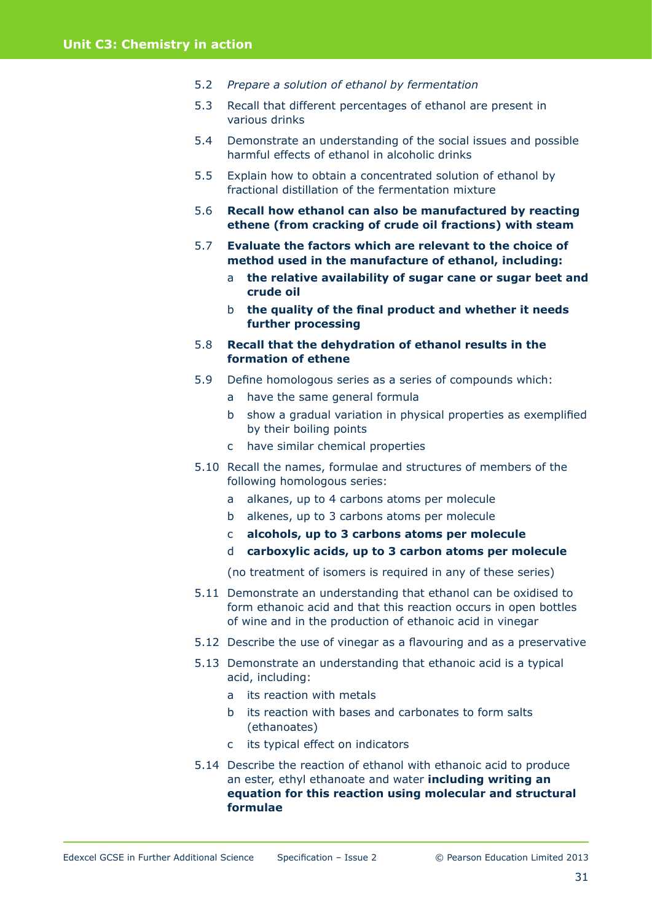5.2 *Prepare a solution of ethanol by fermentation*

5.3 Recall that different percentages of ethanol are present in various drinks

5.4 Demonstrate an understanding of the social issues and possible harmful effects of ethanol in alcoholic drinks

5.5 Explain how to obtain a concentrated solution of ethanol by fractional distillation of the fermentation mixture

5.6 **Recall how ethanol can also be manufactured by reacting ethene (from cracking of crude oil fractions) with steam**

5.7 **Evaluate the factors which are relevant to the choice of method used in the manufacture of ethanol, including:**

- a **the relative availability of sugar cane or sugar beet and crude oil**
- b **the quality of the final product and whether it needs further processing**

5.8 **Recall that the dehydration of ethanol results in the formation of ethene**

5.9 Define homologous series as a series of compounds which:

- a have the same general formula
- b show a gradual variation in physical properties as exemplified by their boiling points
- c have similar chemical properties

5.10 Recall the names, formulae and structures of members of the following homologous series:

- a alkanes, up to 4 carbons atoms per molecule
- b alkenes, up to 3 carbons atoms per molecule
- c **alcohols, up to 3 carbons atoms per molecule**
- d **carboxylic acids, up to 3 carbon atoms per molecule**

(no treatment of isomers is required in any of these series)

5.11 Demonstrate an understanding that ethanol can be oxidised to form ethanoic acid and that this reaction occurs in open bottles of wine and in the production of ethanoic acid in vinegar

5.12 Describe the use of vinegar as a flavouring and as a preservative

5.13 Demonstrate an understanding that ethanoic acid is a typical acid, including:

- a its reaction with metals
- b its reaction with bases and carbonates to form salts (ethanoates)
- c its typical effect on indicators

5.14 Describe the reaction of ethanol with ethanoic acid to produce an ester, ethyl ethanoate and water **including writing an equation for this reaction using molecular and structural formulae**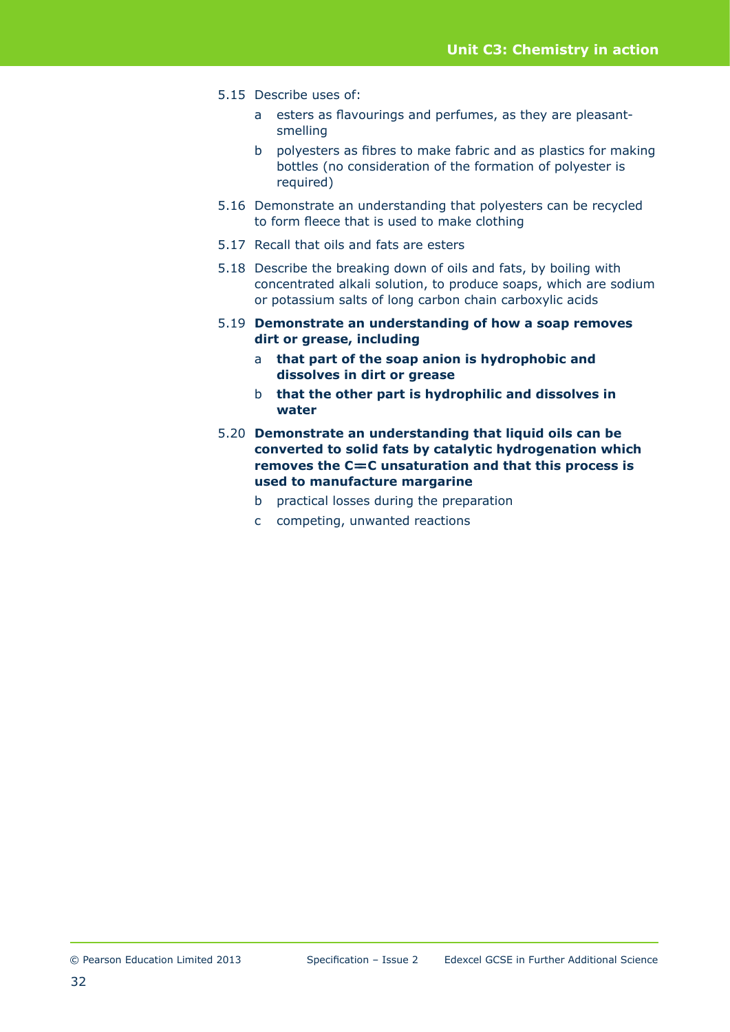5.15 Describe uses of:

- a esters as flavourings and perfumes, as they are pleasant-smelling
- b polyesters as fibres to make fabric and as plastics for making bottles (no consideration of the formation of polyester is required)

5.16 Demonstrate an understanding that polyesters can be recycled to form fleece that is used to make clothing

5.17 Recall that oils and fats are esters

5.18 Describe the breaking down of oils and fats, by boiling with concentrated alkali solution, to produce soaps, which are sodium or potassium salts of long carbon chain carboxylic acids

**5.19 Demonstrate an understanding of how a soap removes dirt or grease, including**

- **a that part of the soap anion is hydrophobic and dissolves in dirt or grease**
- **b that the other part is hydrophilic and dissolves in water**

**5.20 Demonstrate an understanding that liquid oils can be converted to solid fats by catalytic hydrogenation which removes the C═C unsaturation and that this process is used to manufacture margarine**

- b practical losses during the preparation
- c competing, unwanted reactions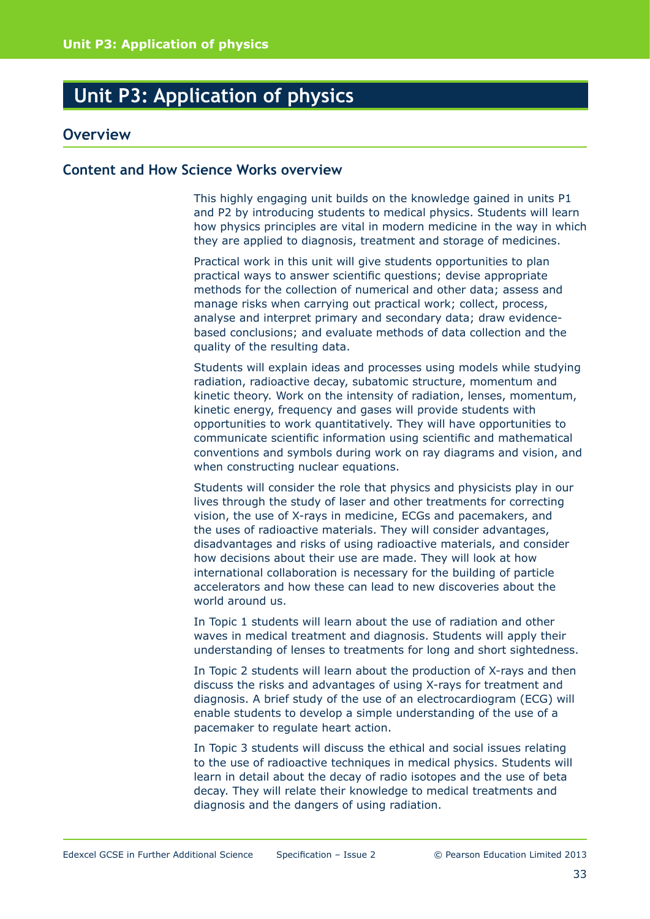# Unit P3: Application of physics

## Overview

### Content and How Science Works overview

This highly engaging unit builds on the knowledge gained in units P1 and P2 by introducing students to medical physics. Students will learn how physics principles are vital in modern medicine in the way in which they are applied to diagnosis, treatment and storage of medicines.

Practical work in this unit will give students opportunities to plan practical ways to answer scientific questions; devise appropriate methods for the collection of numerical and other data; assess and manage risks when carrying out practical work; collect, process, analyse and interpret primary and secondary data; draw evidence-based conclusions; and evaluate methods of data collection and the quality of the resulting data.

Students will explain ideas and processes using models while studying radiation, radioactive decay, subatomic structure, momentum and kinetic theory. Work on the intensity of radiation, lenses, momentum, kinetic energy, frequency and gases will provide students with opportunities to work quantitatively. They will have opportunities to communicate scientific information using scientific and mathematical conventions and symbols during work on ray diagrams and vision, and when constructing nuclear equations.

Students will consider the role that physics and physicists play in our lives through the study of laser and other treatments for correcting vision, the use of X-rays in medicine, ECGs and pacemakers, and the uses of radioactive materials. They will consider advantages, disadvantages and risks of using radioactive materials, and consider how decisions about their use are made. They will look at how international collaboration is necessary for the building of particle accelerators and how these can lead to new discoveries about the world around us.

In Topic 1 students will learn about the use of radiation and other waves in medical treatment and diagnosis. Students will apply their understanding of lenses to treatments for long and short sightedness.

In Topic 2 students will learn about the production of X-rays and then discuss the risks and advantages of using X-rays for treatment and diagnosis. A brief study of the use of an electrocardiogram (ECG) will enable students to develop a simple understanding of the use of a pacemaker to regulate heart action.

In Topic 3 students will discuss the ethical and social issues relating to the use of radioactive techniques in medical physics. Students will learn in detail about the decay of radio isotopes and the use of beta decay. They will relate their knowledge to medical treatments and diagnosis and the dangers of using radiation.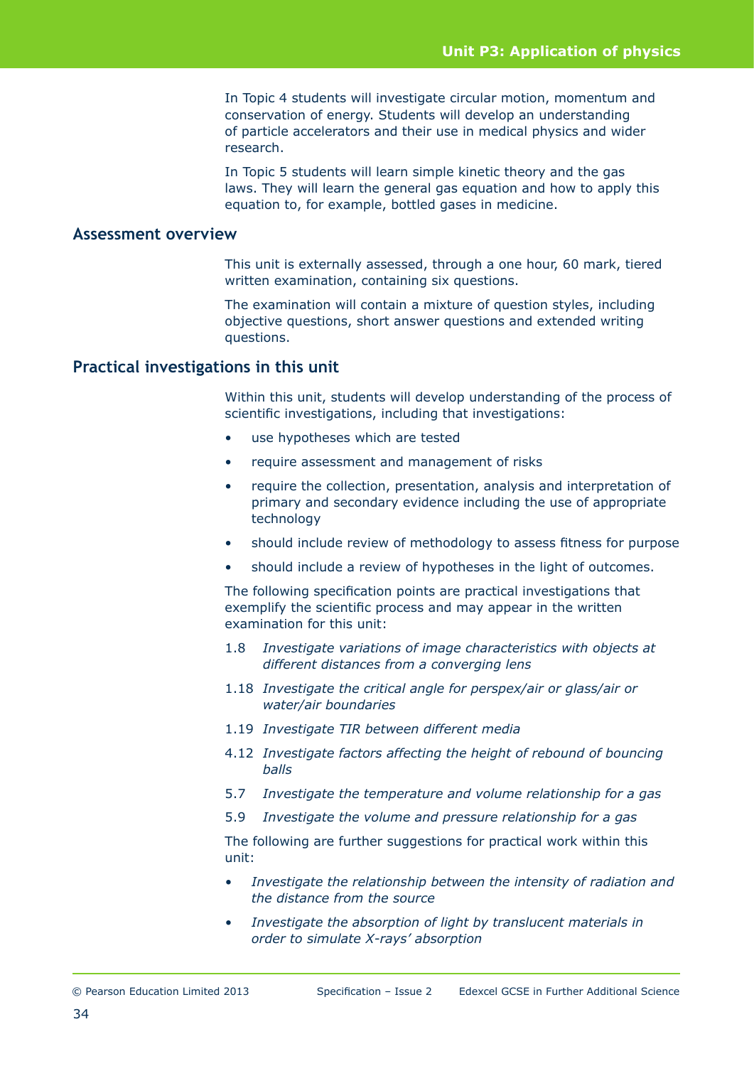In Topic 4 students will investigate circular motion, momentum and conservation of energy. Students will develop an understanding of particle accelerators and their use in medical physics and wider research.

In Topic 5 students will learn simple kinetic theory and the gas laws. They will learn the general gas equation and how to apply this equation to, for example, bottled gases in medicine.

## Assessment overview

This unit is externally assessed, through a one hour, 60 mark, tiered written examination, containing six questions.

The examination will contain a mixture of question styles, including objective questions, short answer questions and extended writing questions.

## Practical investigations in this unit

Within this unit, students will develop understanding of the process of scientific investigations, including that investigations:

- use hypotheses which are tested
- require assessment and management of risks
- require the collection, presentation, analysis and interpretation of primary and secondary evidence including the use of appropriate technology
- should include review of methodology to assess fitness for purpose
- should include a review of hypotheses in the light of outcomes.

The following specification points are practical investigations that exemplify the scientific process and may appear in the written examination for this unit:

1.8 *Investigate variations of image characteristics with objects at different distances from a converging lens*

1.18 *Investigate the critical angle for perspex/air or glass/air or water/air boundaries*

1.19 *Investigate TIR between different media*

4.12 *Investigate factors affecting the height of rebound of bouncing balls*

5.7 *Investigate the temperature and volume relationship for a gas*

5.9 *Investigate the volume and pressure relationship for a gas*

The following are further suggestions for practical work within this unit:

- *Investigate the relationship between the intensity of radiation and the distance from the source*
- *Investigate the absorption of light by translucent materials in order to simulate X-rays' absorption*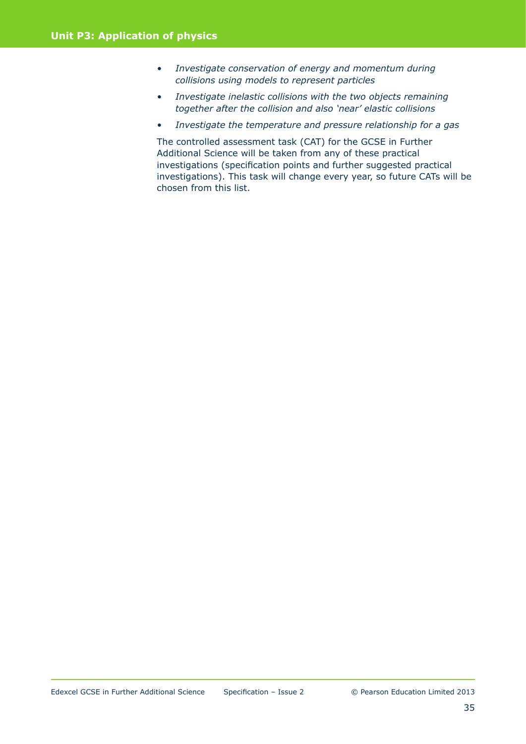- *Investigate conservation of energy and momentum during collisions using models to represent particles*
- *Investigate inelastic collisions with the two objects remaining together after the collision and also 'near' elastic collisions*
- *Investigate the temperature and pressure relationship for a gas*

The controlled assessment task (CAT) for the GCSE in Further Additional Science will be taken from any of these practical investigations (specification points and further suggested practical investigations). This task will change every year, so future CATs will be chosen from this list.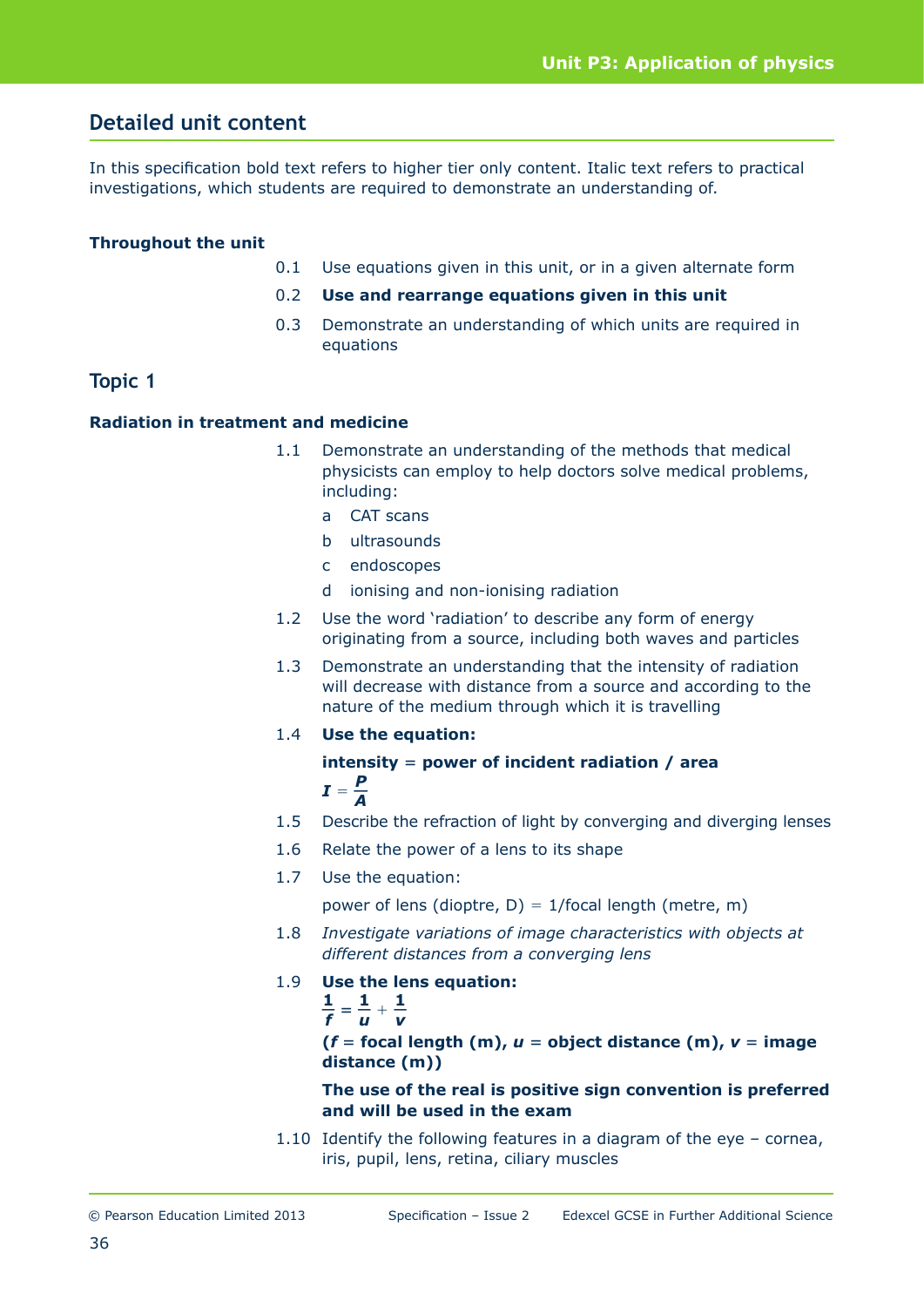## Detailed unit content

In this specification bold text refers to higher tier only content. Italic text refers to practical investigations, which students are required to demonstrate an understanding of.

**Throughout the unit**

0.1 Use equations given in this unit, or in a given alternate form

0.2 **Use and rearrange equations given in this unit**

0.3 Demonstrate an understanding of which units are required in equations

## Topic 1

**Radiation in treatment and medicine**

1.1 Demonstrate an understanding of the methods that medical physicists can employ to help doctors solve medical problems, including:

- a CAT scans
- b ultrasounds
- c endoscopes
- d ionising and non-ionising radiation

1.2 Use the word 'radiation' to describe any form of energy originating from a source, including both waves and particles

1.3 Demonstrate an understanding that the intensity of radiation will decrease with distance from a source and according to the nature of the medium through which it is travelling

1.4 **Use the equation:**

**intensity = power of incident radiation / area**

$$I = \frac{P}{A}$$

1.5 Describe the refraction of light by converging and diverging lenses

1.6 Relate the power of a lens to its shape

1.7 Use the equation:

power of lens (dioptre, D) = 1/focal length (metre, m)

1.8 *Investigate variations of image characteristics with objects at different distances from a converging lens*

1.9 **Use the lens equation:**

$$\frac{1}{f} = \frac{1}{u} + \frac{1}{v}$$

**($f$ = focal length (m), $u$ = object distance (m), $v$ = image distance (m))**

**The use of the real is positive sign convention is preferred and will be used in the exam**

1.10 Identify the following features in a diagram of the eye – cornea, iris, pupil, lens, retina, ciliary muscles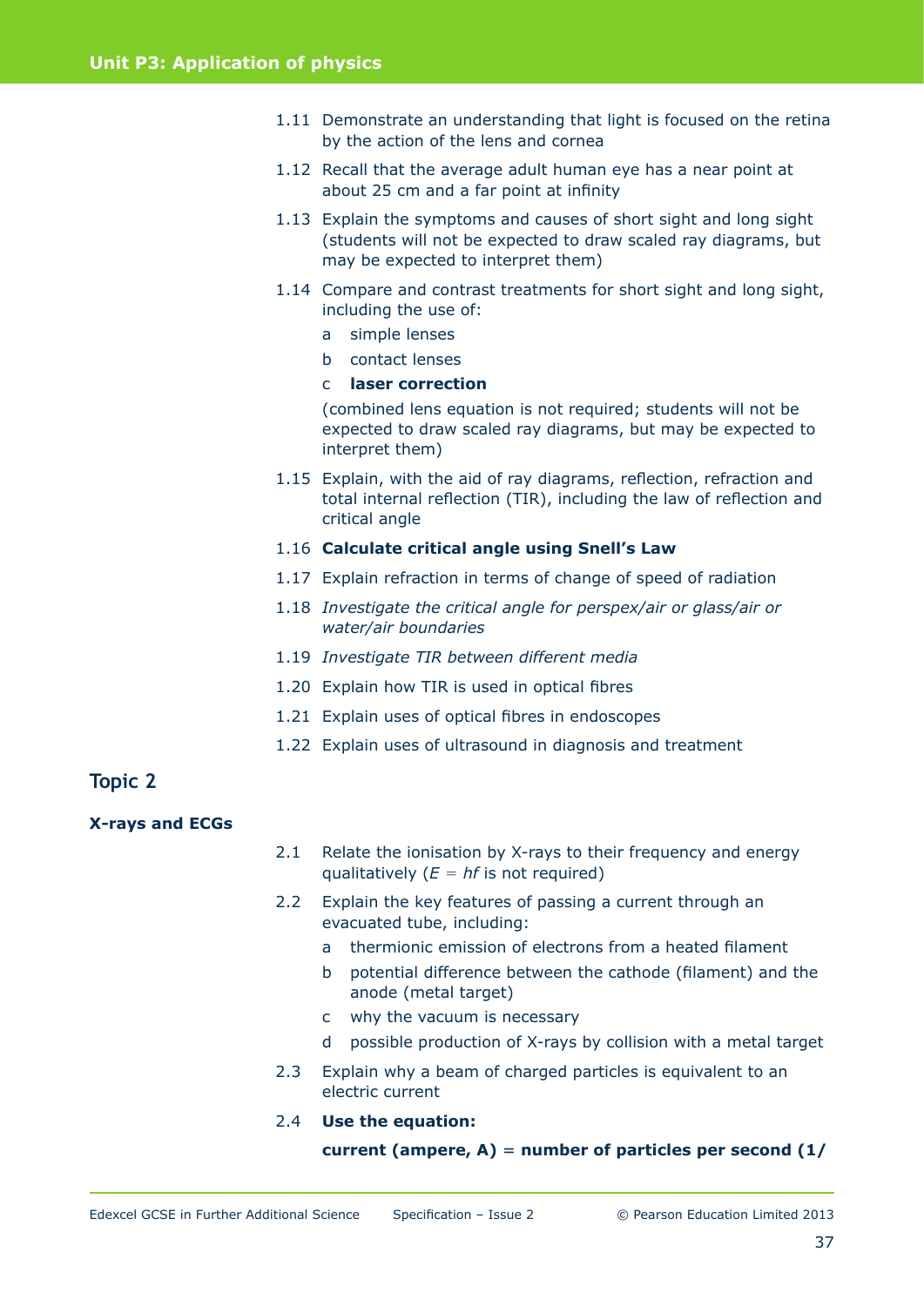1.11 Demonstrate an understanding that light is focused on the retina by the action of the lens and cornea

1.12 Recall that the average adult human eye has a near point at about 25 cm and a far point at infinity

1.13 Explain the symptoms and causes of short sight and long sight (students will not be expected to draw scaled ray diagrams, but may be expected to interpret them)

1.14 Compare and contrast treatments for short sight and long sight, including the use of:

- a simple lenses
- b contact lenses
- c **laser correction**

(combined lens equation is not required; students will not be expected to draw scaled ray diagrams, but may be expected to interpret them)

1.15 Explain, with the aid of ray diagrams, reflection, refraction and total internal reflection (TIR), including the law of reflection and critical angle

1.16 **Calculate critical angle using Snell's Law**

1.17 Explain refraction in terms of change of speed of radiation

1.18 *Investigate the critical angle for perspex/air or glass/air or water/air boundaries*

1.19 *Investigate TIR between different media*

1.20 Explain how TIR is used in optical fibres

1.21 Explain uses of optical fibres in endoscopes

1.22 Explain uses of ultrasound in diagnosis and treatment

## Topic 2

### X-rays and ECGs

2.1 Relate the ionisation by X-rays to their frequency and energy qualitatively ($E = hf$ is not required)

2.2 Explain the key features of passing a current through an evacuated tube, including:

- a thermionic emission of electrons from a heated filament
- b potential difference between the cathode (filament) and the anode (metal target)
- c why the vacuum is necessary
- d possible production of X-rays by collision with a metal target

2.3 Explain why a beam of charged particles is equivalent to an electric current

2.4 **Use the equation:**

**current (ampere, A) = number of particles per second (1/**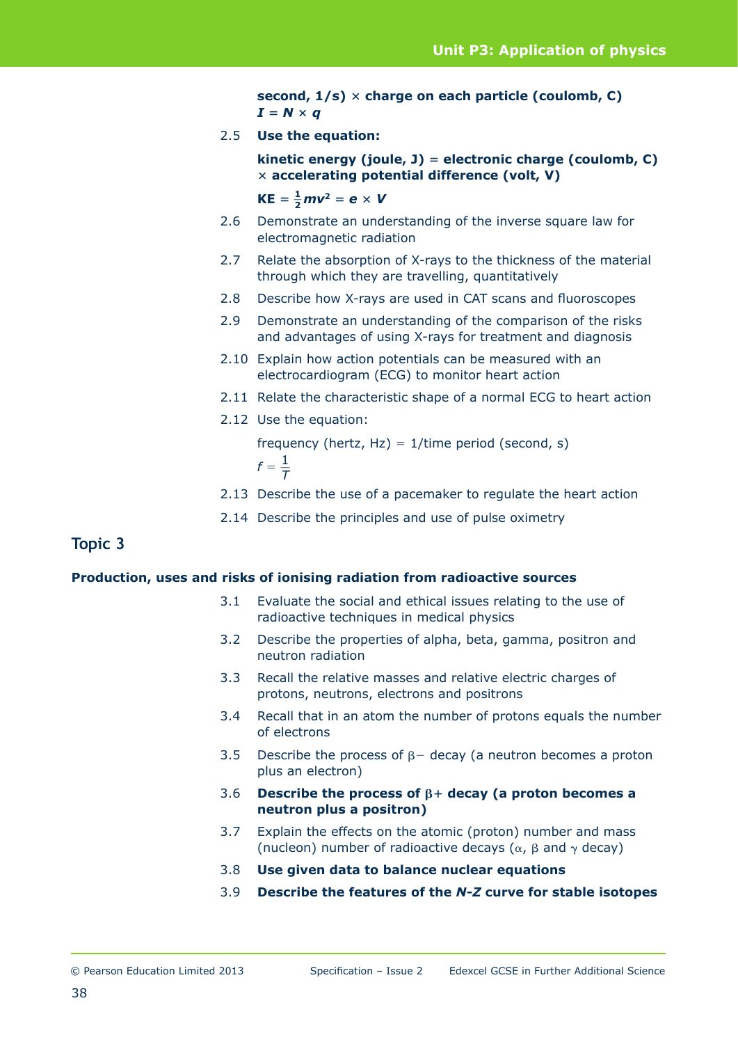**second, 1/s) × charge on each particle (coulomb, C)**
$I = N \times q$

2.5 **Use the equation:**

**kinetic energy (joule, J) = electronic charge (coulomb, C) × accelerating potential difference (volt, V)**

$KE = \frac{1}{2}mv^2 = e \times V$

2.6 Demonstrate an understanding of the inverse square law for electromagnetic radiation

2.7 Relate the absorption of X-rays to the thickness of the material through which they are travelling, quantitatively

2.8 Describe how X-rays are used in CAT scans and fluoroscopes

2.9 Demonstrate an understanding of the comparison of the risks and advantages of using X-rays for treatment and diagnosis

2.10 Explain how action potentials can be measured with an electrocardiogram (ECG) to monitor heart action

2.11 Relate the characteristic shape of a normal ECG to heart action

2.12 Use the equation:

frequency (hertz, Hz) = 1/time period (second, s)

$f = \frac{1}{T}$

2.13 Describe the use of a pacemaker to regulate the heart action

2.14 Describe the principles and use of pulse oximetry

## Topic 3

**Production, uses and risks of ionising radiation from radioactive sources**

3.1 Evaluate the social and ethical issues relating to the use of radioactive techniques in medical physics

3.2 Describe the properties of alpha, beta, gamma, positron and neutron radiation

3.3 Recall the relative masses and relative electric charges of protons, neutrons, electrons and positrons

3.4 Recall that in an atom the number of protons equals the number of electrons

3.5 Describe the process of $\beta-$ decay (a neutron becomes a proton plus an electron)

3.6 **Describe the process of $\beta+$ decay (a proton becomes a neutron plus a positron)**

3.7 Explain the effects on the atomic (proton) number and mass (nucleon) number of radioactive decays ($\alpha$, $\beta$ and $\gamma$ decay)

3.8 **Use given data to balance nuclear equations**

3.9 **Describe the features of the *N-Z* curve for stable isotopes**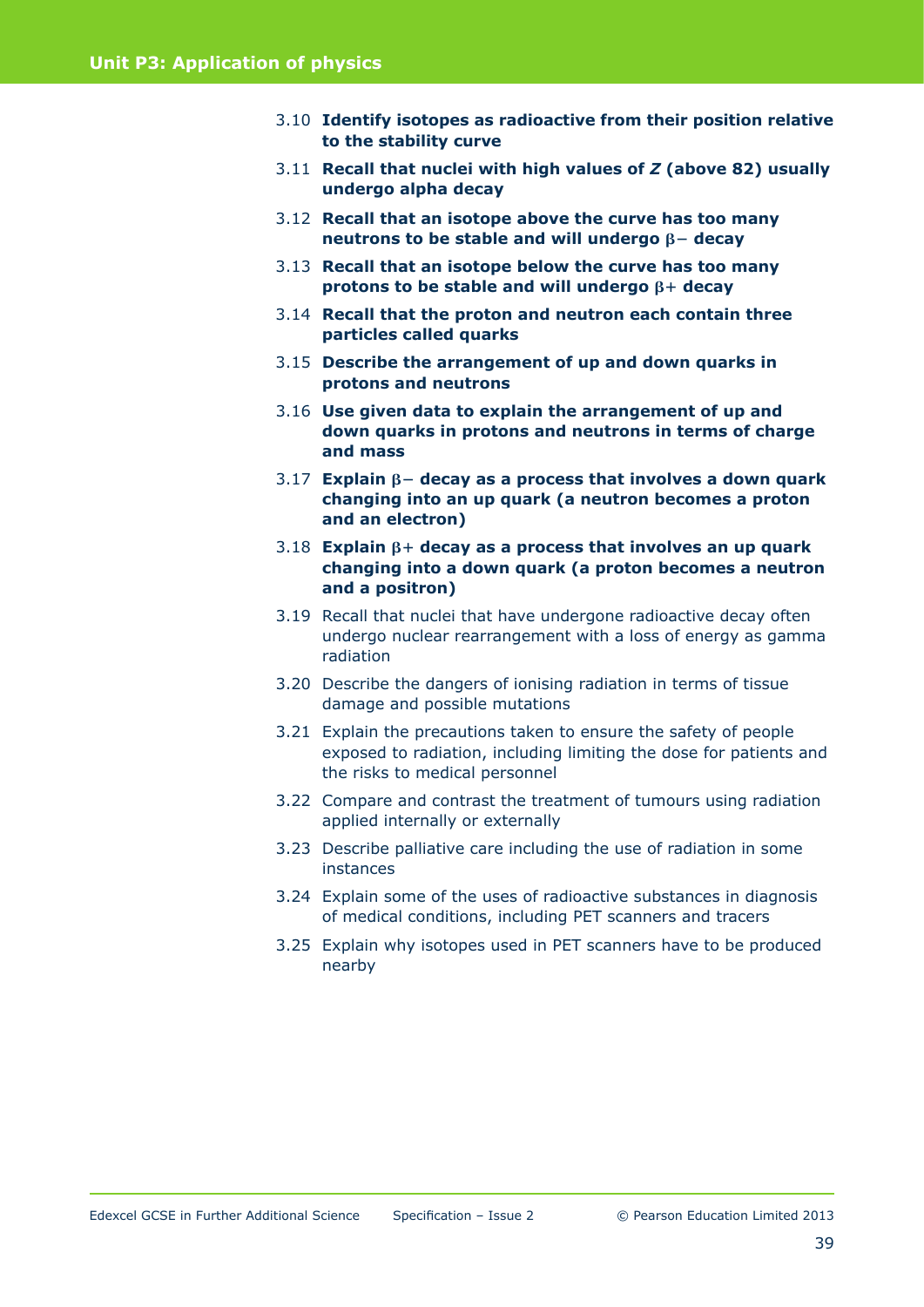3.10 **Identify isotopes as radioactive from their position relative to the stability curve**

3.11 **Recall that nuclei with high values of *Z* (above 82) usually undergo alpha decay**

3.12 **Recall that an isotope above the curve has too many neutrons to be stable and will undergo $\beta-$ decay**

3.13 **Recall that an isotope below the curve has too many protons to be stable and will undergo $\beta+$ decay**

3.14 **Recall that the proton and neutron each contain three particles called quarks**

3.15 **Describe the arrangement of up and down quarks in protons and neutrons**

3.16 **Use given data to explain the arrangement of up and down quarks in protons and neutrons in terms of charge and mass**

3.17 **Explain $\beta-$ decay as a process that involves a down quark changing into an up quark (a neutron becomes a proton and an electron)**

3.18 **Explain $\beta+$ decay as a process that involves an up quark changing into a down quark (a proton becomes a neutron and a positron)**

3.19 Recall that nuclei that have undergone radioactive decay often undergo nuclear rearrangement with a loss of energy as gamma radiation

3.20 Describe the dangers of ionising radiation in terms of tissue damage and possible mutations

3.21 Explain the precautions taken to ensure the safety of people exposed to radiation, including limiting the dose for patients and the risks to medical personnel

3.22 Compare and contrast the treatment of tumours using radiation applied internally or externally

3.23 Describe palliative care including the use of radiation in some instances

3.24 Explain some of the uses of radioactive substances in diagnosis of medical conditions, including PET scanners and tracers

3.25 Explain why isotopes used in PET scanners have to be produced nearby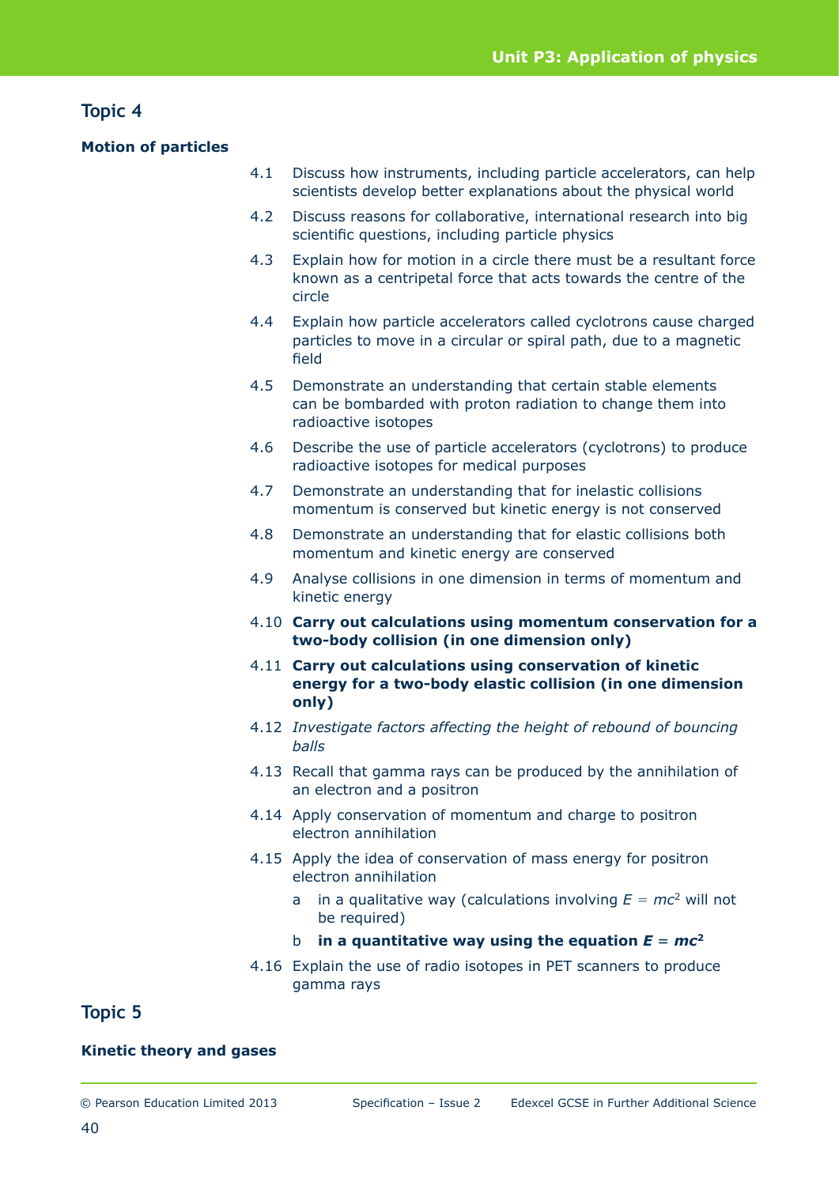## Topic 4

**Motion of particles**

4.1 Discuss how instruments, including particle accelerators, can help scientists develop better explanations about the physical world

4.2 Discuss reasons for collaborative, international research into big scientific questions, including particle physics

4.3 Explain how for motion in a circle there must be a resultant force known as a centripetal force that acts towards the centre of the circle

4.4 Explain how particle accelerators called cyclotrons cause charged particles to move in a circular or spiral path, due to a magnetic field

4.5 Demonstrate an understanding that certain stable elements can be bombarded with proton radiation to change them into radioactive isotopes

4.6 Describe the use of particle accelerators (cyclotrons) to produce radioactive isotopes for medical purposes

4.7 Demonstrate an understanding that for inelastic collisions momentum is conserved but kinetic energy is not conserved

4.8 Demonstrate an understanding that for elastic collisions both momentum and kinetic energy are conserved

4.9 Analyse collisions in one dimension in terms of momentum and kinetic energy

4.10 **Carry out calculations using momentum conservation for a two-body collision (in one dimension only)**

4.11 **Carry out calculations using conservation of kinetic energy for a two-body elastic collision (in one dimension only)**

4.12 *Investigate factors affecting the height of rebound of bouncing balls*

4.13 Recall that gamma rays can be produced by the annihilation of an electron and a positron

4.14 Apply conservation of momentum and charge to positron electron annihilation

4.15 Apply the idea of conservation of mass energy for positron electron annihilation

a in a qualitative way (calculations involving $E = mc^2$ will not be required)

b **in a quantitative way using the equation $E = mc^2$**

4.16 Explain the use of radio isotopes in PET scanners to produce gamma rays

## Topic 5

**Kinetic theory and gases**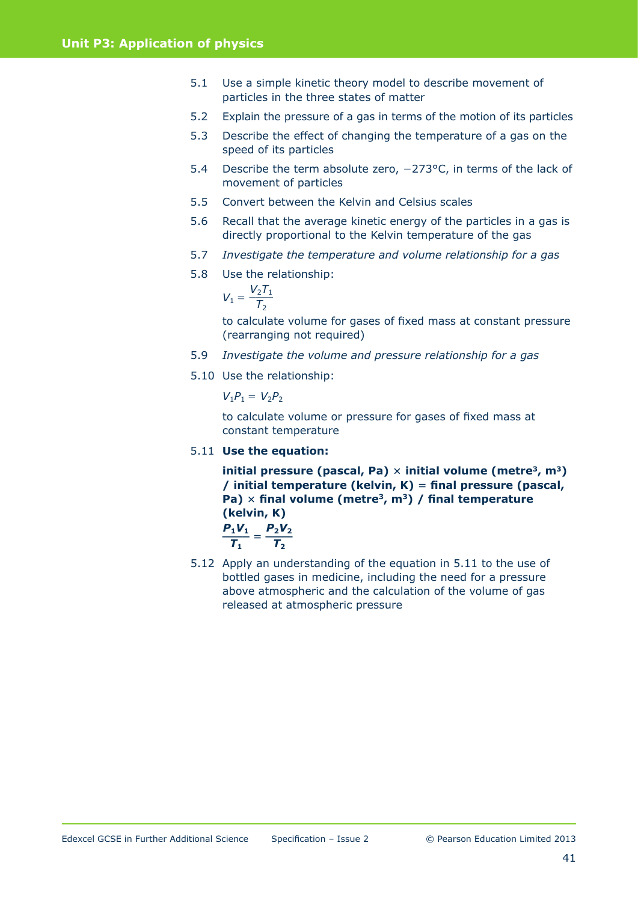5.1 Use a simple kinetic theory model to describe movement of particles in the three states of matter

5.2 Explain the pressure of a gas in terms of the motion of its particles

5.3 Describe the effect of changing the temperature of a gas on the speed of its particles

5.4 Describe the term absolute zero, −273°C, in terms of the lack of movement of particles

5.5 Convert between the Kelvin and Celsius scales

5.6 Recall that the average kinetic energy of the particles in a gas is directly proportional to the Kelvin temperature of the gas

5.7 *Investigate the temperature and volume relationship for a gas*

5.8 Use the relationship:

$$V_1 = \frac{V_2 T_1}{T_2}$$

to calculate volume for gases of fixed mass at constant pressure (rearranging not required)

5.9 *Investigate the volume and pressure relationship for a gas*

5.10 Use the relationship:

$$V_1 P_1 = V_2 P_2$$

to calculate volume or pressure for gases of fixed mass at constant temperature

5.11 **Use the equation:**

**initial pressure (pascal, Pa) × initial volume (metre$^3$, m$^3$) / initial temperature (kelvin, K) = final pressure (pascal, Pa) × final volume (metre$^3$, m$^3$) / final temperature (kelvin, K)**

$$\frac{P_1 V_1}{T_1} = \frac{P_2 V_2}{T_2}$$

5.12 Apply an understanding of the equation in 5.11 to the use of bottled gases in medicine, including the need for a pressure above atmospheric and the calculation of the volume of gas released at atmospheric pressure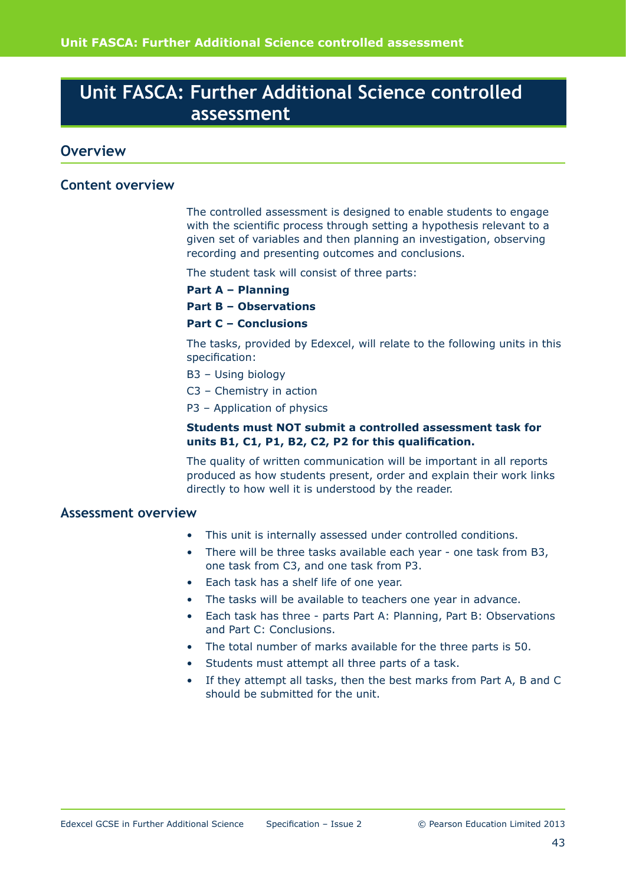# Unit FASCA: Further Additional Science controlled assessment

## Overview

### Content overview

The controlled assessment is designed to enable students to engage with the scientific process through setting a hypothesis relevant to a given set of variables and then planning an investigation, observing recording and presenting outcomes and conclusions.

The student task will consist of three parts:

**Part A – Planning**

**Part B – Observations**

**Part C – Conclusions**

The tasks, provided by Edexcel, will relate to the following units in this specification:

B3 – Using biology

C3 – Chemistry in action

P3 – Application of physics

**Students must NOT submit a controlled assessment task for units B1, C1, P1, B2, C2, P2 for this qualification.**

The quality of written communication will be important in all reports produced as how students present, order and explain their work links directly to how well it is understood by the reader.

### Assessment overview

- This unit is internally assessed under controlled conditions.
- There will be three tasks available each year - one task from B3, one task from C3, and one task from P3.
- Each task has a shelf life of one year.
- The tasks will be available to teachers one year in advance.
- Each task has three - parts Part A: Planning, Part B: Observations and Part C: Conclusions.
- The total number of marks available for the three parts is 50.
- Students must attempt all three parts of a task.
- If they attempt all tasks, then the best marks from Part A, B and C should be submitted for the unit.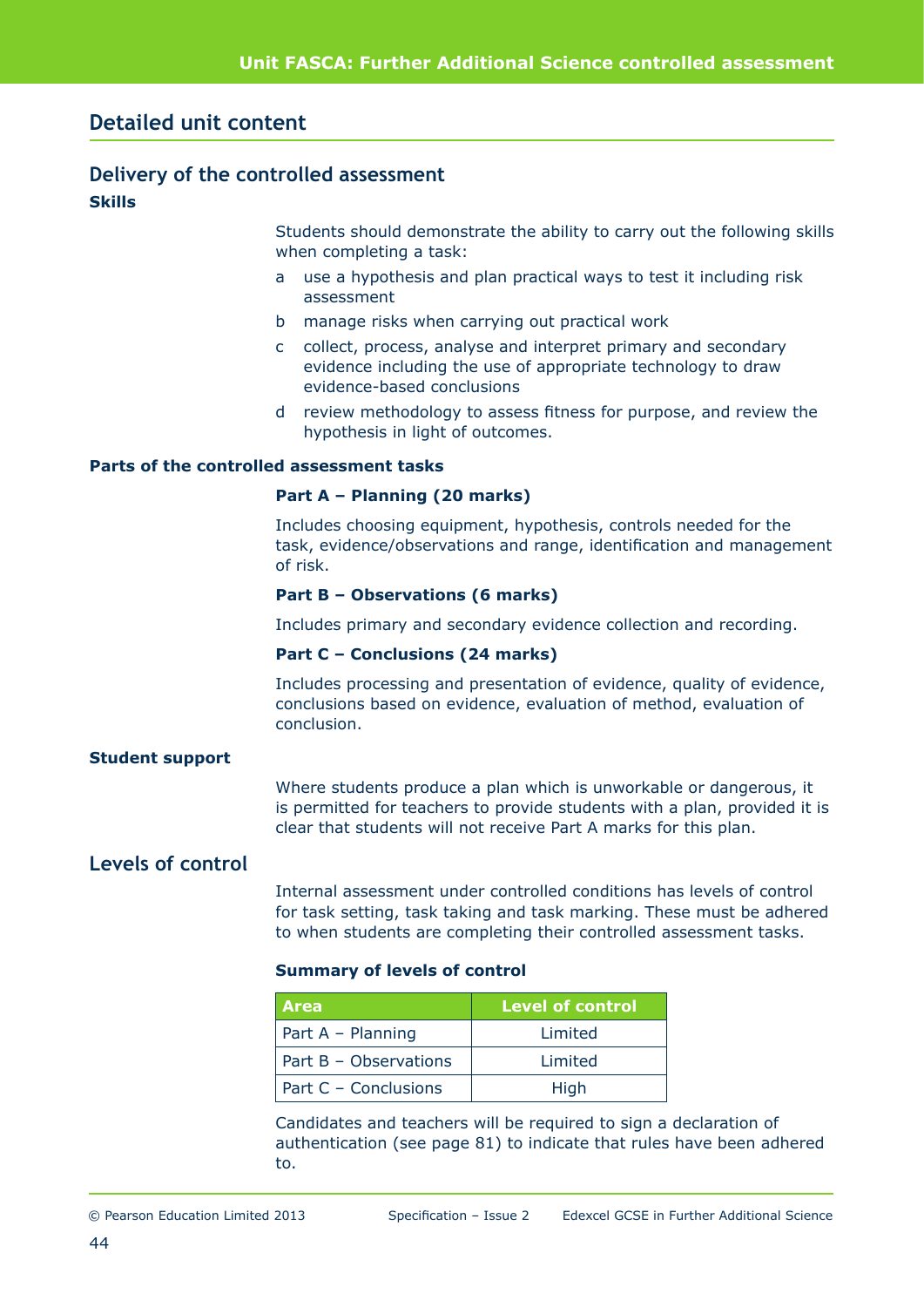## Detailed unit content

### Delivery of the controlled assessment

**Skills**

Students should demonstrate the ability to carry out the following skills when completing a task:

a use a hypothesis and plan practical ways to test it including risk assessment

b manage risks when carrying out practical work

c collect, process, analyse and interpret primary and secondary evidence including the use of appropriate technology to draw evidence-based conclusions

d review methodology to assess fitness for purpose, and review the hypothesis in light of outcomes.

**Parts of the controlled assessment tasks**

**Part A – Planning (20 marks)**

Includes choosing equipment, hypothesis, controls needed for the task, evidence/observations and range, identification and management of risk.

**Part B – Observations (6 marks)**

Includes primary and secondary evidence collection and recording.

**Part C – Conclusions (24 marks)**

Includes processing and presentation of evidence, quality of evidence, conclusions based on evidence, evaluation of method, evaluation of conclusion.

**Student support**

Where students produce a plan which is unworkable or dangerous, it is permitted for teachers to provide students with a plan, provided it is clear that students will not receive Part A marks for this plan.

### Levels of control

Internal assessment under controlled conditions has levels of control for task setting, task taking and task marking. These must be adhered to when students are completing their controlled assessment tasks.

**Summary of levels of control**

| Area | Level of control |
|---|---|
| Part A – Planning | Limited |
| Part B – Observations | Limited |
| Part C – Conclusions | High |

Candidates and teachers will be required to sign a declaration of authentication (see page 81) to indicate that rules have been adhered to.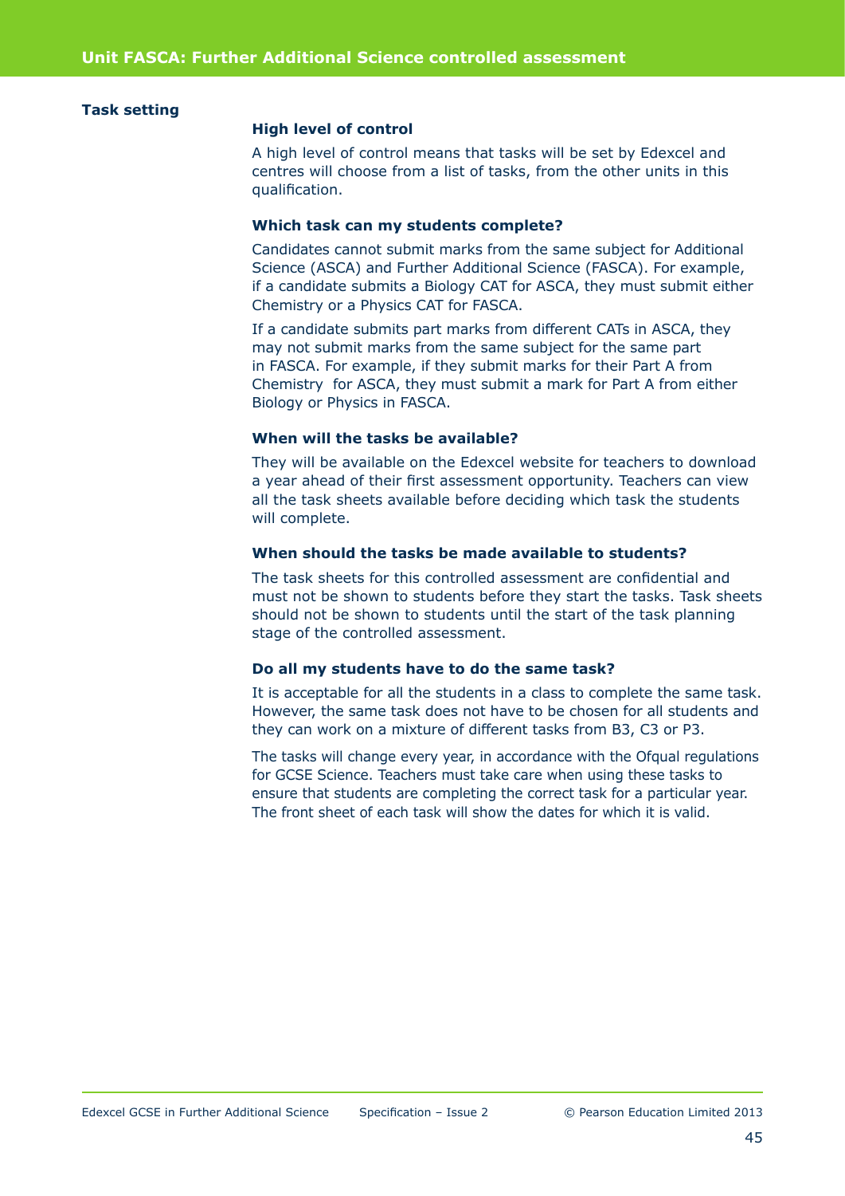## Task setting

### High level of control

A high level of control means that tasks will be set by Edexcel and centres will choose from a list of tasks, from the other units in this qualification.

### Which task can my students complete?

Candidates cannot submit marks from the same subject for Additional Science (ASCA) and Further Additional Science (FASCA). For example, if a candidate submits a Biology CAT for ASCA, they must submit either Chemistry or a Physics CAT for FASCA.

If a candidate submits part marks from different CATs in ASCA, they may not submit marks from the same subject for the same part in FASCA. For example, if they submit marks for their Part A from Chemistry for ASCA, they must submit a mark for Part A from either Biology or Physics in FASCA.

### When will the tasks be available?

They will be available on the Edexcel website for teachers to download a year ahead of their first assessment opportunity. Teachers can view all the task sheets available before deciding which task the students will complete.

### When should the tasks be made available to students?

The task sheets for this controlled assessment are confidential and must not be shown to students before they start the tasks. Task sheets should not be shown to students until the start of the task planning stage of the controlled assessment.

### Do all my students have to do the same task?

It is acceptable for all the students in a class to complete the same task. However, the same task does not have to be chosen for all students and they can work on a mixture of different tasks from B3, C3 or P3.

The tasks will change every year, in accordance with the Ofqual regulations for GCSE Science. Teachers must take care when using these tasks to ensure that students are completing the correct task for a particular year. The front sheet of each task will show the dates for which it is valid.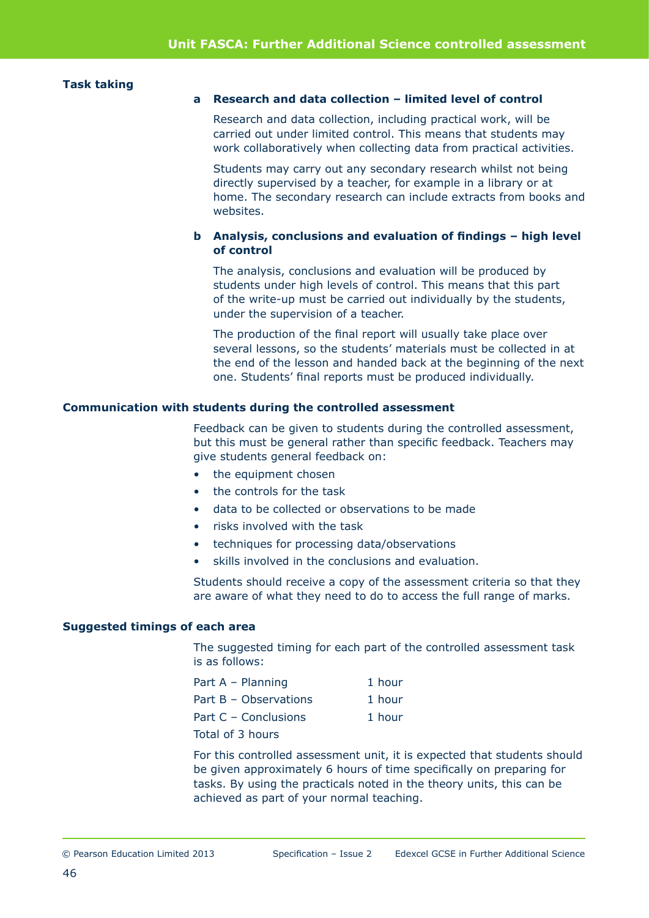### Task taking

**a Research and data collection – limited level of control**

Research and data collection, including practical work, will be carried out under limited control. This means that students may work collaboratively when collecting data from practical activities.

Students may carry out any secondary research whilst not being directly supervised by a teacher, for example in a library or at home. The secondary research can include extracts from books and websites.

**b Analysis, conclusions and evaluation of findings – high level of control**

The analysis, conclusions and evaluation will be produced by students under high levels of control. This means that this part of the write-up must be carried out individually by the students, under the supervision of a teacher.

The production of the final report will usually take place over several lessons, so the students' materials must be collected in at the end of the lesson and handed back at the beginning of the next one. Students' final reports must be produced individually.

### Communication with students during the controlled assessment

Feedback can be given to students during the controlled assessment, but this must be general rather than specific feedback. Teachers may give students general feedback on:

- the equipment chosen
- the controls for the task
- data to be collected or observations to be made
- risks involved with the task
- techniques for processing data/observations
- skills involved in the conclusions and evaluation.

Students should receive a copy of the assessment criteria so that they are aware of what they need to do to access the full range of marks.

### Suggested timings of each area

The suggested timing for each part of the controlled assessment task is as follows:

| | |
|---|---|
| Part A – Planning | 1 hour |
| Part B – Observations | 1 hour |
| Part C – Conclusions | 1 hour |
| Total of 3 hours | |

For this controlled assessment unit, it is expected that students should be given approximately 6 hours of time specifically on preparing for tasks. By using the practicals noted in the theory units, this can be achieved as part of your normal teaching.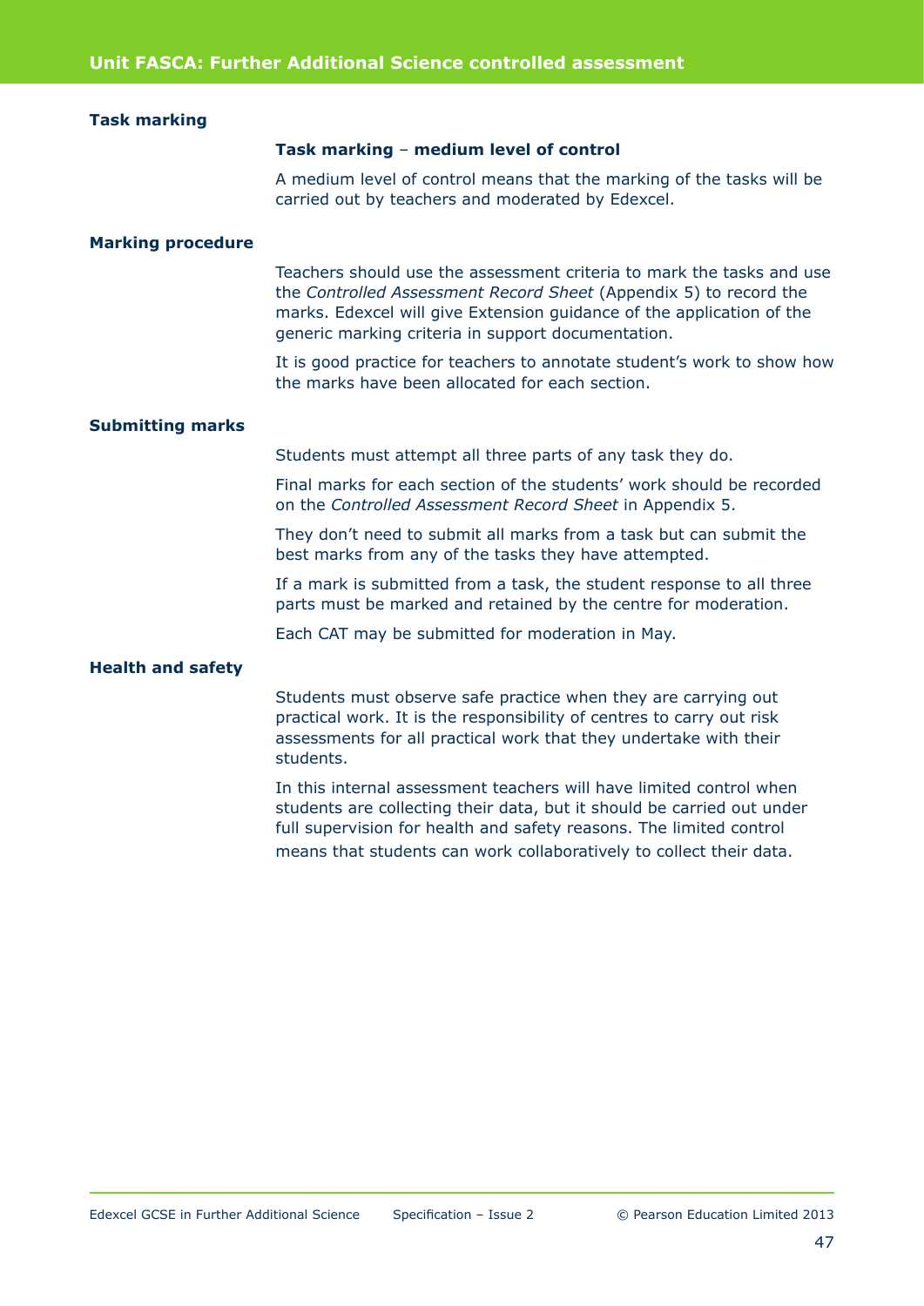## Task marking

**Task marking – medium level of control**

A medium level of control means that the marking of the tasks will be carried out by teachers and moderated by Edexcel.

## Marking procedure

Teachers should use the assessment criteria to mark the tasks and use the *Controlled Assessment Record Sheet* (Appendix 5) to record the marks. Edexcel will give Extension guidance of the application of the generic marking criteria in support documentation.

It is good practice for teachers to annotate student's work to show how the marks have been allocated for each section.

## Submitting marks

Students must attempt all three parts of any task they do.

Final marks for each section of the students' work should be recorded on the *Controlled Assessment Record Sheet* in Appendix 5.

They don't need to submit all marks from a task but can submit the best marks from any of the tasks they have attempted.

If a mark is submitted from a task, the student response to all three parts must be marked and retained by the centre for moderation.

Each CAT may be submitted for moderation in May.

## Health and safety

Students must observe safe practice when they are carrying out practical work. It is the responsibility of centres to carry out risk assessments for all practical work that they undertake with their students.

In this internal assessment teachers will have limited control when students are collecting their data, but it should be carried out under full supervision for health and safety reasons. The limited control means that students can work collaboratively to collect their data.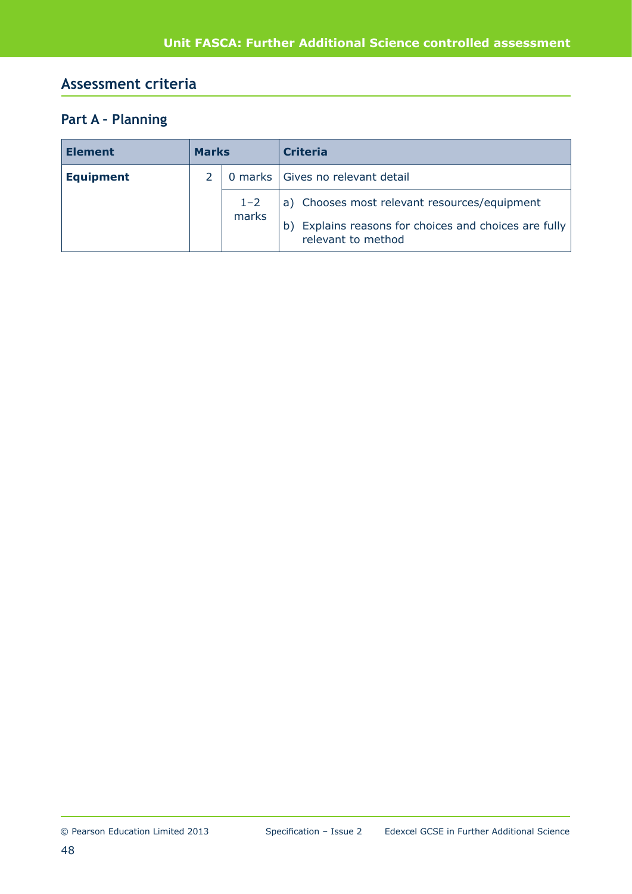## Assessment criteria

### Part A – Planning

| Element | Marks | | Criteria |
|---|---|---|---|
| **Equipment** | 2 | 0 marks | Gives no relevant detail |
| | | 1–2 marks | a) Chooses most relevant resources/equipment<br>b) Explains reasons for choices and choices are fully relevant to method |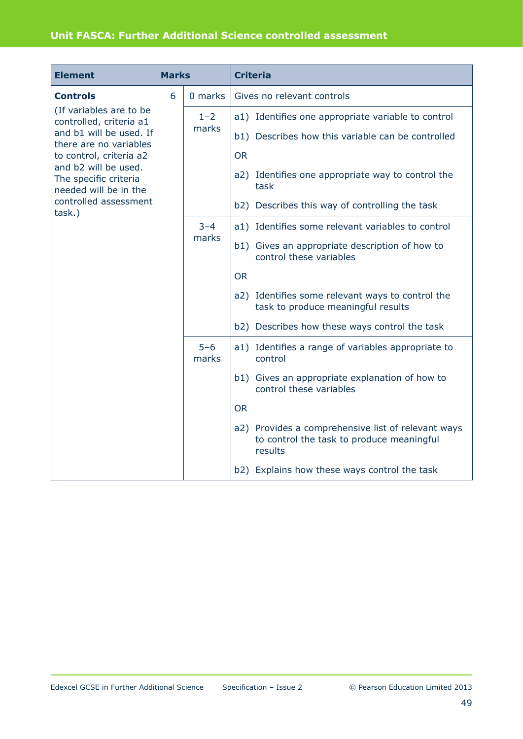| Element | Marks | | Criteria |
|---|---|---|---|
| **Controls** (If variables are to be controlled, criteria a1 and b1 will be used. If there are no variables to control, criteria a2 and b2 will be used. The specific criteria needed will be in the controlled assessment task.) | 6 | 0 marks | Gives no relevant controls |
| | | 1–2 marks | a1) Identifies one appropriate variable to control<br>b1) Describes how this variable can be controlled<br>OR<br>a2) Identifies one appropriate way to control the task<br>b2) Describes this way of controlling the task |
| | | 3–4 marks | a1) Identifies some relevant variables to control<br>b1) Gives an appropriate description of how to control these variables<br>OR<br>a2) Identifies some relevant ways to control the task to produce meaningful results<br>b2) Describes how these ways control the task |
| | | 5–6 marks | a1) Identifies a range of variables appropriate to control<br>b1) Gives an appropriate explanation of how to control these variables<br>OR<br>a2) Provides a comprehensive list of relevant ways to control the task to produce meaningful results<br>b2) Explains how these ways control the task |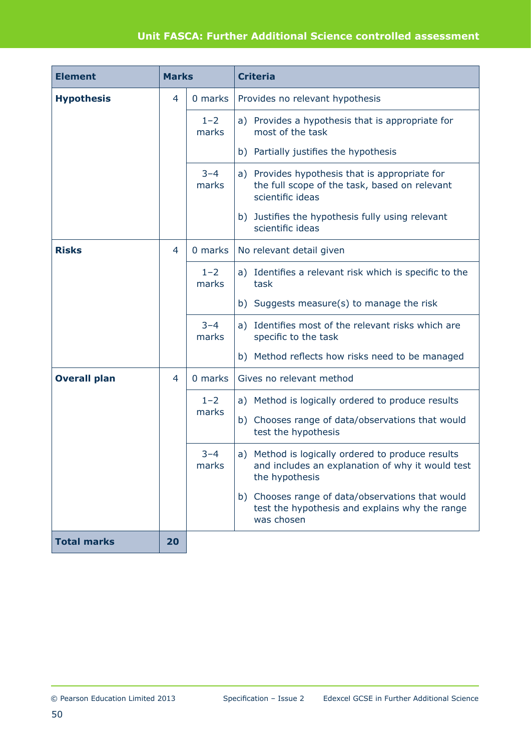| Element | Marks | | Criteria |
|---|---|---|---|
| **Hypothesis** | 4 | 0 marks | Provides no relevant hypothesis |
| | | 1–2 marks | a) Provides a hypothesis that is appropriate for most of the task<br>b) Partially justifies the hypothesis |
| | | 3–4 marks | a) Provides hypothesis that is appropriate for the full scope of the task, based on relevant scientific ideas<br>b) Justifies the hypothesis fully using relevant scientific ideas |
| **Risks** | 4 | 0 marks | No relevant detail given |
| | | 1–2 marks | a) Identifies a relevant risk which is specific to the task<br>b) Suggests measure(s) to manage the risk |
| | | 3–4 marks | a) Identifies most of the relevant risks which are specific to the task<br>b) Method reflects how risks need to be managed |
| **Overall plan** | 4 | 0 marks | Gives no relevant method |
| | | 1–2 marks | a) Method is logically ordered to produce results<br>b) Chooses range of data/observations that would test the hypothesis |
| | | 3–4 marks | a) Method is logically ordered to produce results and includes an explanation of why it would test the hypothesis<br>b) Chooses range of data/observations that would test the hypothesis and explains why the range was chosen |
| **Total marks** | **20** | | |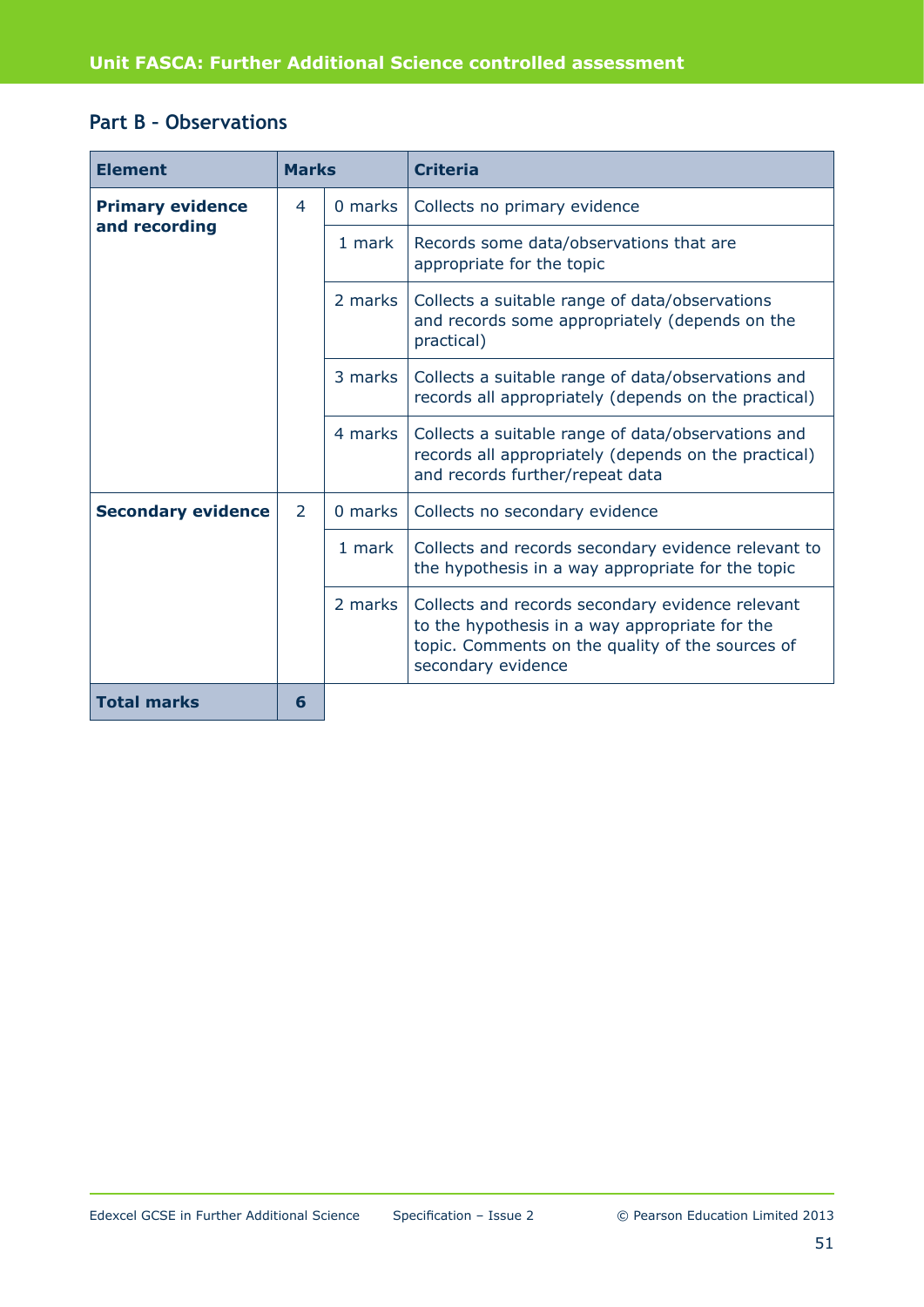## Part B - Observations

| Element | Marks | | Criteria |
|---|---|---|---|
| **Primary evidence and recording** | 4 | 0 marks | Collects no primary evidence |
| | | 1 mark | Records some data/observations that are appropriate for the topic |
| | | 2 marks | Collects a suitable range of data/observations and records some appropriately (depends on the practical) |
| | | 3 marks | Collects a suitable range of data/observations and records all appropriately (depends on the practical) |
| | | 4 marks | Collects a suitable range of data/observations and records all appropriately (depends on the practical) and records further/repeat data |
| **Secondary evidence** | 2 | 0 marks | Collects no secondary evidence |
| | | 1 mark | Collects and records secondary evidence relevant to the hypothesis in a way appropriate for the topic |
| | | 2 marks | Collects and records secondary evidence relevant to the hypothesis in a way appropriate for the topic. Comments on the quality of the sources of secondary evidence |
| **Total marks** | **6** | | |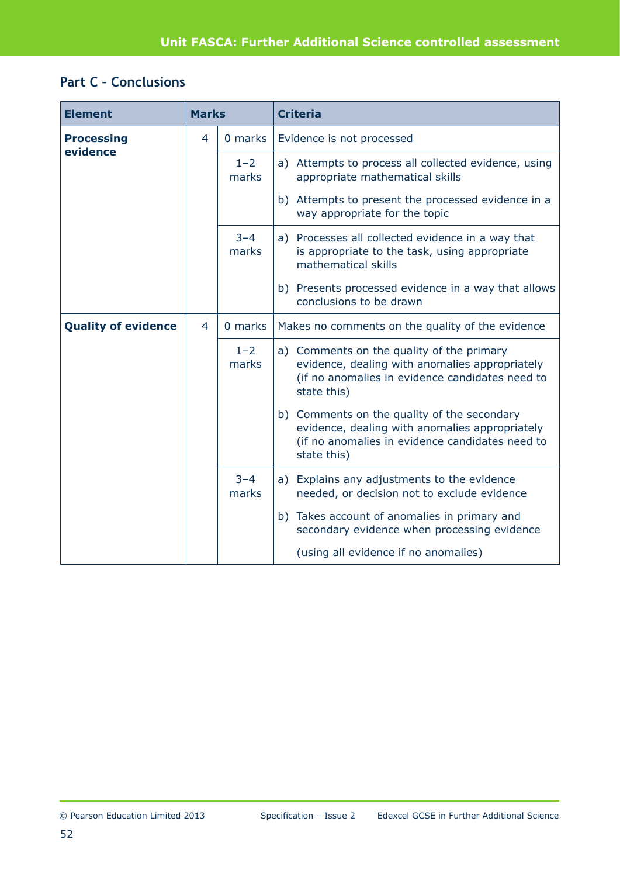## Part C – Conclusions

| Element | Marks | | Criteria |
|---|---|---|---|
| **Processing evidence** | 4 | 0 marks | Evidence is not processed |
| | | 1–2 marks | a) Attempts to process all collected evidence, using appropriate mathematical skills<br>b) Attempts to present the processed evidence in a way appropriate for the topic |
| | | 3–4 marks | a) Processes all collected evidence in a way that is appropriate to the task, using appropriate mathematical skills<br>b) Presents processed evidence in a way that allows conclusions to be drawn |
| **Quality of evidence** | 4 | 0 marks | Makes no comments on the quality of the evidence |
| | | 1–2 marks | a) Comments on the quality of the primary evidence, dealing with anomalies appropriately (if no anomalies in evidence candidates need to state this)<br>b) Comments on the quality of the secondary evidence, dealing with anomalies appropriately (if no anomalies in evidence candidates need to state this) |
| | | 3–4 marks | a) Explains any adjustments to the evidence needed, or decision not to exclude evidence<br>b) Takes account of anomalies in primary and secondary evidence when processing evidence<br>(using all evidence if no anomalies) |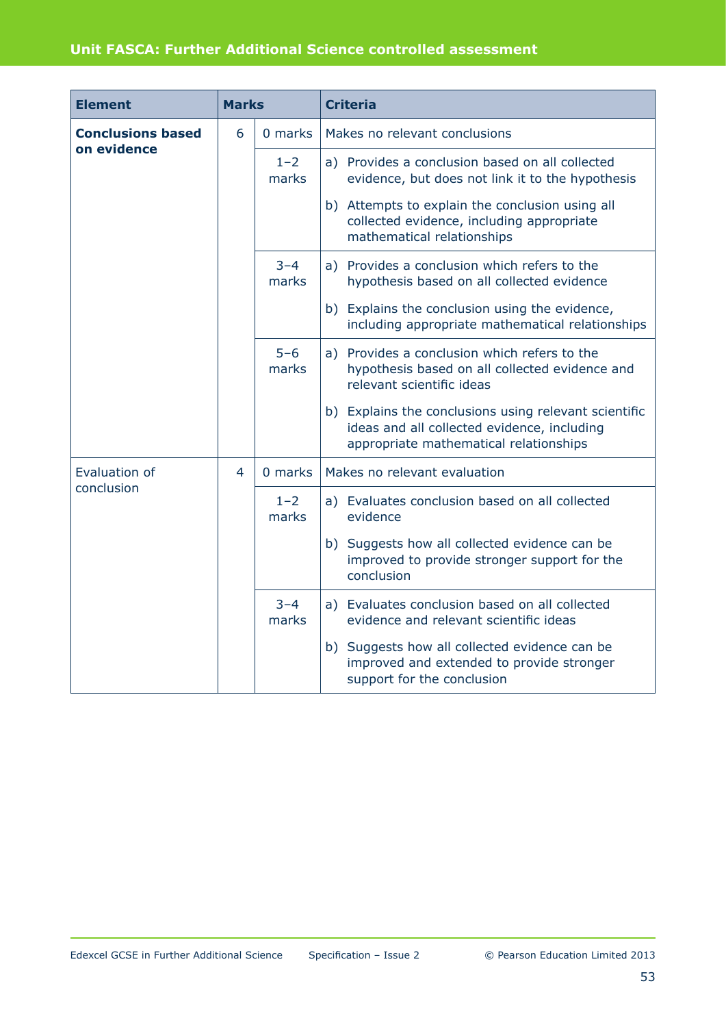| Element | Marks | | Criteria |
|---|---|---|---|
| **Conclusions based on evidence** | 6 | 0 marks | Makes no relevant conclusions |
| | | 1–2 marks | a) Provides a conclusion based on all collected evidence, but does not link it to the hypothesis<br><br>b) Attempts to explain the conclusion using all collected evidence, including appropriate mathematical relationships |
| | | 3–4 marks | a) Provides a conclusion which refers to the hypothesis based on all collected evidence<br><br>b) Explains the conclusion using the evidence, including appropriate mathematical relationships |
| | | 5–6 marks | a) Provides a conclusion which refers to the hypothesis based on all collected evidence and relevant scientific ideas<br><br>b) Explains the conclusions using relevant scientific ideas and all collected evidence, including appropriate mathematical relationships |
| Evaluation of conclusion | 4 | 0 marks | Makes no relevant evaluation |
| | | 1–2 marks | a) Evaluates conclusion based on all collected evidence<br><br>b) Suggests how all collected evidence can be improved to provide stronger support for the conclusion |
| | | 3–4 marks | a) Evaluates conclusion based on all collected evidence and relevant scientific ideas<br><br>b) Suggests how all collected evidence can be improved and extended to provide stronger support for the conclusion |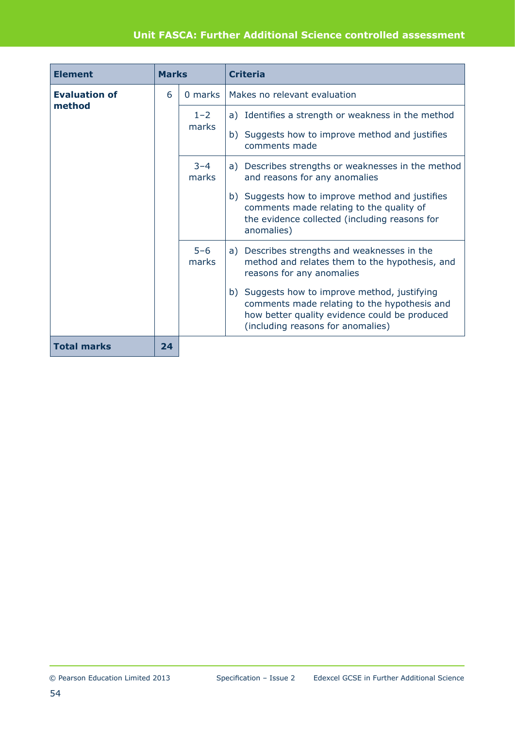| Element | Marks | | Criteria |
|---|---|---|---|
| **Evaluation of method** | 6 | 0 marks | Makes no relevant evaluation |
| | | 1–2 marks | a) Identifies a strength or weakness in the method<br>b) Suggests how to improve method and justifies comments made |
| | | 3–4 marks | a) Describes strengths or weaknesses in the method and reasons for any anomalies<br>b) Suggests how to improve method and justifies comments made relating to the quality of the evidence collected (including reasons for anomalies) |
| | | 5–6 marks | a) Describes strengths and weaknesses in the method and relates them to the hypothesis, and reasons for any anomalies<br>b) Suggests how to improve method, justifying comments made relating to the hypothesis and how better quality evidence could be produced (including reasons for anomalies) |
| **Total marks** | **24** | | |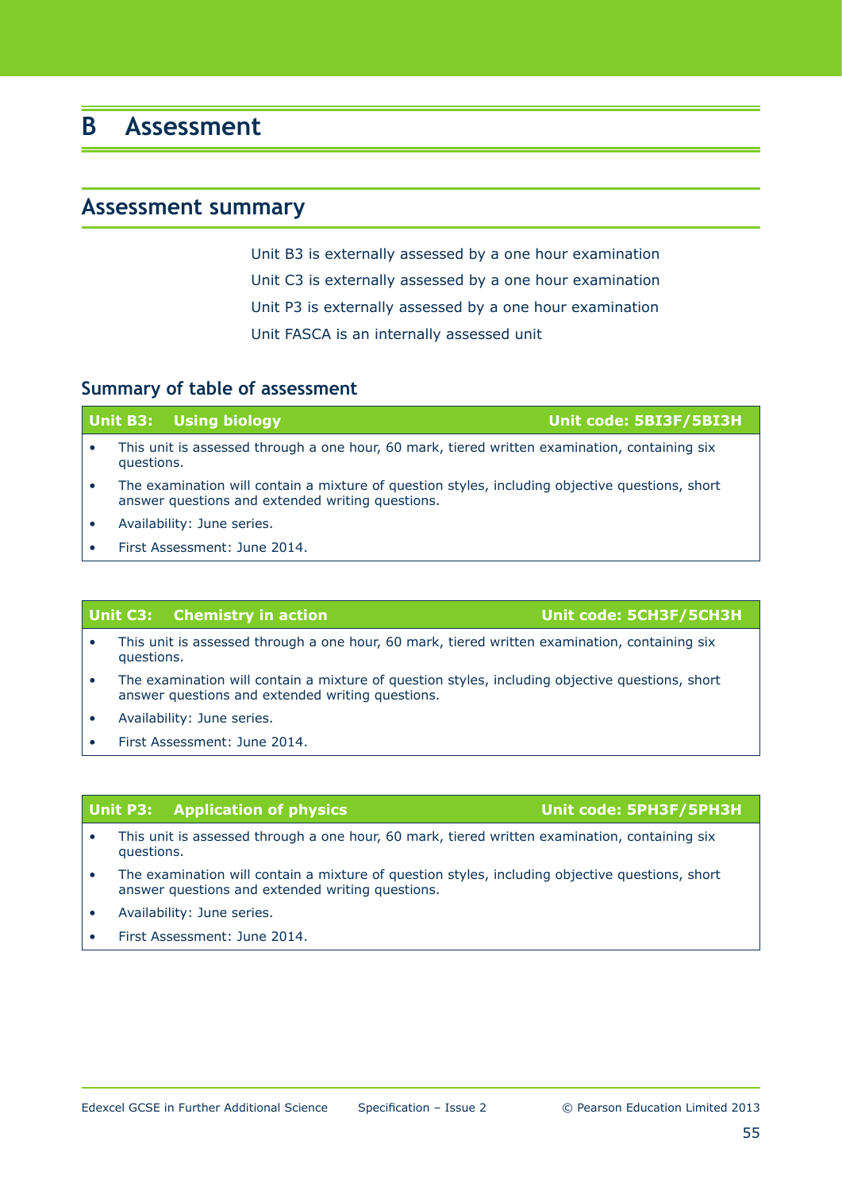# B Assessment

## Assessment summary

Unit B3 is externally assessed by a one hour examination

Unit C3 is externally assessed by a one hour examination

Unit P3 is externally assessed by a one hour examination

Unit FASCA is an internally assessed unit

### Summary of table of assessment

**Unit B3: Using biology** — **Unit code: 5BI3F/5BI3H**

- This unit is assessed through a one hour, 60 mark, tiered written examination, containing six questions.
- The examination will contain a mixture of question styles, including objective questions, short answer questions and extended writing questions.
- Availability: June series.
- First Assessment: June 2014.

**Unit C3: Chemistry in action** — **Unit code: 5CH3F/5CH3H**

- This unit is assessed through a one hour, 60 mark, tiered written examination, containing six questions.
- The examination will contain a mixture of question styles, including objective questions, short answer questions and extended writing questions.
- Availability: June series.
- First Assessment: June 2014.

**Unit P3: Application of physics** — **Unit code: 5PH3F/5PH3H**

- This unit is assessed through a one hour, 60 mark, tiered written examination, containing six questions.
- The examination will contain a mixture of question styles, including objective questions, short answer questions and extended writing questions.
- Availability: June series.
- First Assessment: June 2014.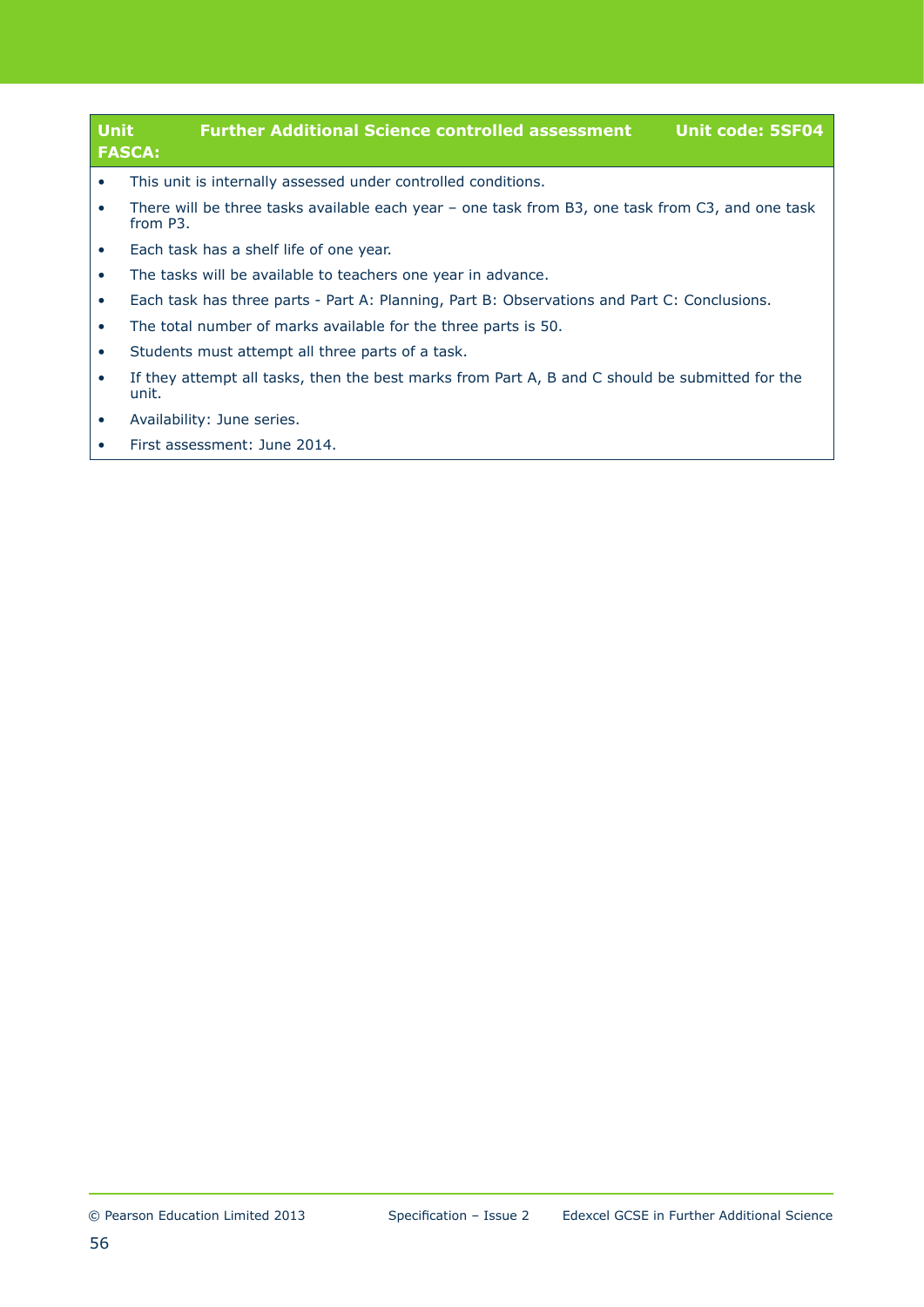| Unit FASCA: | Further Additional Science controlled assessment | Unit code: 5SF04 |
| --- | --- | --- |

- This unit is internally assessed under controlled conditions.
- There will be three tasks available each year – one task from B3, one task from C3, and one task from P3.
- Each task has a shelf life of one year.
- The tasks will be available to teachers one year in advance.
- Each task has three parts - Part A: Planning, Part B: Observations and Part C: Conclusions.
- The total number of marks available for the three parts is 50.
- Students must attempt all three parts of a task.
- If they attempt all tasks, then the best marks from Part A, B and C should be submitted for the unit.
- Availability: June series.
- First assessment: June 2014.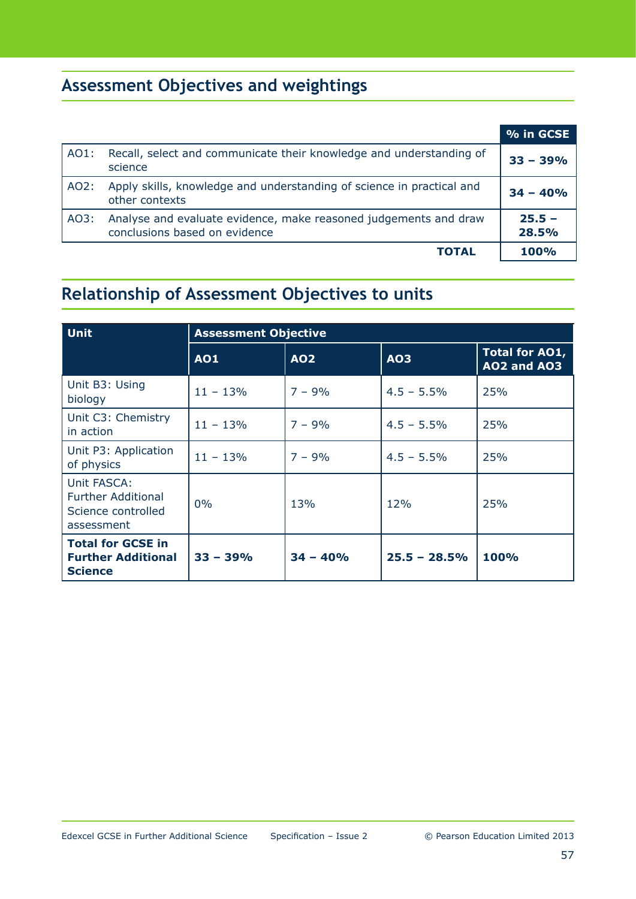## Assessment Objectives and weightings

| | | % in GCSE |
|---|---|---|
| AO1: | Recall, select and communicate their knowledge and understanding of science | **33 – 39%** |
| AO2: | Apply skills, knowledge and understanding of science in practical and other contexts | **34 – 40%** |
| AO3: | Analyse and evaluate evidence, make reasoned judgements and draw conclusions based on evidence | **25.5 – 28.5%** |
| | **TOTAL** | **100%** |

## Relationship of Assessment Objectives to units

| Unit | Assessment Objective | | | |
|---|---|---|---|---|
| | **AO1** | **AO2** | **AO3** | **Total for AO1, AO2 and AO3** |
| Unit B3: Using biology | 11 – 13% | 7 – 9% | 4.5 – 5.5% | 25% |
| Unit C3: Chemistry in action | 11 – 13% | 7 – 9% | 4.5 – 5.5% | 25% |
| Unit P3: Application of physics | 11 – 13% | 7 – 9% | 4.5 – 5.5% | 25% |
| Unit FASCA: Further Additional Science controlled assessment | 0% | 13% | 12% | 25% |
| **Total for GCSE in Further Additional Science** | **33 – 39%** | **34 – 40%** | **25.5 – 28.5%** | **100%** |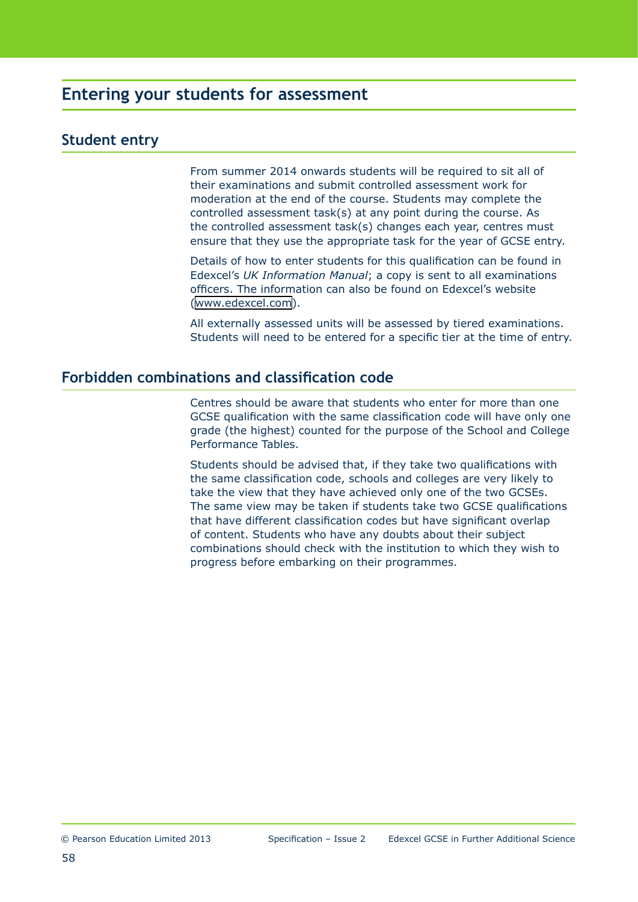# Entering your students for assessment

## Student entry

From summer 2014 onwards students will be required to sit all of their examinations and submit controlled assessment work for moderation at the end of the course. Students may complete the controlled assessment task(s) at any point during the course. As the controlled assessment task(s) changes each year, centres must ensure that they use the appropriate task for the year of GCSE entry.

Details of how to enter students for this qualification can be found in Edexcel's *UK Information Manual*; a copy is sent to all examinations officers. The information can also be found on Edexcel's website (www.edexcel.com).

All externally assessed units will be assessed by tiered examinations. Students will need to be entered for a specific tier at the time of entry.

## Forbidden combinations and classification code

Centres should be aware that students who enter for more than one GCSE qualification with the same classification code will have only one grade (the highest) counted for the purpose of the School and College Performance Tables.

Students should be advised that, if they take two qualifications with the same classification code, schools and colleges are very likely to take the view that they have achieved only one of the two GCSEs. The same view may be taken if students take two GCSE qualifications that have different classification codes but have significant overlap of content. Students who have any doubts about their subject combinations should check with the institution to which they wish to progress before embarking on their programmes.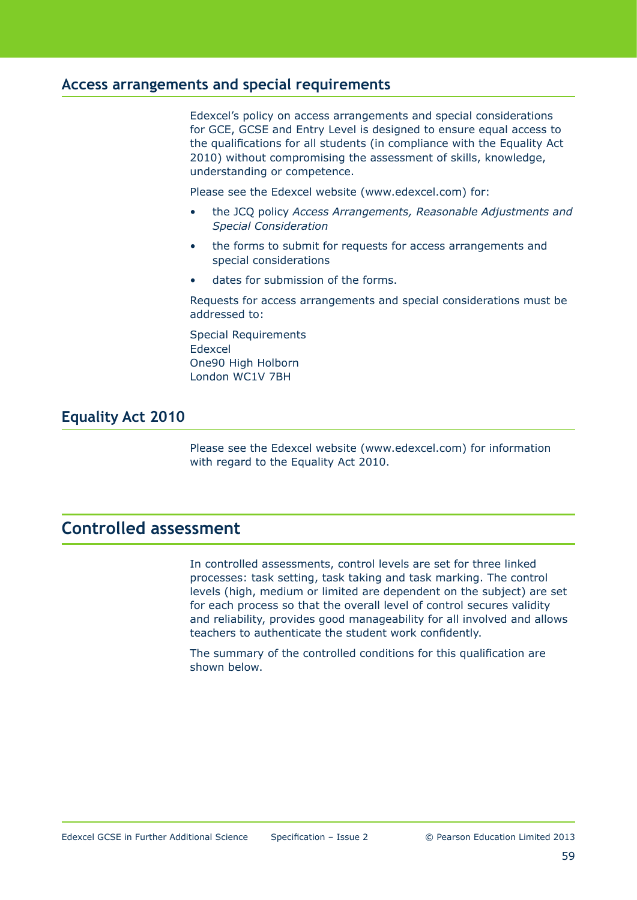## Access arrangements and special requirements

Edexcel's policy on access arrangements and special considerations for GCE, GCSE and Entry Level is designed to ensure equal access to the qualifications for all students (in compliance with the Equality Act 2010) without compromising the assessment of skills, knowledge, understanding or competence.

Please see the Edexcel website (www.edexcel.com) for:

- the JCQ policy *Access Arrangements, Reasonable Adjustments and Special Consideration*
- the forms to submit for requests for access arrangements and special considerations
- dates for submission of the forms.

Requests for access arrangements and special considerations must be addressed to:

Special Requirements
Edexcel
One90 High Holborn
London WC1V 7BH

## Equality Act 2010

Please see the Edexcel website (www.edexcel.com) for information with regard to the Equality Act 2010.

# Controlled assessment

In controlled assessments, control levels are set for three linked processes: task setting, task taking and task marking. The control levels (high, medium or limited are dependent on the subject) are set for each process so that the overall level of control secures validity and reliability, provides good manageability for all involved and allows teachers to authenticate the student work confidently.

The summary of the controlled conditions for this qualification are shown below.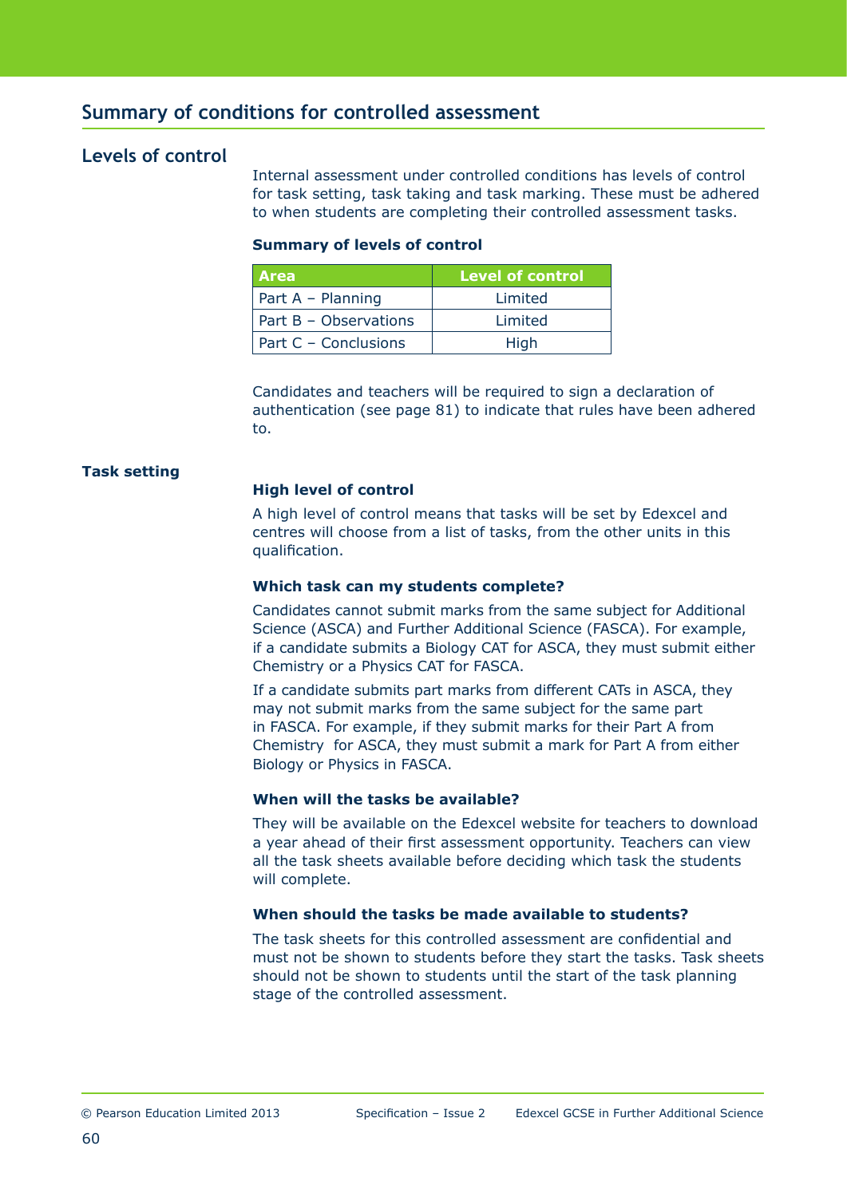## Summary of conditions for controlled assessment

### Levels of control

Internal assessment under controlled conditions has levels of control for task setting, task taking and task marking. These must be adhered to when students are completing their controlled assessment tasks.

**Summary of levels of control**

| Area | Level of control |
| --- | --- |
| Part A – Planning | Limited |
| Part B – Observations | Limited |
| Part C – Conclusions | High |

Candidates and teachers will be required to sign a declaration of authentication (see page 81) to indicate that rules have been adhered to.

**Task setting**

**High level of control**

A high level of control means that tasks will be set by Edexcel and centres will choose from a list of tasks, from the other units in this qualification.

**Which task can my students complete?**

Candidates cannot submit marks from the same subject for Additional Science (ASCA) and Further Additional Science (FASCA). For example, if a candidate submits a Biology CAT for ASCA, they must submit either Chemistry or a Physics CAT for FASCA.

If a candidate submits part marks from different CATs in ASCA, they may not submit marks from the same subject for the same part in FASCA. For example, if they submit marks for their Part A from Chemistry for ASCA, they must submit a mark for Part A from either Biology or Physics in FASCA.

**When will the tasks be available?**

They will be available on the Edexcel website for teachers to download a year ahead of their first assessment opportunity. Teachers can view all the task sheets available before deciding which task the students will complete.

**When should the tasks be made available to students?**

The task sheets for this controlled assessment are confidential and must not be shown to students before they start the tasks. Task sheets should not be shown to students until the start of the task planning stage of the controlled assessment.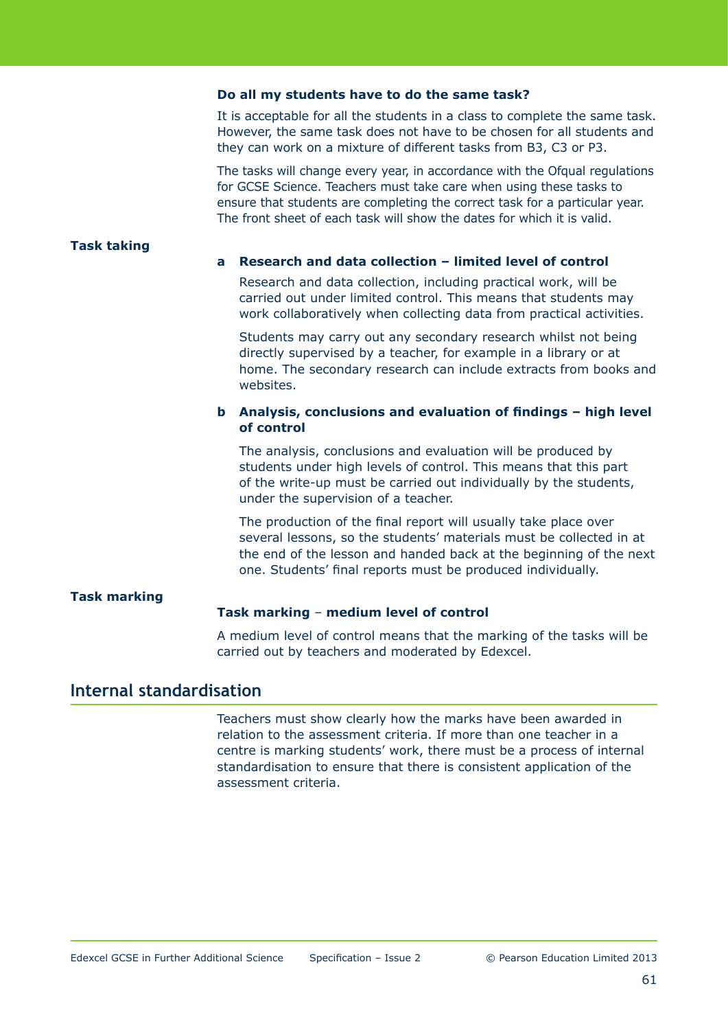**Do all my students have to do the same task?**

It is acceptable for all the students in a class to complete the same task. However, the same task does not have to be chosen for all students and they can work on a mixture of different tasks from B3, C3 or P3.

The tasks will change every year, in accordance with the Ofqual regulations for GCSE Science. Teachers must take care when using these tasks to ensure that students are completing the correct task for a particular year. The front sheet of each task will show the dates for which it is valid.

**Task taking**

**a Research and data collection – limited level of control**

Research and data collection, including practical work, will be carried out under limited control. This means that students may work collaboratively when collecting data from practical activities.

Students may carry out any secondary research whilst not being directly supervised by a teacher, for example in a library or at home. The secondary research can include extracts from books and websites.

**b Analysis, conclusions and evaluation of findings – high level of control**

The analysis, conclusions and evaluation will be produced by students under high levels of control. This means that this part of the write-up must be carried out individually by the students, under the supervision of a teacher.

The production of the final report will usually take place over several lessons, so the students' materials must be collected in at the end of the lesson and handed back at the beginning of the next one. Students' final reports must be produced individually.

**Task marking**

**Task marking – medium level of control**

A medium level of control means that the marking of the tasks will be carried out by teachers and moderated by Edexcel.

## Internal standardisation

Teachers must show clearly how the marks have been awarded in relation to the assessment criteria. If more than one teacher in a centre is marking students' work, there must be a process of internal standardisation to ensure that there is consistent application of the assessment criteria.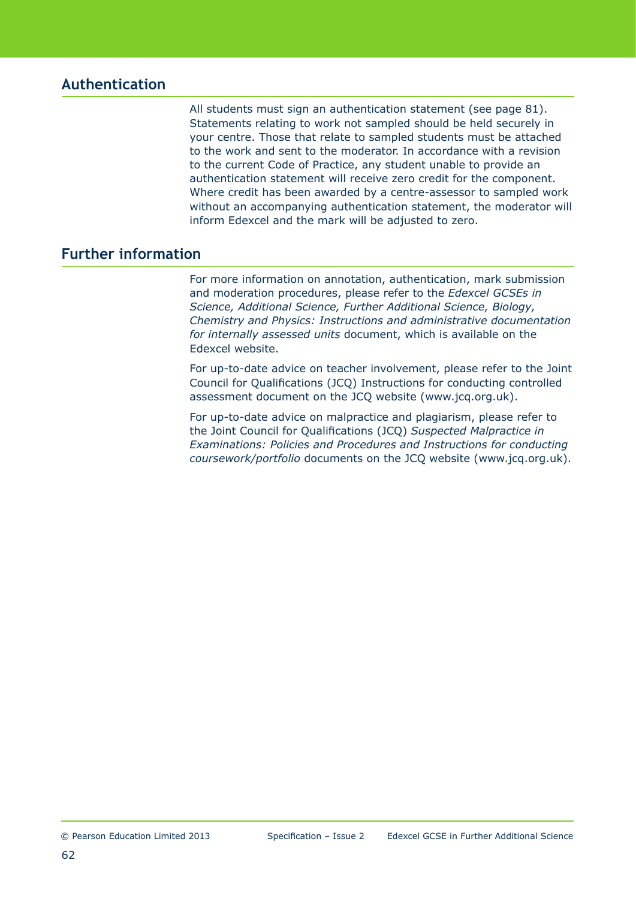## Authentication

All students must sign an authentication statement (see page 81). Statements relating to work not sampled should be held securely in your centre. Those that relate to sampled students must be attached to the work and sent to the moderator. In accordance with a revision to the current Code of Practice, any student unable to provide an authentication statement will receive zero credit for the component. Where credit has been awarded by a centre-assessor to sampled work without an accompanying authentication statement, the moderator will inform Edexcel and the mark will be adjusted to zero.

## Further information

For more information on annotation, authentication, mark submission and moderation procedures, please refer to the *Edexcel GCSEs in Science, Additional Science, Further Additional Science, Biology, Chemistry and Physics: Instructions and administrative documentation for internally assessed units* document, which is available on the Edexcel website.

For up-to-date advice on teacher involvement, please refer to the Joint Council for Qualifications (JCQ) Instructions for conducting controlled assessment document on the JCQ website (www.jcq.org.uk).

For up-to-date advice on malpractice and plagiarism, please refer to the Joint Council for Qualifications (JCQ) *Suspected Malpractice in Examinations: Policies and Procedures and Instructions for conducting coursework/portfolio* documents on the JCQ website (www.jcq.org.uk).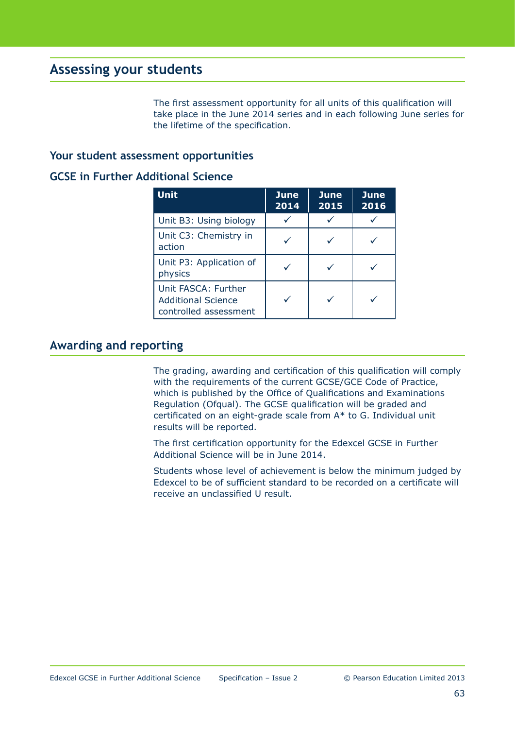## Assessing your students

The first assessment opportunity for all units of this qualification will take place in the June 2014 series and in each following June series for the lifetime of the specification.

### Your student assessment opportunities

### GCSE in Further Additional Science

| Unit | June 2014 | June 2015 | June 2016 |
|---|---|---|---|
| Unit B3: Using biology | ✓ | ✓ | ✓ |
| Unit C3: Chemistry in action | ✓ | ✓ | ✓ |
| Unit P3: Application of physics | ✓ | ✓ | ✓ |
| Unit FASCA: Further Additional Science controlled assessment | ✓ | ✓ | ✓ |

## Awarding and reporting

The grading, awarding and certification of this qualification will comply with the requirements of the current GCSE/GCE Code of Practice, which is published by the Office of Qualifications and Examinations Regulation (Ofqual). The GCSE qualification will be graded and certificated on an eight-grade scale from A* to G. Individual unit results will be reported.

The first certification opportunity for the Edexcel GCSE in Further Additional Science will be in June 2014.

Students whose level of achievement is below the minimum judged by Edexcel to be of sufficient standard to be recorded on a certificate will receive an unclassified U result.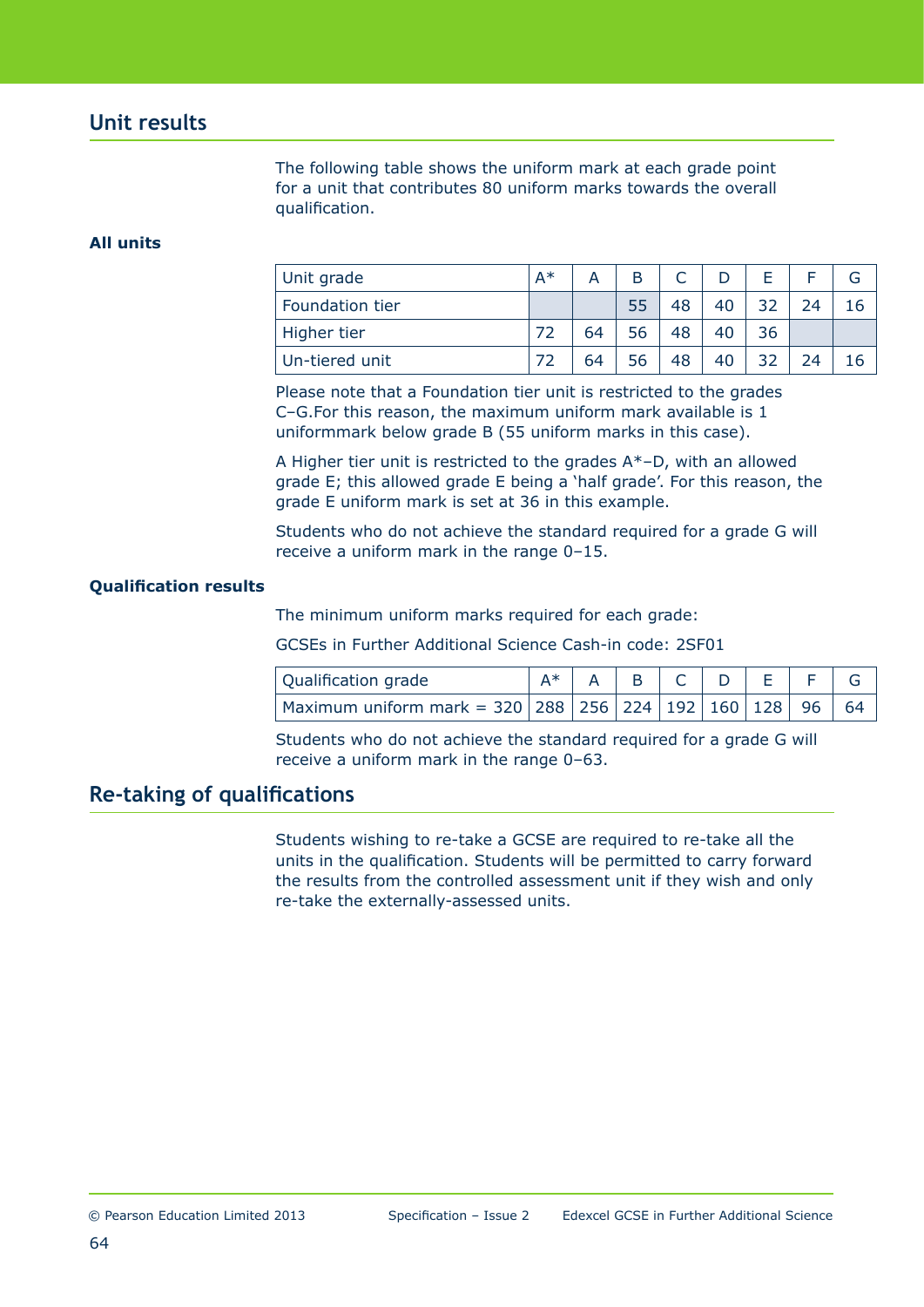## Unit results

The following table shows the uniform mark at each grade point for a unit that contributes 80 uniform marks towards the overall qualification.

**All units**

| Unit grade | A* | A | B | C | D | E | F | G |
|---|---|---|---|---|---|---|---|---|
| Foundation tier | | | 55 | 48 | 40 | 32 | 24 | 16 |
| Higher tier | 72 | 64 | 56 | 48 | 40 | 36 | | |
| Un-tiered unit | 72 | 64 | 56 | 48 | 40 | 32 | 24 | 16 |

Please note that a Foundation tier unit is restricted to the grades C–G.For this reason, the maximum uniform mark available is 1 uniformmark below grade B (55 uniform marks in this case).

A Higher tier unit is restricted to the grades A*–D, with an allowed grade E; this allowed grade E being a 'half grade'. For this reason, the grade E uniform mark is set at 36 in this example.

Students who do not achieve the standard required for a grade G will receive a uniform mark in the range 0–15.

**Qualification results**

The minimum uniform marks required for each grade:

GCSEs in Further Additional Science Cash-in code: 2SF01

| Qualification grade | A* | A | B | C | D | E | F | G |
|---|---|---|---|---|---|---|---|---|
| Maximum uniform mark = 320 | 288 | 256 | 224 | 192 | 160 | 128 | 96 | 64 |

Students who do not achieve the standard required for a grade G will receive a uniform mark in the range 0–63.

## Re-taking of qualifications

Students wishing to re-take a GCSE are required to re-take all the units in the qualification. Students will be permitted to carry forward the results from the controlled assessment unit if they wish and only re-take the externally-assessed units.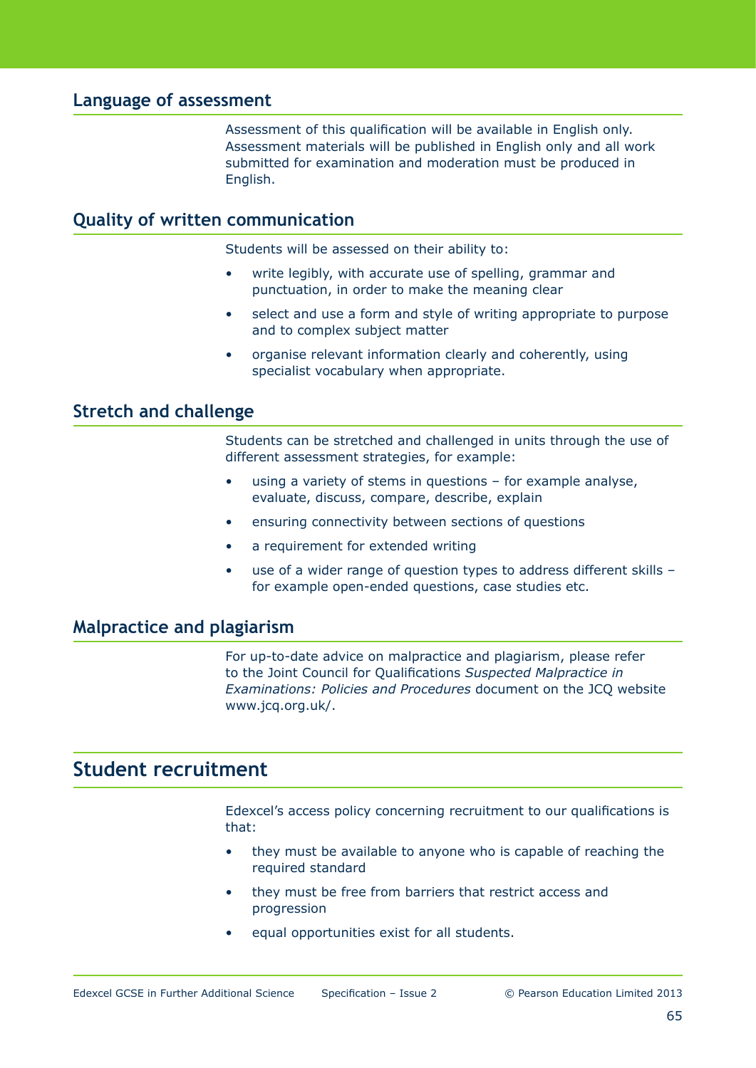### Language of assessment

Assessment of this qualification will be available in English only. Assessment materials will be published in English only and all work submitted for examination and moderation must be produced in English.

### Quality of written communication

Students will be assessed on their ability to:

- write legibly, with accurate use of spelling, grammar and punctuation, in order to make the meaning clear
- select and use a form and style of writing appropriate to purpose and to complex subject matter
- organise relevant information clearly and coherently, using specialist vocabulary when appropriate.

### Stretch and challenge

Students can be stretched and challenged in units through the use of different assessment strategies, for example:

- using a variety of stems in questions – for example analyse, evaluate, discuss, compare, describe, explain
- ensuring connectivity between sections of questions
- a requirement for extended writing
- use of a wider range of question types to address different skills – for example open-ended questions, case studies etc.

### Malpractice and plagiarism

For up-to-date advice on malpractice and plagiarism, please refer to the Joint Council for Qualifications *Suspected Malpractice in Examinations: Policies and Procedures* document on the JCQ website www.jcq.org.uk/.

## Student recruitment

Edexcel's access policy concerning recruitment to our qualifications is that:

- they must be available to anyone who is capable of reaching the required standard
- they must be free from barriers that restrict access and progression
- equal opportunities exist for all students.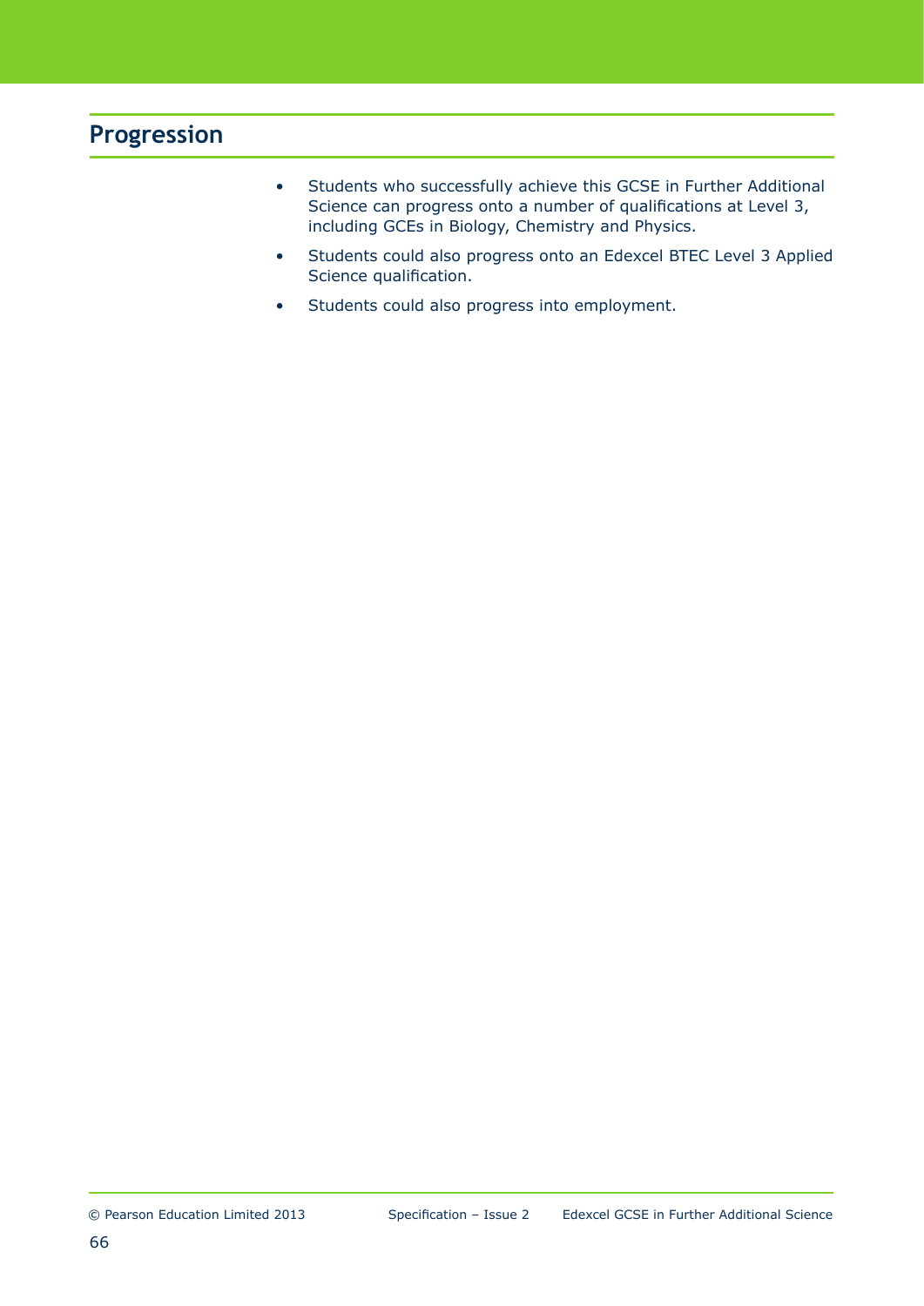## Progression

- Students who successfully achieve this GCSE in Further Additional Science can progress onto a number of qualifications at Level 3, including GCEs in Biology, Chemistry and Physics.
- Students could also progress onto an Edexcel BTEC Level 3 Applied Science qualification.
- Students could also progress into employment.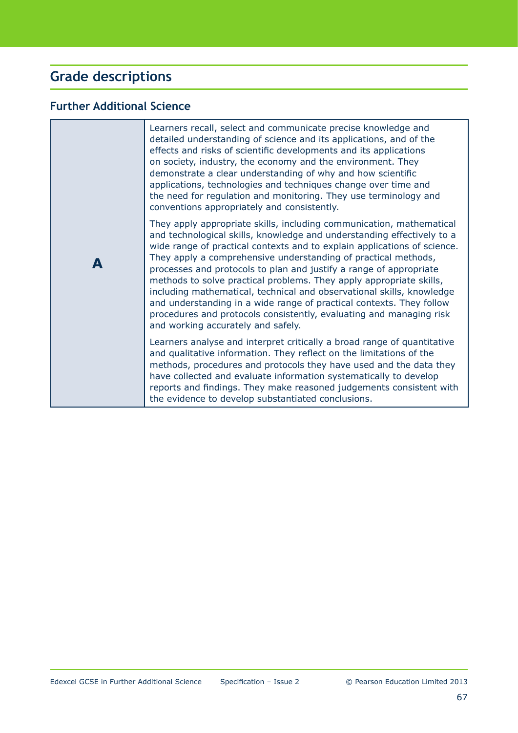# Grade descriptions

## Further Additional Science

| | |
|---|---|
| **A** | Learners recall, select and communicate precise knowledge and detailed understanding of science and its applications, and of the effects and risks of scientific developments and its applications on society, industry, the economy and the environment. They demonstrate a clear understanding of why and how scientific applications, technologies and techniques change over time and the need for regulation and monitoring. They use terminology and conventions appropriately and consistently.<br><br>They apply appropriate skills, including communication, mathematical and technological skills, knowledge and understanding effectively to a wide range of practical contexts and to explain applications of science. They apply a comprehensive understanding of practical methods, processes and protocols to plan and justify a range of appropriate methods to solve practical problems. They apply appropriate skills, including mathematical, technical and observational skills, knowledge and understanding in a wide range of practical contexts. They follow procedures and protocols consistently, evaluating and managing risk and working accurately and safely.<br><br>Learners analyse and interpret critically a broad range of quantitative and qualitative information. They reflect on the limitations of the methods, procedures and protocols they have used and the data they have collected and evaluate information systematically to develop reports and findings. They make reasoned judgements consistent with the evidence to develop substantiated conclusions. |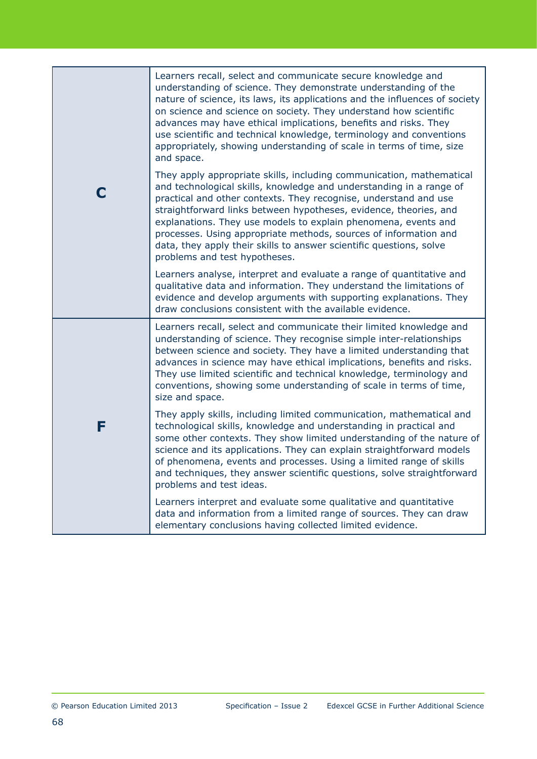| | |
|---|---|
| **C** | Learners recall, select and communicate secure knowledge and understanding of science. They demonstrate understanding of the nature of science, its laws, its applications and the influences of society on science and science on society. They understand how scientific advances may have ethical implications, benefits and risks. They use scientific and technical knowledge, terminology and conventions appropriately, showing understanding of scale in terms of time, size and space.<br><br>They apply appropriate skills, including communication, mathematical and technological skills, knowledge and understanding in a range of practical and other contexts. They recognise, understand and use straightforward links between hypotheses, evidence, theories, and explanations. They use models to explain phenomena, events and processes. Using appropriate methods, sources of information and data, they apply their skills to answer scientific questions, solve problems and test hypotheses.<br><br>Learners analyse, interpret and evaluate a range of quantitative and qualitative data and information. They understand the limitations of evidence and develop arguments with supporting explanations. They draw conclusions consistent with the available evidence. |
| **F** | Learners recall, select and communicate their limited knowledge and understanding of science. They recognise simple inter-relationships between science and society. They have a limited understanding that advances in science may have ethical implications, benefits and risks. They use limited scientific and technical knowledge, terminology and conventions, showing some understanding of scale in terms of time, size and space.<br><br>They apply skills, including limited communication, mathematical and technological skills, knowledge and understanding in practical and some other contexts. They show limited understanding of the nature of science and its applications. They can explain straightforward models of phenomena, events and processes. Using a limited range of skills and techniques, they answer scientific questions, solve straightforward problems and test ideas.<br><br>Learners interpret and evaluate some qualitative and quantitative data and information from a limited range of sources. They can draw elementary conclusions having collected limited evidence. |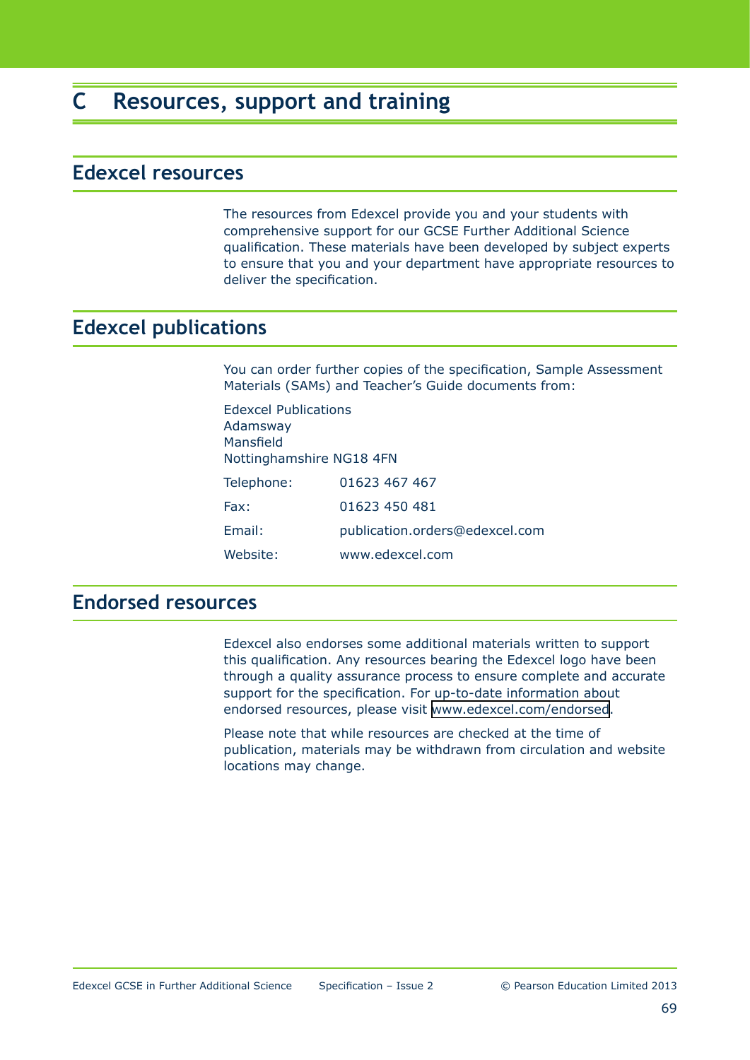# C Resources, support and training

## Edexcel resources

The resources from Edexcel provide you and your students with comprehensive support for our GCSE Further Additional Science qualification. These materials have been developed by subject experts to ensure that you and your department have appropriate resources to deliver the specification.

## Edexcel publications

You can order further copies of the specification, Sample Assessment Materials (SAMs) and Teacher's Guide documents from:

Edexcel Publications
Adamsway
Mansfield
Nottinghamshire NG18 4FN

| | |
|---|---|
| Telephone: | 01623 467 467 |
| Fax: | 01623 450 481 |
| Email: | publication.orders@edexcel.com |
| Website: | www.edexcel.com |

## Endorsed resources

Edexcel also endorses some additional materials written to support this qualification. Any resources bearing the Edexcel logo have been through a quality assurance process to ensure complete and accurate support for the specification. For up-to-date information about endorsed resources, please visit www.edexcel.com/endorsed.

Please note that while resources are checked at the time of publication, materials may be withdrawn from circulation and website locations may change.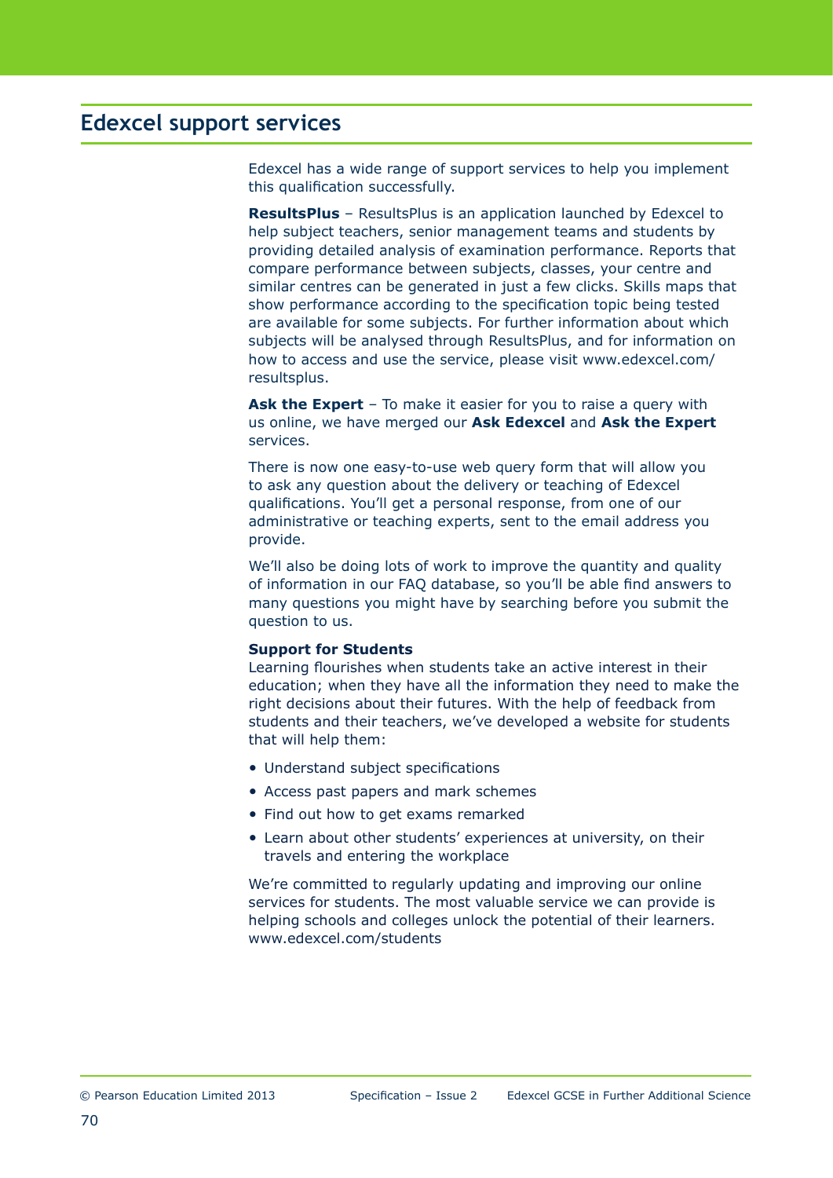## Edexcel support services

Edexcel has a wide range of support services to help you implement this qualification successfully.

**ResultsPlus** – ResultsPlus is an application launched by Edexcel to help subject teachers, senior management teams and students by providing detailed analysis of examination performance. Reports that compare performance between subjects, classes, your centre and similar centres can be generated in just a few clicks. Skills maps that show performance according to the specification topic being tested are available for some subjects. For further information about which subjects will be analysed through ResultsPlus, and for information on how to access and use the service, please visit www.edexcel.com/resultsplus.

**Ask the Expert** – To make it easier for you to raise a query with us online, we have merged our **Ask Edexcel** and **Ask the Expert** services.

There is now one easy-to-use web query form that will allow you to ask any question about the delivery or teaching of Edexcel qualifications. You'll get a personal response, from one of our administrative or teaching experts, sent to the email address you provide.

We'll also be doing lots of work to improve the quantity and quality of information in our FAQ database, so you'll be able find answers to many questions you might have by searching before you submit the question to us.

**Support for Students**
Learning flourishes when students take an active interest in their education; when they have all the information they need to make the right decisions about their futures. With the help of feedback from students and their teachers, we've developed a website for students that will help them:

- Understand subject specifications
- Access past papers and mark schemes
- Find out how to get exams remarked
- Learn about other students' experiences at university, on their travels and entering the workplace

We're committed to regularly updating and improving our online services for students. The most valuable service we can provide is helping schools and colleges unlock the potential of their learners.
www.edexcel.com/students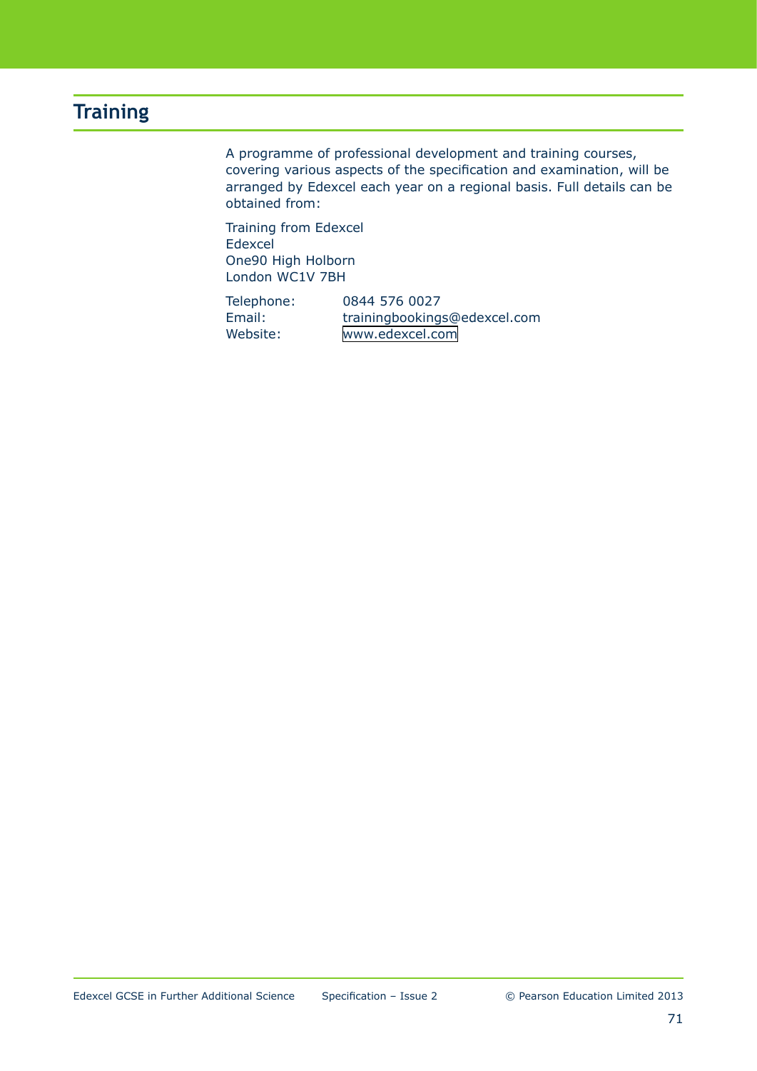## Training

A programme of professional development and training courses, covering various aspects of the specification and examination, will be arranged by Edexcel each year on a regional basis. Full details can be obtained from:

Training from Edexcel
Edexcel
One90 High Holborn
London WC1V 7BH

Telephone: 0844 576 0027
Email: trainingbookings@edexcel.com
Website: www.edexcel.com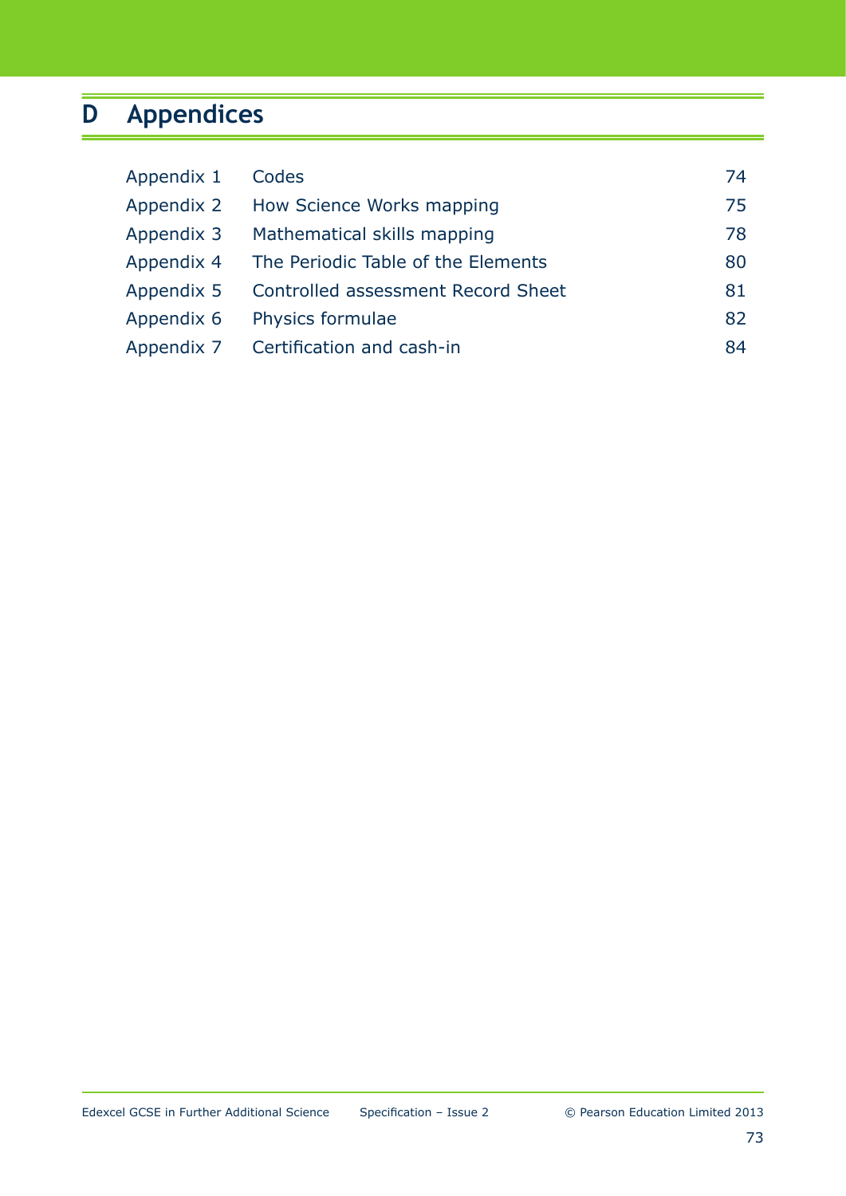# D Appendices

| | | |
|---|---|---|
| Appendix 1 | Codes | 74 |
| Appendix 2 | How Science Works mapping | 75 |
| Appendix 3 | Mathematical skills mapping | 78 |
| Appendix 4 | The Periodic Table of the Elements | 80 |
| Appendix 5 | Controlled assessment Record Sheet | 81 |
| Appendix 6 | Physics formulae | 82 |
| Appendix 7 | Certification and cash-in | 84 |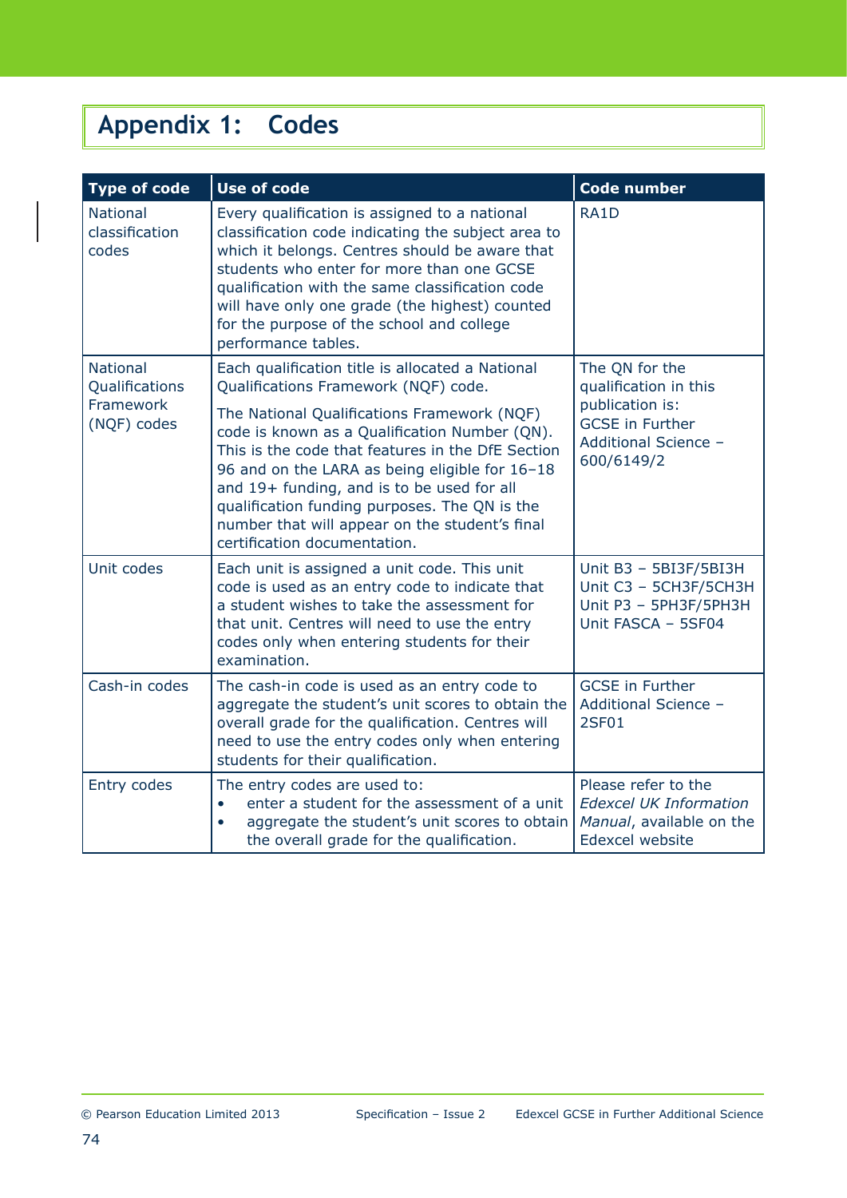# Appendix 1: Codes

| Type of code | Use of code | Code number |
|---|---|---|
| National classification codes | Every qualification is assigned to a national classification code indicating the subject area to which it belongs. Centres should be aware that students who enter for more than one GCSE qualification with the same classification code will have only one grade (the highest) counted for the purpose of the school and college performance tables. | RA1D |
| National Qualifications Framework (NQF) codes | Each qualification title is allocated a National Qualifications Framework (NQF) code.<br><br>The National Qualifications Framework (NQF) code is known as a Qualification Number (QN). This is the code that features in the DfE Section 96 and on the LARA as being eligible for 16–18 and 19+ funding, and is to be used for all qualification funding purposes. The QN is the number that will appear on the student's final certification documentation. | The QN for the qualification in this publication is:<br>GCSE in Further Additional Science – 600/6149/2 |
| Unit codes | Each unit is assigned a unit code. This unit code is used as an entry code to indicate that a student wishes to take the assessment for that unit. Centres will need to use the entry codes only when entering students for their examination. | Unit B3 – 5BI3F/5BI3H<br>Unit C3 – 5CH3F/5CH3H<br>Unit P3 – 5PH3F/5PH3H<br>Unit FASCA – 5SF04 |
| Cash-in codes | The cash-in code is used as an entry code to aggregate the student's unit scores to obtain the overall grade for the qualification. Centres will need to use the entry codes only when entering students for their qualification. | GCSE in Further Additional Science – 2SF01 |
| Entry codes | The entry codes are used to:<br>• enter a student for the assessment of a unit<br>• aggregate the student's unit scores to obtain the overall grade for the qualification. | Please refer to the *Edexcel UK Information Manual*, available on the Edexcel website |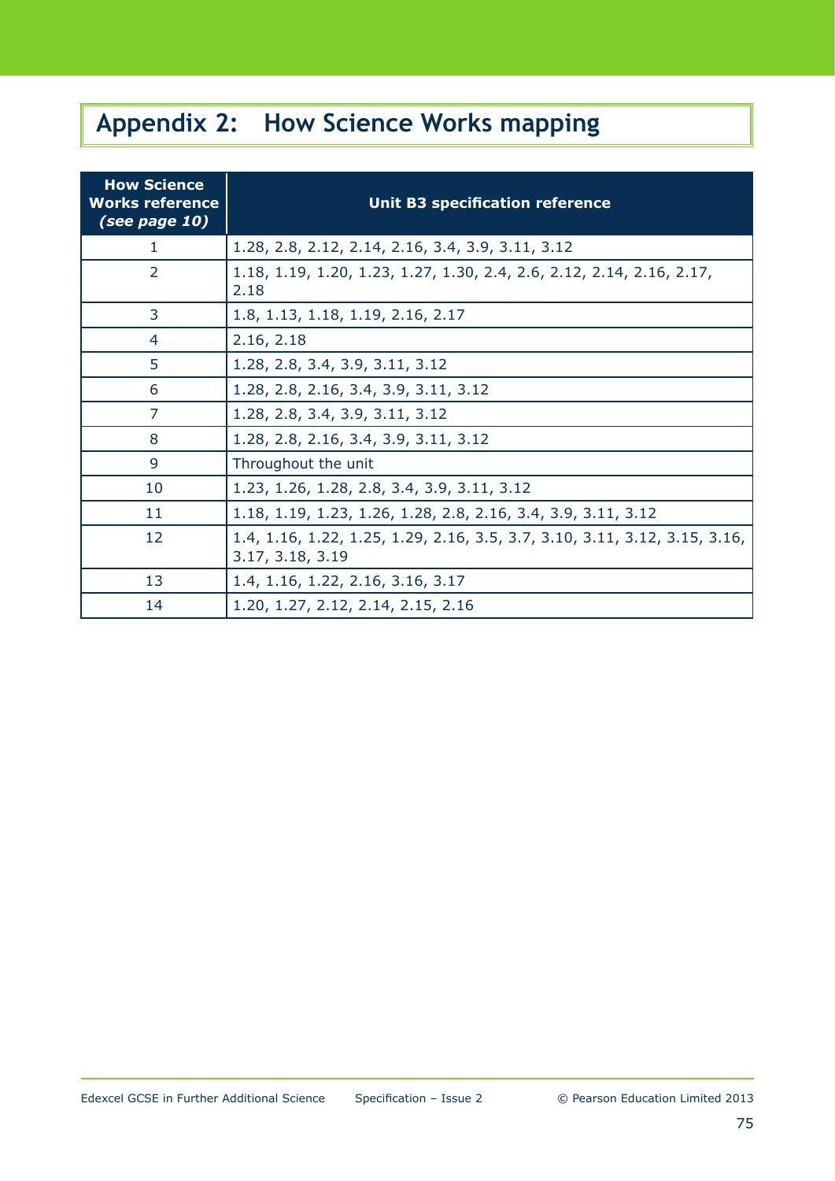# Appendix 2: How Science Works mapping

| How Science Works reference *(see page 10)* | Unit B3 specification reference |
|---|---|
| 1 | 1.28, 2.8, 2.12, 2.14, 2.16, 3.4, 3.9, 3.11, 3.12 |
| 2 | 1.18, 1.19, 1.20, 1.23, 1.27, 1.30, 2.4, 2.6, 2.12, 2.14, 2.16, 2.17, 2.18 |
| 3 | 1.8, 1.13, 1.18, 1.19, 2.16, 2.17 |
| 4 | 2.16, 2.18 |
| 5 | 1.28, 2.8, 3.4, 3.9, 3.11, 3.12 |
| 6 | 1.28, 2.8, 2.16, 3.4, 3.9, 3.11, 3.12 |
| 7 | 1.28, 2.8, 3.4, 3.9, 3.11, 3.12 |
| 8 | 1.28, 2.8, 2.16, 3.4, 3.9, 3.11, 3.12 |
| 9 | Throughout the unit |
| 10 | 1.23, 1.26, 1.28, 2.8, 3.4, 3.9, 3.11, 3.12 |
| 11 | 1.18, 1.19, 1.23, 1.26, 1.28, 2.8, 2.16, 3.4, 3.9, 3.11, 3.12 |
| 12 | 1.4, 1.16, 1.22, 1.25, 1.29, 2.16, 3.5, 3.7, 3.10, 3.11, 3.12, 3.15, 3.16, 3.17, 3.18, 3.19 |
| 13 | 1.4, 1.16, 1.22, 2.16, 3.16, 3.17 |
| 14 | 1.20, 1.27, 2.12, 2.14, 2.15, 2.16 |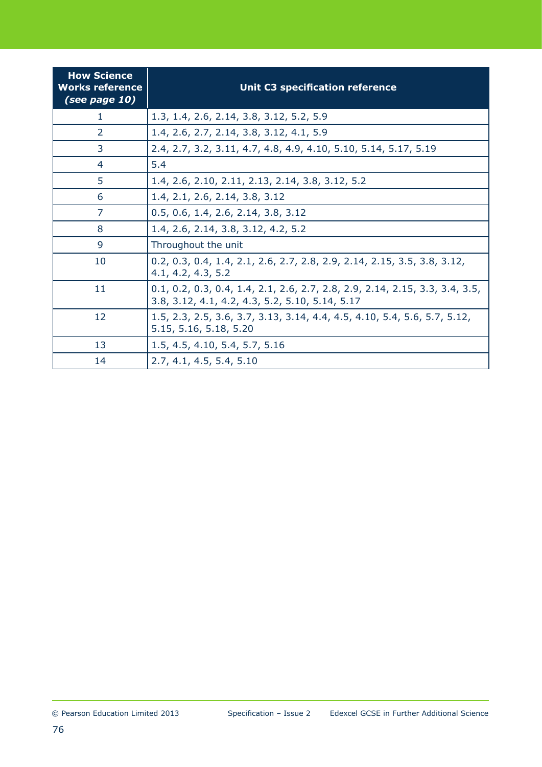| How Science Works reference *(see page 10)* | Unit C3 specification reference |
|---|---|
| 1 | 1.3, 1.4, 2.6, 2.14, 3.8, 3.12, 5.2, 5.9 |
| 2 | 1.4, 2.6, 2.7, 2.14, 3.8, 3.12, 4.1, 5.9 |
| 3 | 2.4, 2.7, 3.2, 3.11, 4.7, 4.8, 4.9, 4.10, 5.10, 5.14, 5.17, 5.19 |
| 4 | 5.4 |
| 5 | 1.4, 2.6, 2.10, 2.11, 2.13, 2.14, 3.8, 3.12, 5.2 |
| 6 | 1.4, 2.1, 2.6, 2.14, 3.8, 3.12 |
| 7 | 0.5, 0.6, 1.4, 2.6, 2.14, 3.8, 3.12 |
| 8 | 1.4, 2.6, 2.14, 3.8, 3.12, 4.2, 5.2 |
| 9 | Throughout the unit |
| 10 | 0.2, 0.3, 0.4, 1.4, 2.1, 2.6, 2.7, 2.8, 2.9, 2.14, 2.15, 3.5, 3.8, 3.12, 4.1, 4.2, 4.3, 5.2 |
| 11 | 0.1, 0.2, 0.3, 0.4, 1.4, 2.1, 2.6, 2.7, 2.8, 2.9, 2.14, 2.15, 3.3, 3.4, 3.5, 3.8, 3.12, 4.1, 4.2, 4.3, 5.2, 5.10, 5.14, 5.17 |
| 12 | 1.5, 2.3, 2.5, 3.6, 3.7, 3.13, 3.14, 4.4, 4.5, 4.10, 5.4, 5.6, 5.7, 5.12, 5.15, 5.16, 5.18, 5.20 |
| 13 | 1.5, 4.5, 4.10, 5.4, 5.7, 5.16 |
| 14 | 2.7, 4.1, 4.5, 5.4, 5.10 |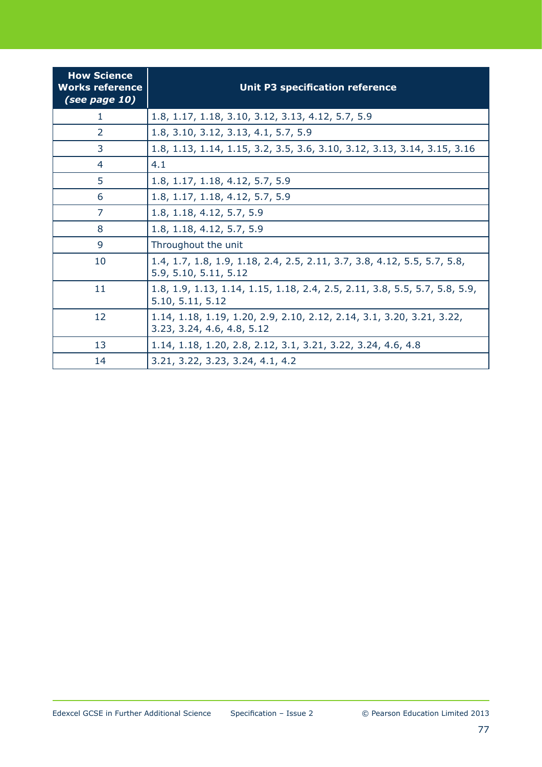| How Science Works reference *(see page 10)* | Unit P3 specification reference |
|---|---|
| 1 | 1.8, 1.17, 1.18, 3.10, 3.12, 3.13, 4.12, 5.7, 5.9 |
| 2 | 1.8, 3.10, 3.12, 3.13, 4.1, 5.7, 5.9 |
| 3 | 1.8, 1.13, 1.14, 1.15, 3.2, 3.5, 3.6, 3.10, 3.12, 3.13, 3.14, 3.15, 3.16 |
| 4 | 4.1 |
| 5 | 1.8, 1.17, 1.18, 4.12, 5.7, 5.9 |
| 6 | 1.8, 1.17, 1.18, 4.12, 5.7, 5.9 |
| 7 | 1.8, 1.18, 4.12, 5.7, 5.9 |
| 8 | 1.8, 1.18, 4.12, 5.7, 5.9 |
| 9 | Throughout the unit |
| 10 | 1.4, 1.7, 1.8, 1.9, 1.18, 2.4, 2.5, 2.11, 3.7, 3.8, 4.12, 5.5, 5.7, 5.8, 5.9, 5.10, 5.11, 5.12 |
| 11 | 1.8, 1.9, 1.13, 1.14, 1.15, 1.18, 2.4, 2.5, 2.11, 3.8, 5.5, 5.7, 5.8, 5.9, 5.10, 5.11, 5.12 |
| 12 | 1.14, 1.18, 1.19, 1.20, 2.9, 2.10, 2.12, 2.14, 3.1, 3.20, 3.21, 3.22, 3.23, 3.24, 4.6, 4.8, 5.12 |
| 13 | 1.14, 1.18, 1.20, 2.8, 2.12, 3.1, 3.21, 3.22, 3.24, 4.6, 4.8 |
| 14 | 3.21, 3.22, 3.23, 3.24, 4.1, 4.2 |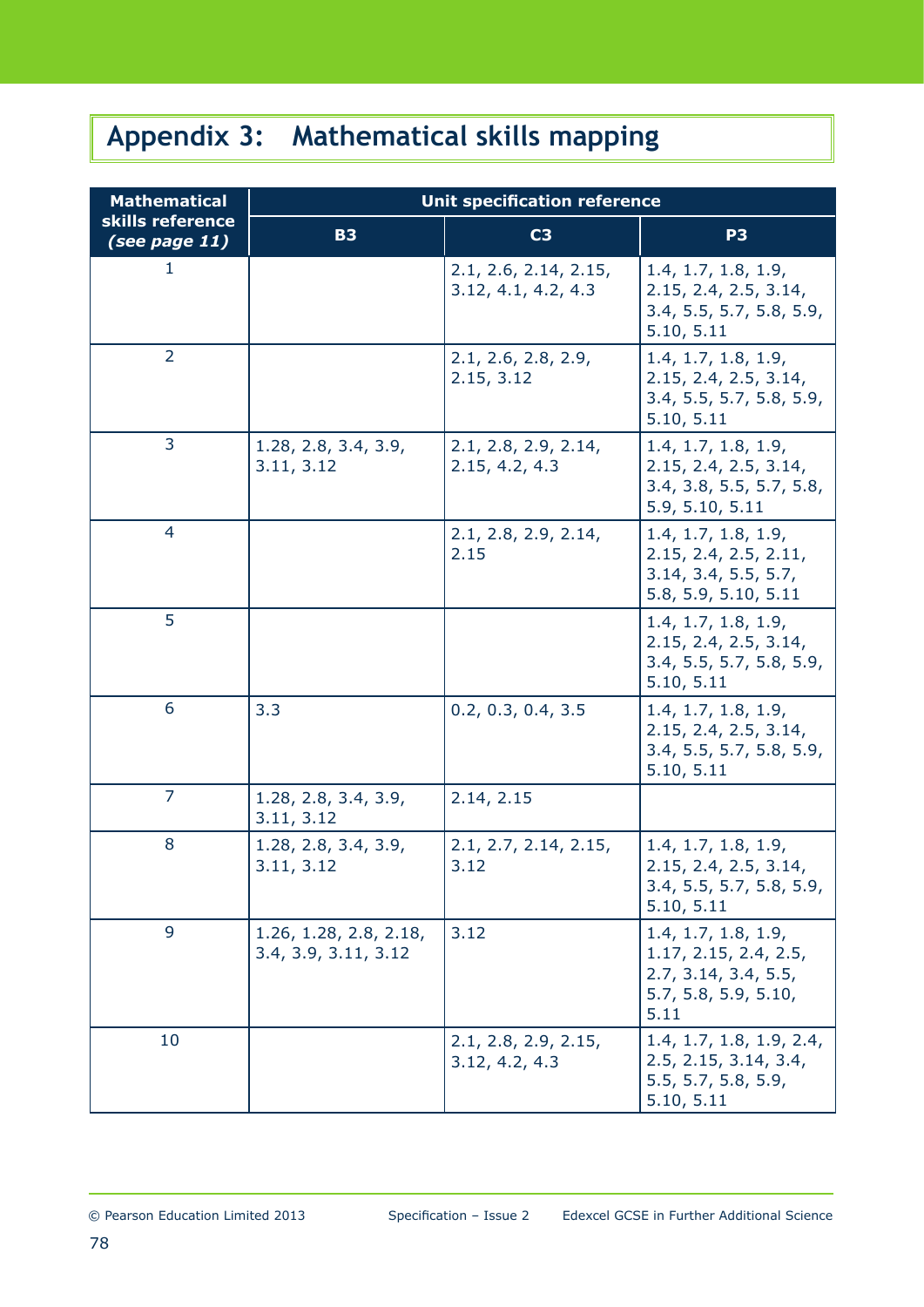# Appendix 3: Mathematical skills mapping

| Mathematical skills reference *(see page 11)* | Unit specification reference | | |
|---|---|---|---|
| | **B3** | **C3** | **P3** |
| 1 | | 2.1, 2.6, 2.14, 2.15, 3.12, 4.1, 4.2, 4.3 | 1.4, 1.7, 1.8, 1.9, 2.15, 2.4, 2.5, 3.14, 3.4, 5.5, 5.7, 5.8, 5.9, 5.10, 5.11 |
| 2 | | 2.1, 2.6, 2.8, 2.9, 2.15, 3.12 | 1.4, 1.7, 1.8, 1.9, 2.15, 2.4, 2.5, 3.14, 3.4, 5.5, 5.7, 5.8, 5.9, 5.10, 5.11 |
| 3 | 1.28, 2.8, 3.4, 3.9, 3.11, 3.12 | 2.1, 2.8, 2.9, 2.14, 2.15, 4.2, 4.3 | 1.4, 1.7, 1.8, 1.9, 2.15, 2.4, 2.5, 3.14, 3.4, 3.8, 5.5, 5.7, 5.8, 5.9, 5.10, 5.11 |
| 4 | | 2.1, 2.8, 2.9, 2.14, 2.15 | 1.4, 1.7, 1.8, 1.9, 2.15, 2.4, 2.5, 2.11, 3.14, 3.4, 5.5, 5.7, 5.8, 5.9, 5.10, 5.11 |
| 5 | | | 1.4, 1.7, 1.8, 1.9, 2.15, 2.4, 2.5, 3.14, 3.4, 5.5, 5.7, 5.8, 5.9, 5.10, 5.11 |
| 6 | 3.3 | 0.2, 0.3, 0.4, 3.5 | 1.4, 1.7, 1.8, 1.9, 2.15, 2.4, 2.5, 3.14, 3.4, 5.5, 5.7, 5.8, 5.9, 5.10, 5.11 |
| 7 | 1.28, 2.8, 3.4, 3.9, 3.11, 3.12 | 2.14, 2.15 | |
| 8 | 1.28, 2.8, 3.4, 3.9, 3.11, 3.12 | 2.1, 2.7, 2.14, 2.15, 3.12 | 1.4, 1.7, 1.8, 1.9, 2.15, 2.4, 2.5, 3.14, 3.4, 5.5, 5.7, 5.8, 5.9, 5.10, 5.11 |
| 9 | 1.26, 1.28, 2.8, 2.18, 3.4, 3.9, 3.11, 3.12 | 3.12 | 1.4, 1.7, 1.8, 1.9, 1.17, 2.15, 2.4, 2.5, 2.7, 3.14, 3.4, 5.5, 5.7, 5.8, 5.9, 5.10, 5.11 |
| 10 | | 2.1, 2.8, 2.9, 2.15, 3.12, 4.2, 4.3 | 1.4, 1.7, 1.8, 1.9, 2.4, 2.5, 2.15, 3.14, 3.4, 5.5, 5.7, 5.8, 5.9, 5.10, 5.11 |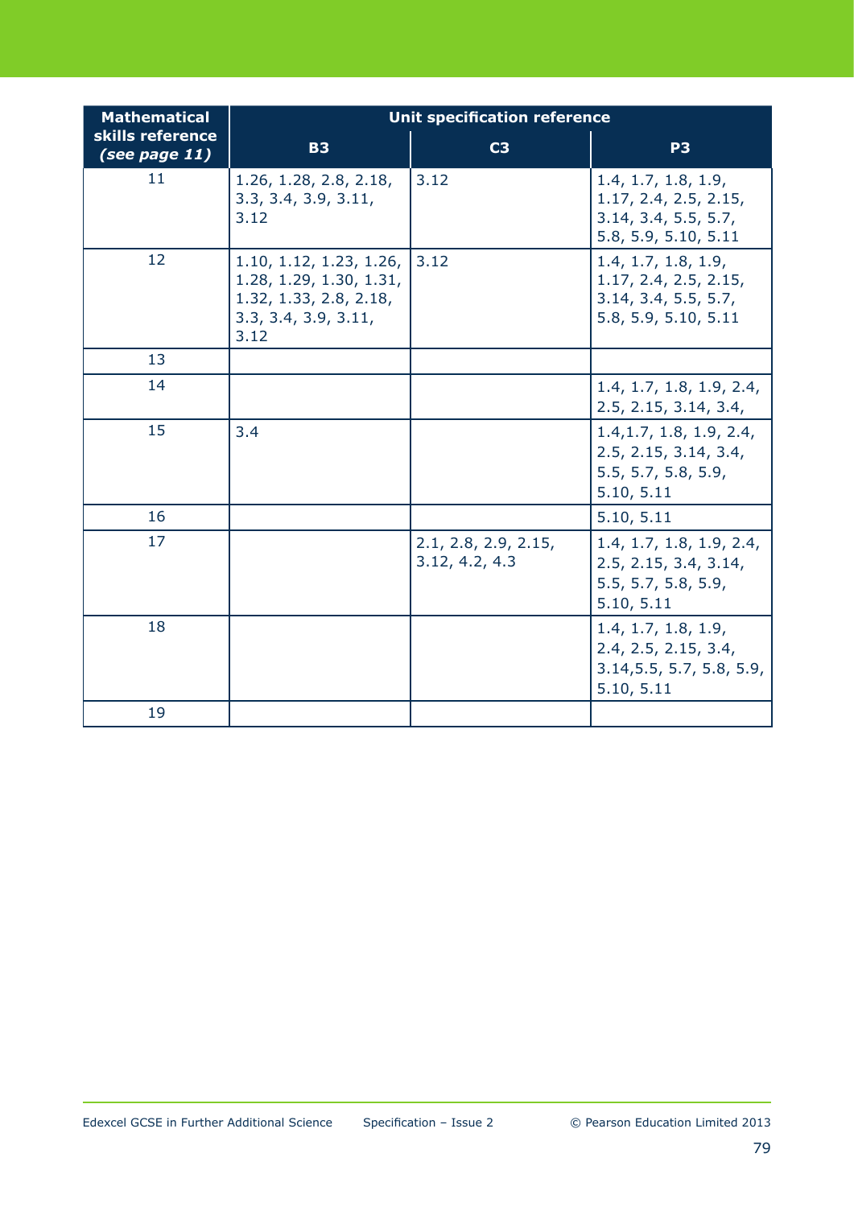| Mathematical skills reference *(see page 11)* | Unit specification reference | | |
|---|---|---|---|
| | **B3** | **C3** | **P3** |
| 11 | 1.26, 1.28, 2.8, 2.18, 3.3, 3.4, 3.9, 3.11, 3.12 | 3.12 | 1.4, 1.7, 1.8, 1.9, 1.17, 2.4, 2.5, 2.15, 3.14, 3.4, 5.5, 5.7, 5.8, 5.9, 5.10, 5.11 |
| 12 | 1.10, 1.12, 1.23, 1.26, 1.28, 1.29, 1.30, 1.31, 1.32, 1.33, 2.8, 2.18, 3.3, 3.4, 3.9, 3.11, 3.12 | 3.12 | 1.4, 1.7, 1.8, 1.9, 1.17, 2.4, 2.5, 2.15, 3.14, 3.4, 5.5, 5.7, 5.8, 5.9, 5.10, 5.11 |
| 13 | | | |
| 14 | | | 1.4, 1.7, 1.8, 1.9, 2.4, 2.5, 2.15, 3.14, 3.4, |
| 15 | 3.4 | | 1.4,1.7, 1.8, 1.9, 2.4, 2.5, 2.15, 3.14, 3.4, 5.5, 5.7, 5.8, 5.9, 5.10, 5.11 |
| 16 | | | 5.10, 5.11 |
| 17 | | 2.1, 2.8, 2.9, 2.15, 3.12, 4.2, 4.3 | 1.4, 1.7, 1.8, 1.9, 2.4, 2.5, 2.15, 3.4, 3.14, 5.5, 5.7, 5.8, 5.9, 5.10, 5.11 |
| 18 | | | 1.4, 1.7, 1.8, 1.9, 2.4, 2.5, 2.15, 3.4, 3.14,5.5, 5.7, 5.8, 5.9, 5.10, 5.11 |
| 19 | | | |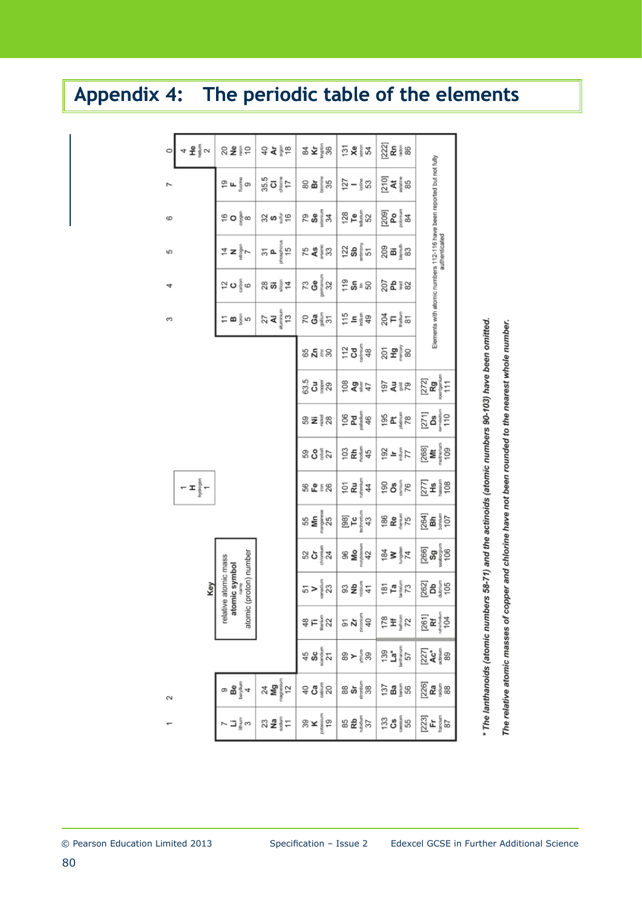# Appendix 4: The periodic table of the elements

| 1 | 2 | | | | | | | | | | | 3 | 4 | 5 | 6 | 7 | 0 |
|---|---|---|---|---|---|---|---|---|---|---|---|---|---|---|---|---|---|
| | | | | | | | 1 **H** hydrogen 1 | | | | | | | | | | 4 **He** helium 2 |
| 7 **Li** lithium 3 | 9 **Be** beryllium 4 | | | | | | | | | | | 11 **B** boron 5 | 12 **C** carbon 6 | 14 **N** nitrogen 7 | 16 **O** oxygen 8 | 19 **F** fluorine 9 | 20 **Ne** neon 10 |
| 23 **Na** sodium 11 | 24 **Mg** magnesium 12 | | | | | | | | | | | 27 **Al** aluminium 13 | 28 **Si** silicon 14 | 31 **P** phosphorus 15 | 32 **S** sulfur 16 | 35.5 **Cl** chlorine 17 | 40 **Ar** argon 18 |
| 39 **K** potassium 19 | 40 **Ca** calcium 20 | 45 **Sc** scandium 21 | 48 **Ti** titanium 22 | 51 **V** vanadium 23 | 52 **Cr** chromium 24 | 55 **Mn** manganese 25 | 56 **Fe** iron 26 | 59 **Co** cobalt 27 | 59 **Ni** nickel 28 | 63.5 **Cu** copper 29 | 65 **Zn** zinc 30 | 70 **Ga** gallium 31 | 73 **Ge** germanium 32 | 75 **As** arsenic 33 | 79 **Se** selenium 34 | 80 **Br** bromine 35 | 84 **Kr** krypton 36 |
| 85 **Rb** rubidium 37 | 88 **Sr** strontium 38 | 89 **Y** yttrium 39 | 91 **Zr** zirconium 40 | 93 **Nb** niobium 41 | 96 **Mo** molybdenum 42 | [98] **Tc** technetium 43 | 101 **Ru** ruthenium 44 | 103 **Rh** rhodium 45 | 106 **Pd** palladium 46 | 108 **Ag** silver 47 | 112 **Cd** cadmium 48 | 115 **In** indium 49 | 119 **Sn** tin 50 | 122 **Sb** antimony 51 | 128 **Te** tellurium 52 | 127 **I** iodine 53 | 131 **Xe** xenon 54 |
| 133 **Cs** caesium 55 | 137 **Ba** barium 56 | 139 **La*** lanthanum 57 | 178 **Hf** hafnium 72 | 181 **Ta** tantalum 73 | 184 **W** tungsten 74 | 186 **Re** rhenium 75 | 190 **Os** osmium 76 | 192 **Ir** iridium 77 | 195 **Pt** platinum 78 | 197 **Au** gold 79 | 201 **Hg** mercury 80 | 204 **Tl** thallium 81 | 207 **Pb** lead 82 | 209 **Bi** bismuth 83 | [209] **Po** polonium 84 | [210] **At** astatine 85 | [222] **Rn** radon 86 |
| [223] **Fr** francium 87 | [226] **Ra** radium 88 | [227] **Ac*** actinium 89 | [261] **Rf** rutherfordium 104 | [262] **Db** dubnium 105 | [266] **Sg** seaborgium 106 | [264] **Bh** bohrium 107 | [277] **Hs** hassium 108 | [268] **Mt** meitnerium 109 | [271] **Ds** darmstadtium 110 | [272] **Rg** roentgenium 111 | Elements with atomic numbers 112-116 have been reported but not fully authenticated | | | | | | |

**Key**

relative atomic mass
**atomic symbol**
name
atomic (proton) number

*\* The lanthanoids (atomic numbers 58-71) and the actinoids (atomic numbers 90-103) have been omitted.*

*The relative atomic masses of copper and chlorine have not been rounded to the nearest whole number.*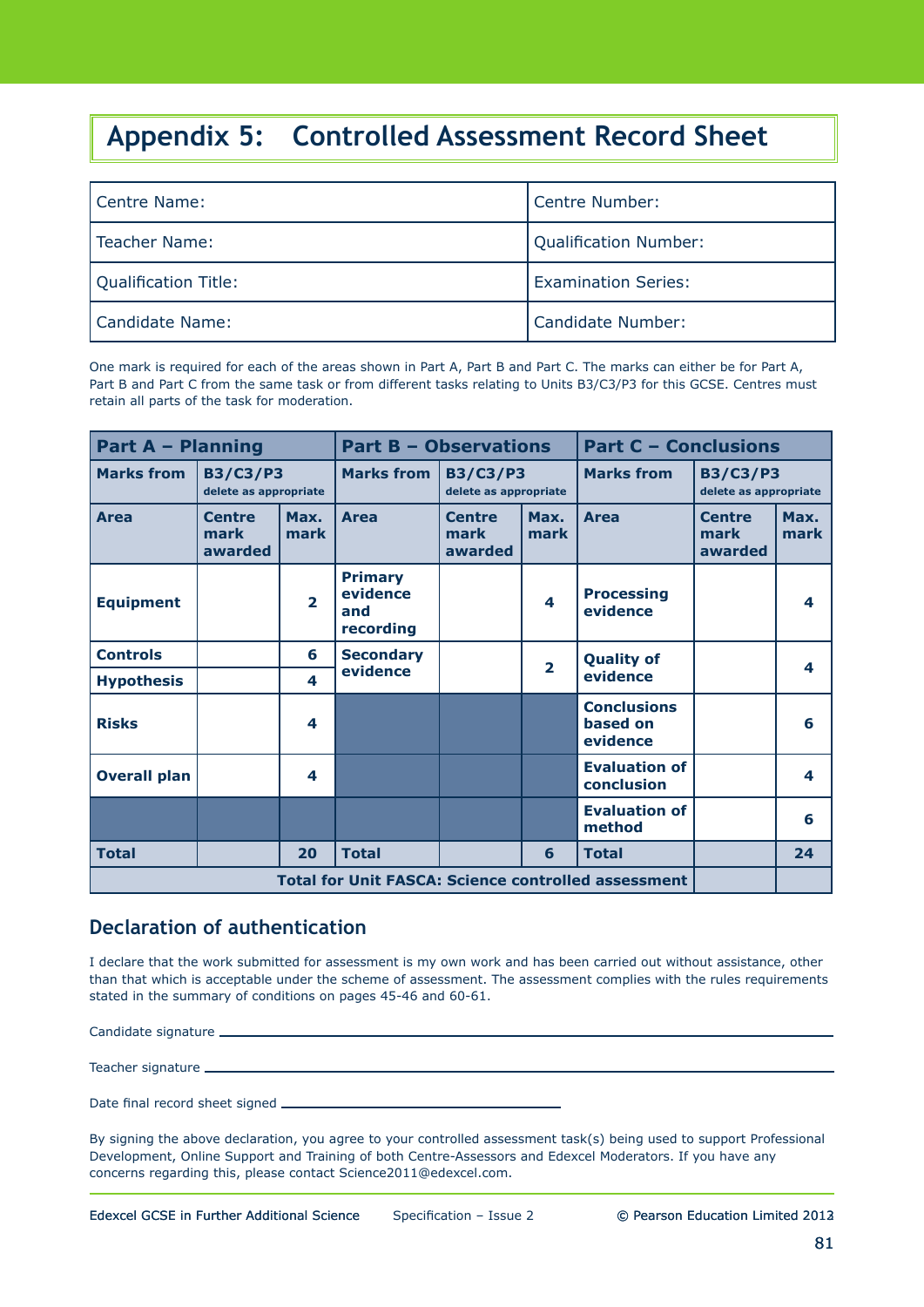# Appendix 5: Controlled Assessment Record Sheet

| Centre Name: | Centre Number: |
|---|---|
| Teacher Name: | Qualification Number: |
| Qualification Title: | Examination Series: |
| Candidate Name: | Candidate Number: |

One mark is required for each of the areas shown in Part A, Part B and Part C. The marks can either be for Part A, Part B and Part C from the same task or from different tasks relating to Units B3/C3/P3 for this GCSE. Centres must retain all parts of the task for moderation.

| **Part A – Planning** | | | **Part B – Observations** | | | **Part C – Conclusions** | | |
|---|---|---|---|---|---|---|---|---|
| **Marks from** | **B3/C3/P3** delete as appropriate | | **Marks from** | **B3/C3/P3** delete as appropriate | | **Marks from** | **B3/C3/P3** delete as appropriate | |
| **Area** | **Centre mark awarded** | **Max. mark** | **Area** | **Centre mark awarded** | **Max. mark** | **Area** | **Centre mark awarded** | **Max. mark** |
| **Equipment** | | **2** | **Primary evidence and recording** | | **4** | **Processing evidence** | | **4** |
| **Controls** | | **6** | **Secondary evidence** | | **2** | **Quality of evidence** | | **4** |
| **Hypothesis** | | **4** | | | | | | |
| **Risks** | | **4** | | | | **Conclusions based on evidence** | | **6** |
| **Overall plan** | | **4** | | | | **Evaluation of conclusion** | | **4** |
| | | | | | | **Evaluation of method** | | **6** |
| **Total** | | **20** | **Total** | | **6** | **Total** | | **24** |
| **Total for Unit FASCA: Science controlled assessment** | | | | | | | | |

## Declaration of authentication

I declare that the work submitted for assessment is my own work and has been carried out without assistance, other than that which is acceptable under the scheme of assessment. The assessment complies with the rules requirements stated in the summary of conditions on pages 45-46 and 60-61.

Candidate signature ________________________________________________

Teacher signature ________________________________________________

Date final record sheet signed ______________________________

By signing the above declaration, you agree to your controlled assessment task(s) being used to support Professional Development, Online Support and Training of both Centre-Assessors and Edexcel Moderators. If you have any concerns regarding this, please contact Science2011@edexcel.com.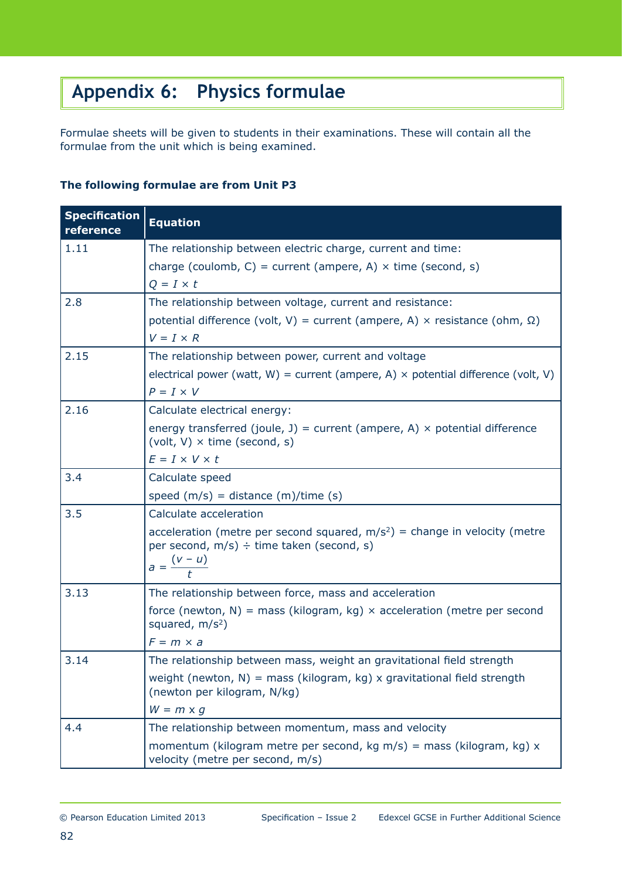# Appendix 6: Physics formulae

Formulae sheets will be given to students in their examinations. These will contain all the formulae from the unit which is being examined.

**The following formulae are from Unit P3**

| Specification reference | Equation |
|---|---|
| 1.11 | The relationship between electric charge, current and time:<br>charge (coulomb, C) = current (ampere, A) × time (second, s)<br>$Q = I \times t$ |
| 2.8 | The relationship between voltage, current and resistance:<br>potential difference (volt, V) = current (ampere, A) × resistance (ohm, Ω)<br>$V = I \times R$ |
| 2.15 | The relationship between power, current and voltage<br>electrical power (watt, W) = current (ampere, A) × potential difference (volt, V)<br>$P = I \times V$ |
| 2.16 | Calculate electrical energy:<br>energy transferred (joule, J) = current (ampere, A) × potential difference (volt, V) × time (second, s)<br>$E = I \times V \times t$ |
| 3.4 | Calculate speed<br>speed (m/s) = distance (m)/time (s) |
| 3.5 | Calculate acceleration<br>acceleration (metre per second squared, m/s$^2$) = change in velocity (metre per second, m/s) ÷ time taken (second, s)<br>$a = \frac{(v - u)}{t}$ |
| 3.13 | The relationship between force, mass and acceleration<br>force (newton, N) = mass (kilogram, kg) × acceleration (metre per second squared, m/s$^2$)<br>$F = m \times a$ |
| 3.14 | The relationship between mass, weight an gravitational field strength<br>weight (newton, N) = mass (kilogram, kg) x gravitational field strength (newton per kilogram, N/kg)<br>$W = m \times g$ |
| 4.4 | The relationship between momentum, mass and velocity<br>momentum (kilogram metre per second, kg m/s) = mass (kilogram, kg) x velocity (metre per second, m/s) |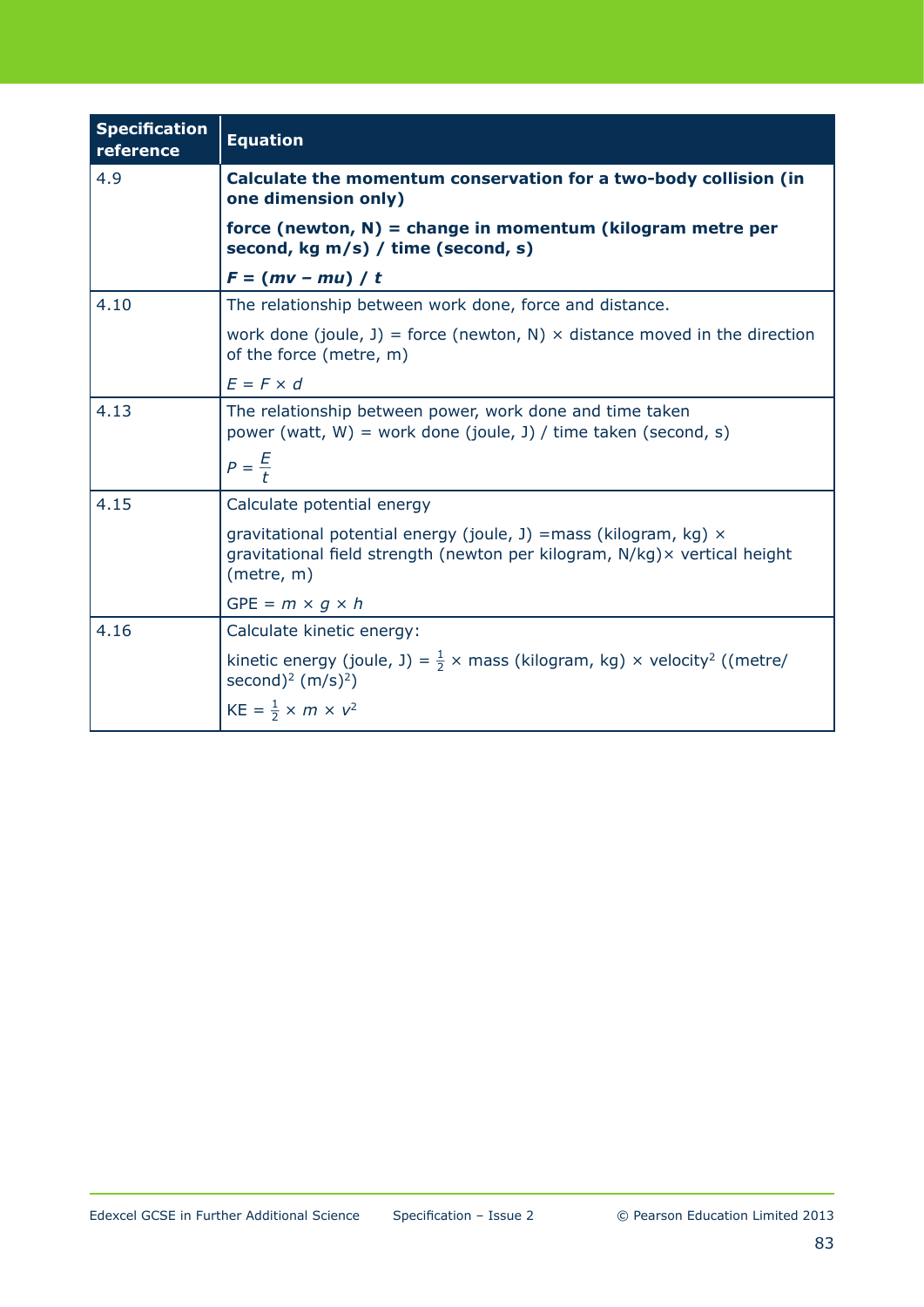| Specification reference | Equation |
| --- | --- |
| 4.9 | **Calculate the momentum conservation for a two-body collision (in one dimension only)**<br><br>**force (newton, N) = change in momentum (kilogram metre per second, kg m/s) / time (second, s)**<br><br>$\boldsymbol{F = (mv - mu) / t}$ |
| 4.10 | The relationship between work done, force and distance.<br><br>work done (joule, J) = force (newton, N) × distance moved in the direction of the force (metre, m)<br><br>$E = F \times d$ |
| 4.13 | The relationship between power, work done and time taken<br>power (watt, W) = work done (joule, J) / time taken (second, s)<br><br>$P = \frac{E}{t}$ |
| 4.15 | Calculate potential energy<br><br>gravitational potential energy (joule, J) =mass (kilogram, kg) × gravitational field strength (newton per kilogram, N/kg)× vertical height (metre, m)<br><br>GPE = $m \times g \times h$ |
| 4.16 | Calculate kinetic energy:<br><br>kinetic energy (joule, J) = $\frac{1}{2}$ × mass (kilogram, kg) × velocity$^2$ ((metre/second)$^2$ (m/s)$^2$)<br><br>KE = $\frac{1}{2} \times m \times v^2$ |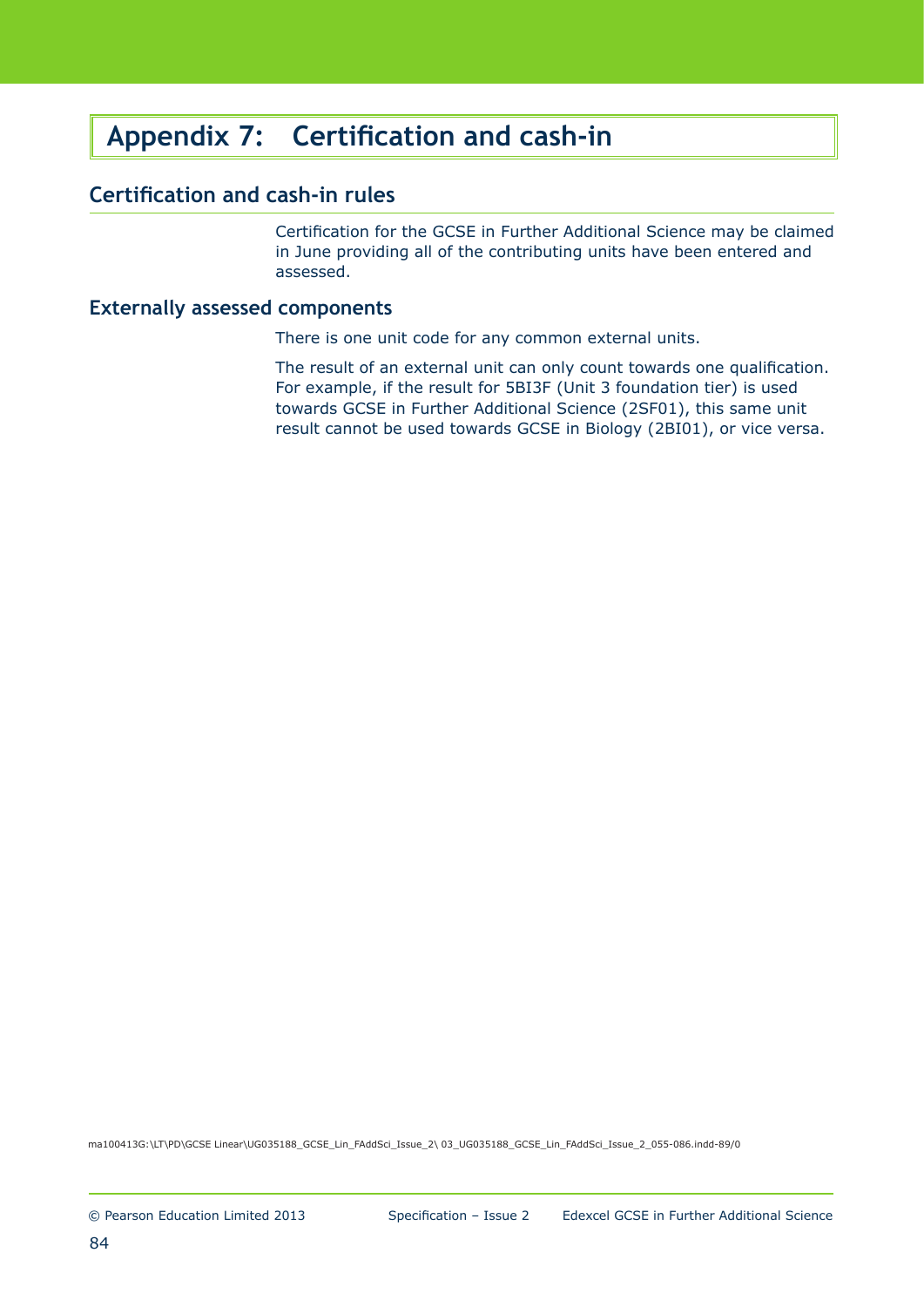# Appendix 7: Certification and cash-in

## Certification and cash-in rules

Certification for the GCSE in Further Additional Science may be claimed in June providing all of the contributing units have been entered and assessed.

## Externally assessed components

There is one unit code for any common external units.

The result of an external unit can only count towards one qualification. For example, if the result for 5BI3F (Unit 3 foundation tier) is used towards GCSE in Further Additional Science (2SF01), this same unit result cannot be used towards GCSE in Biology (2BI01), or vice versa.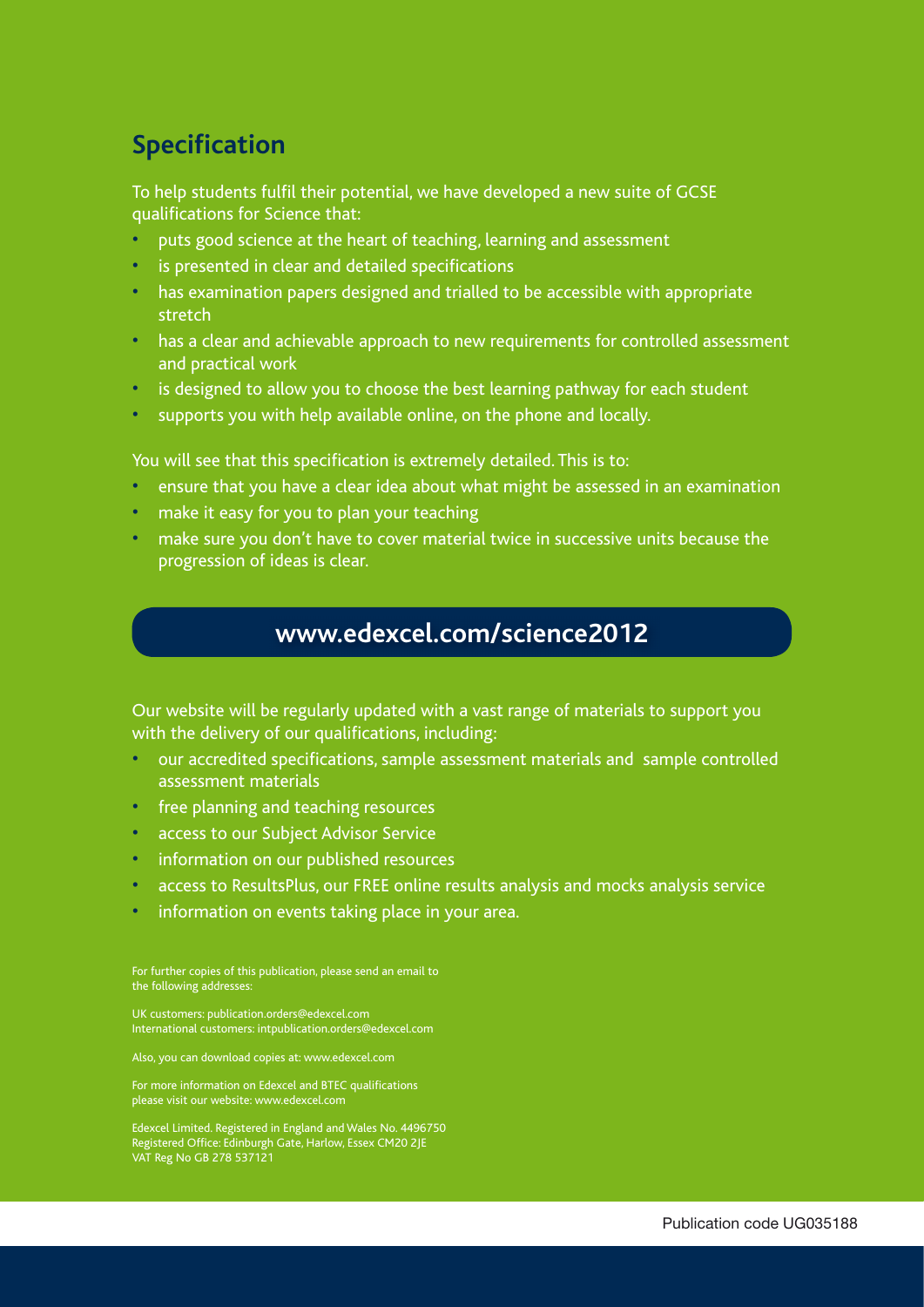## Specification

To help students fulfil their potential, we have developed a new suite of GCSE qualifications for Science that:

- puts good science at the heart of teaching, learning and assessment
- is presented in clear and detailed specifications
- has examination papers designed and trialled to be accessible with appropriate stretch
- has a clear and achievable approach to new requirements for controlled assessment and practical work
- is designed to allow you to choose the best learning pathway for each student
- supports you with help available online, on the phone and locally.

You will see that this specification is extremely detailed. This is to:

- ensure that you have a clear idea about what might be assessed in an examination
- make it easy for you to plan your teaching
- make sure you don't have to cover material twice in successive units because the progression of ideas is clear.

**www.edexcel.com/science2012**

Our website will be regularly updated with a vast range of materials to support you with the delivery of our qualifications, including:

- our accredited specifications, sample assessment materials and sample controlled assessment materials
- free planning and teaching resources
- access to our Subject Advisor Service
- information on our published resources
- access to ResultsPlus, our FREE online results analysis and mocks analysis service
- information on events taking place in your area.

For further copies of this publication, please send an email to the following addresses:

UK customers: publication.orders@edexcel.com
International customers: intpublication.orders@edexcel.com

Also, you can download copies at: www.edexcel.com

For more information on Edexcel and BTEC qualifications please visit our website: www.edexcel.com

Edexcel Limited. Registered in England and Wales No. 4496750
Registered Office: Edinburgh Gate, Harlow, Essex CM20 2JE
VAT Reg No GB 278 537121

Publication code UG035188